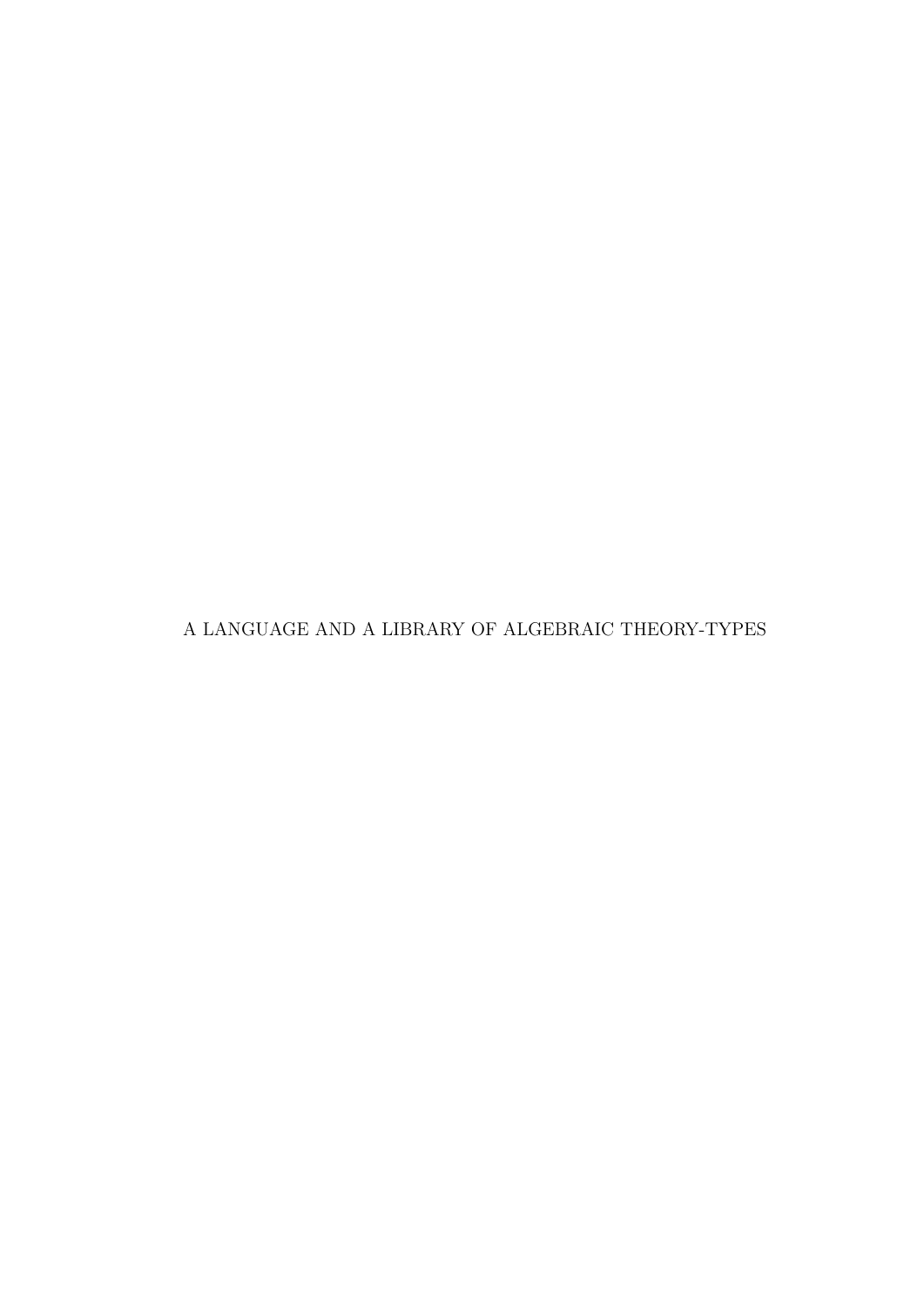# A LANGUAGE AND A LIBRARY OF ALGEBRAIC THEORY-TYPES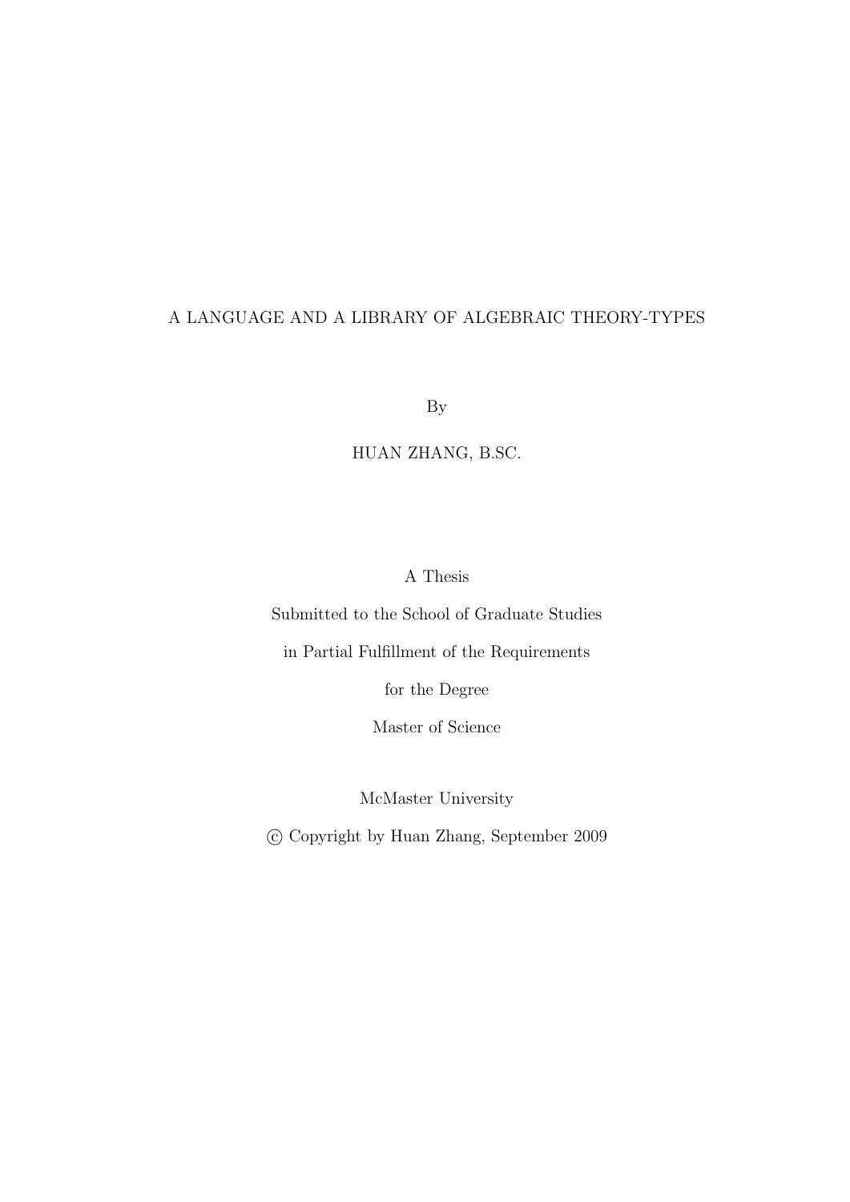A LANGUAGE AND A LIBRARY OF ALGEBRAIC THEORY-TYPES

By

HUAN ZHANG, B.SC.

A Thesis

Submitted to the School of Graduate Studies

in Partial Fulfillment of the Requirements

for the Degree

Master of Science

McMaster University

© Copyright by Huan Zhang, September 2009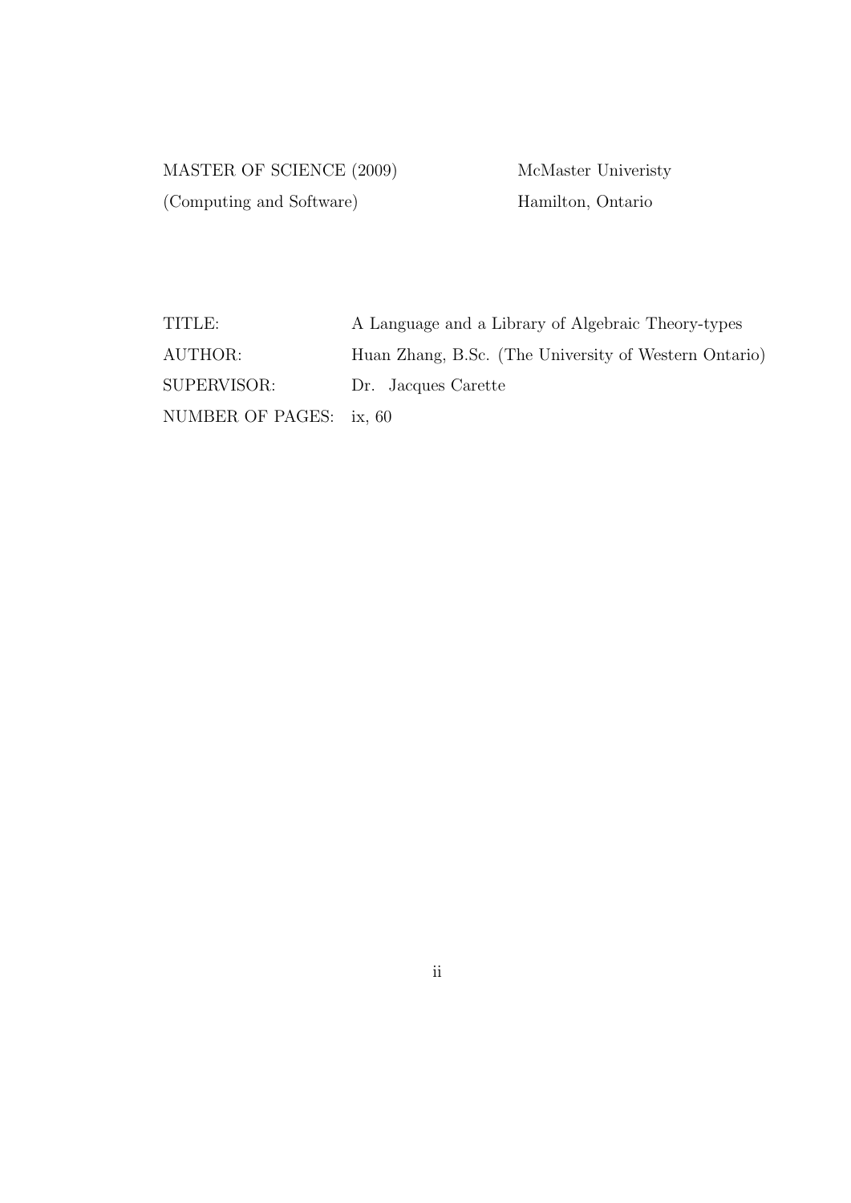| MASTER OF SCIENCE (2009) | McMaster Univeristy |
| --- | --- |
| (Computing and Software) | Hamilton, Ontario |

| TITLE: | A Language and a Library of Algebraic Theory-types |
| --- | --- |
| AUTHOR: | Huan Zhang, B.Sc. (The University of Western Ontario) |
| SUPERVISOR: | Dr. Jacques Carette |
| NUMBER OF PAGES: | ix, 60 |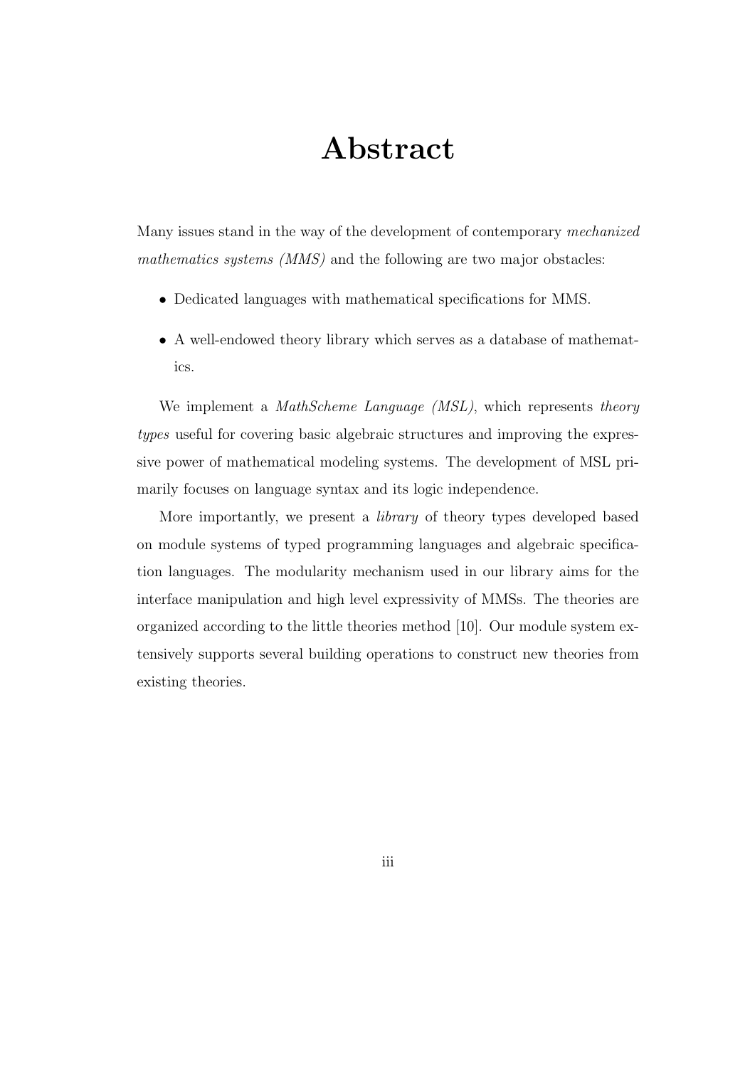# Abstract

Many issues stand in the way of the development of contemporary *mechanized mathematics systems (MMS)* and the following are two major obstacles:

- Dedicated languages with mathematical specifications for MMS.
- A well-endowed theory library which serves as a database of mathematics.

We implement a *MathScheme Language (MSL)*, which represents *theory types* useful for covering basic algebraic structures and improving the expressive power of mathematical modeling systems. The development of MSL primarily focuses on language syntax and its logic independence.

More importantly, we present a *library* of theory types developed based on module systems of typed programming languages and algebraic specification languages. The modularity mechanism used in our library aims for the interface manipulation and high level expressivity of MMSs. The theories are organized according to the little theories method [10]. Our module system extensively supports several building operations to construct new theories from existing theories.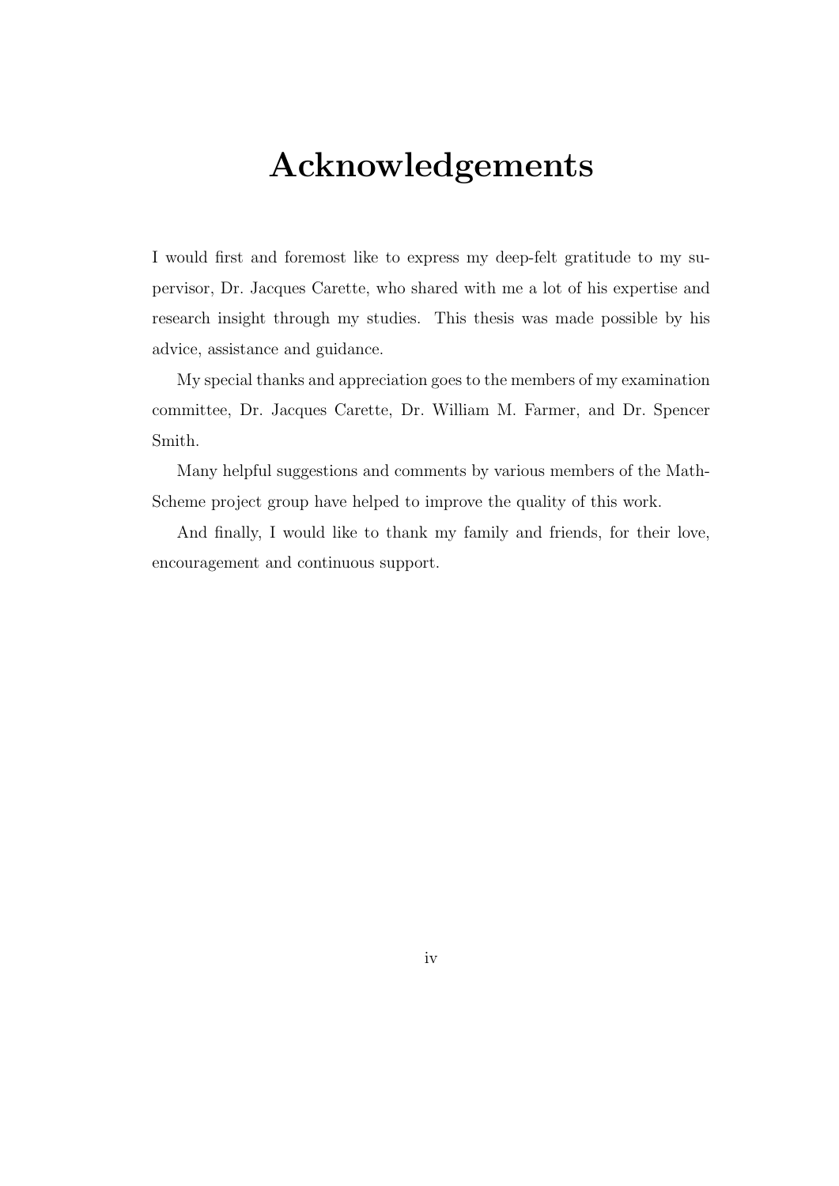# Acknowledgements

I would first and foremost like to express my deep-felt gratitude to my supervisor, Dr. Jacques Carette, who shared with me a lot of his expertise and research insight through my studies. This thesis was made possible by his advice, assistance and guidance.

My special thanks and appreciation goes to the members of my examination committee, Dr. Jacques Carette, Dr. William M. Farmer, and Dr. Spencer Smith.

Many helpful suggestions and comments by various members of the MathScheme project group have helped to improve the quality of this work.

And finally, I would like to thank my family and friends, for their love, encouragement and continuous support.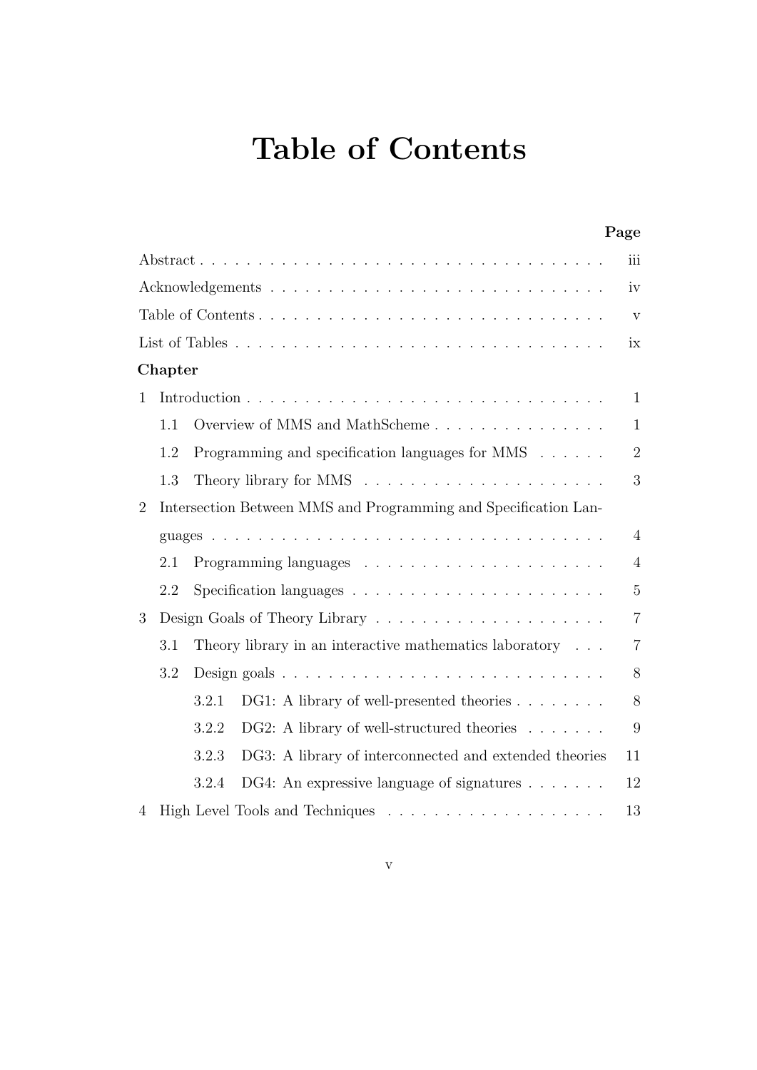# Table of Contents

| | Page |
|---|---|
| Abstract | iii |
| Acknowledgements | iv |
| Table of Contents | v |
| List of Tables | ix |
| **Chapter** | |
| 1 Introduction | 1 |
| 1.1 Overview of MMS and MathScheme | 1 |
| 1.2 Programming and specification languages for MMS | 2 |
| 1.3 Theory library for MMS | 3 |
| 2 Intersection Between MMS and Programming and Specification Languages | 4 |
| 2.1 Programming languages | 4 |
| 2.2 Specification languages | 5 |
| 3 Design Goals of Theory Library | 7 |
| 3.1 Theory library in an interactive mathematics laboratory | 7 |
| 3.2 Design goals | 8 |
| 3.2.1 DG1: A library of well-presented theories | 8 |
| 3.2.2 DG2: A library of well-structured theories | 9 |
| 3.2.3 DG3: A library of interconnected and extended theories | 11 |
| 3.2.4 DG4: An expressive language of signatures | 12 |
| 4 High Level Tools and Techniques | 13 |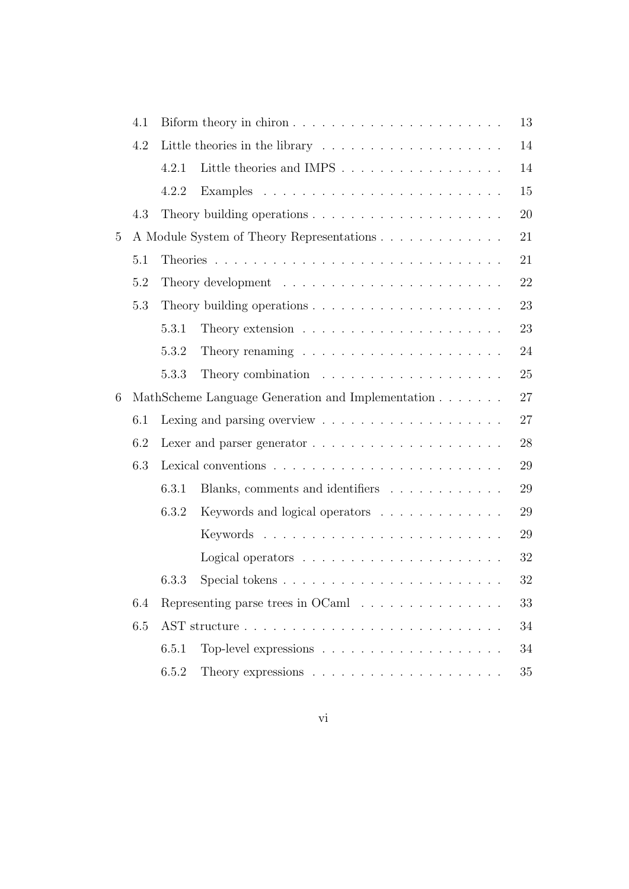- 4.1 Biform theory in chiron . . . . . . . . . . . . . . . . . . . . . . 13
- 4.2 Little theories in the library . . . . . . . . . . . . . . . . . . . . 14
  - 4.2.1 Little theories and IMPS . . . . . . . . . . . . . . . . . 14
  - 4.2.2 Examples . . . . . . . . . . . . . . . . . . . . . . . . . 15
- 4.3 Theory building operations . . . . . . . . . . . . . . . . . . . . . 20

5 A Module System of Theory Representations . . . . . . . . . . . . . 21

- 5.1 Theories . . . . . . . . . . . . . . . . . . . . . . . . . . . . . . 21
- 5.2 Theory development . . . . . . . . . . . . . . . . . . . . . . . 22
- 5.3 Theory building operations . . . . . . . . . . . . . . . . . . . . . 23
  - 5.3.1 Theory extension . . . . . . . . . . . . . . . . . . . . . 23
  - 5.3.2 Theory renaming . . . . . . . . . . . . . . . . . . . . . 24
  - 5.3.3 Theory combination . . . . . . . . . . . . . . . . . . . 25

6 MathScheme Language Generation and Implementation . . . . . . . 27

- 6.1 Lexing and parsing overview . . . . . . . . . . . . . . . . . . . 27
- 6.2 Lexer and parser generator . . . . . . . . . . . . . . . . . . . . 28
- 6.3 Lexical conventions . . . . . . . . . . . . . . . . . . . . . . . . 29
  - 6.3.1 Blanks, comments and identifiers . . . . . . . . . . . . 29
  - 6.3.2 Keywords and logical operators . . . . . . . . . . . . . 29
    - Keywords . . . . . . . . . . . . . . . . . . . . . . . . . 29
    - Logical operators . . . . . . . . . . . . . . . . . . . . . 32
  - 6.3.3 Special tokens . . . . . . . . . . . . . . . . . . . . . . . 32
- 6.4 Representing parse trees in OCaml . . . . . . . . . . . . . . . 33
- 6.5 AST structure . . . . . . . . . . . . . . . . . . . . . . . . . . . 34
  - 6.5.1 Top-level expressions . . . . . . . . . . . . . . . . . . 34
  - 6.5.2 Theory expressions . . . . . . . . . . . . . . . . . . . 35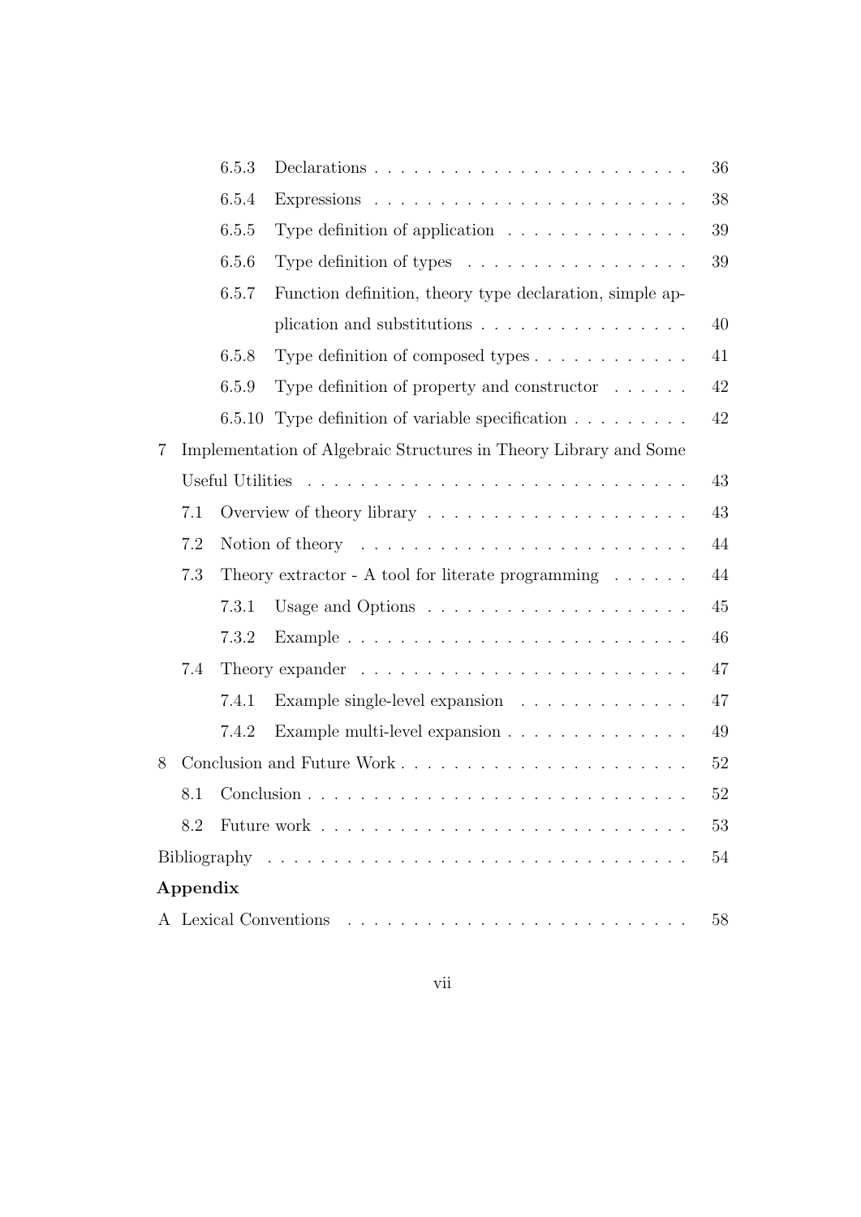- 6.5.3 Declarations . . . . . . . . . . . . . . . . . . . . . . . . 36
- 6.5.4 Expressions . . . . . . . . . . . . . . . . . . . . . . . . 38
- 6.5.5 Type definition of application . . . . . . . . . . . . . . 39
- 6.5.6 Type definition of types . . . . . . . . . . . . . . . . . 39
- 6.5.7 Function definition, theory type declaration, simple application and substitutions . . . . . . . . . . . . . . . . 40
- 6.5.8 Type definition of composed types . . . . . . . . . . . . 41
- 6.5.9 Type definition of property and constructor . . . . . . 42
- 6.5.10 Type definition of variable specification . . . . . . . . . 42

7 Implementation of Algebraic Structures in Theory Library and Some Useful Utilities . . . . . . . . . . . . . . . . . . . . . . . . . . . . 43

- 7.1 Overview of theory library . . . . . . . . . . . . . . . . . . . 43
- 7.2 Notion of theory . . . . . . . . . . . . . . . . . . . . . . . . 44
- 7.3 Theory extractor - A tool for literate programming . . . . . . 44
  - 7.3.1 Usage and Options . . . . . . . . . . . . . . . . . . . . 45
  - 7.3.2 Example . . . . . . . . . . . . . . . . . . . . . . . . . . 46
- 7.4 Theory expander . . . . . . . . . . . . . . . . . . . . . . . . 47
  - 7.4.1 Example single-level expansion . . . . . . . . . . . . . 47
  - 7.4.2 Example multi-level expansion . . . . . . . . . . . . . . 49

8 Conclusion and Future Work . . . . . . . . . . . . . . . . . . . . . . 52

- 8.1 Conclusion . . . . . . . . . . . . . . . . . . . . . . . . . . . . 52
- 8.2 Future work . . . . . . . . . . . . . . . . . . . . . . . . . . . 53

Bibliography . . . . . . . . . . . . . . . . . . . . . . . . . . . . . . . 54

**Appendix**

A Lexical Conventions . . . . . . . . . . . . . . . . . . . . . . . . . 58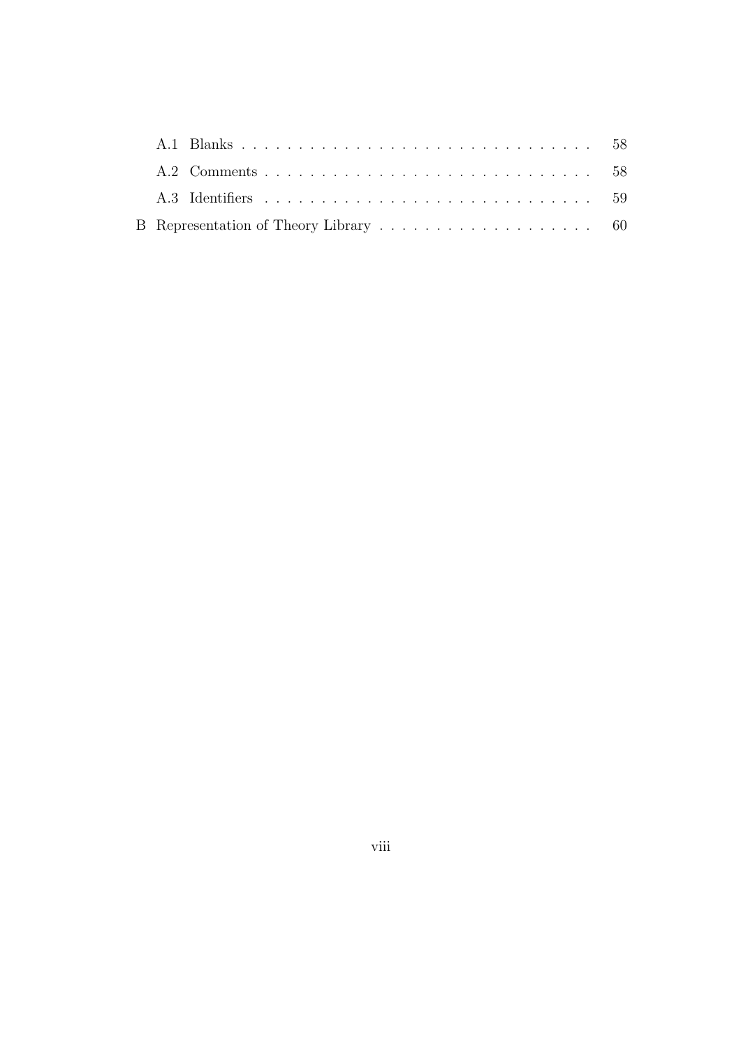A.1 Blanks . . . . . . . . . . . . . . . . . . . . . . . . . . . . . . . 58

A.2 Comments . . . . . . . . . . . . . . . . . . . . . . . . . . . . . 58

A.3 Identifiers . . . . . . . . . . . . . . . . . . . . . . . . . . . . . 59

B Representation of Theory Library . . . . . . . . . . . . . . . . . . . 60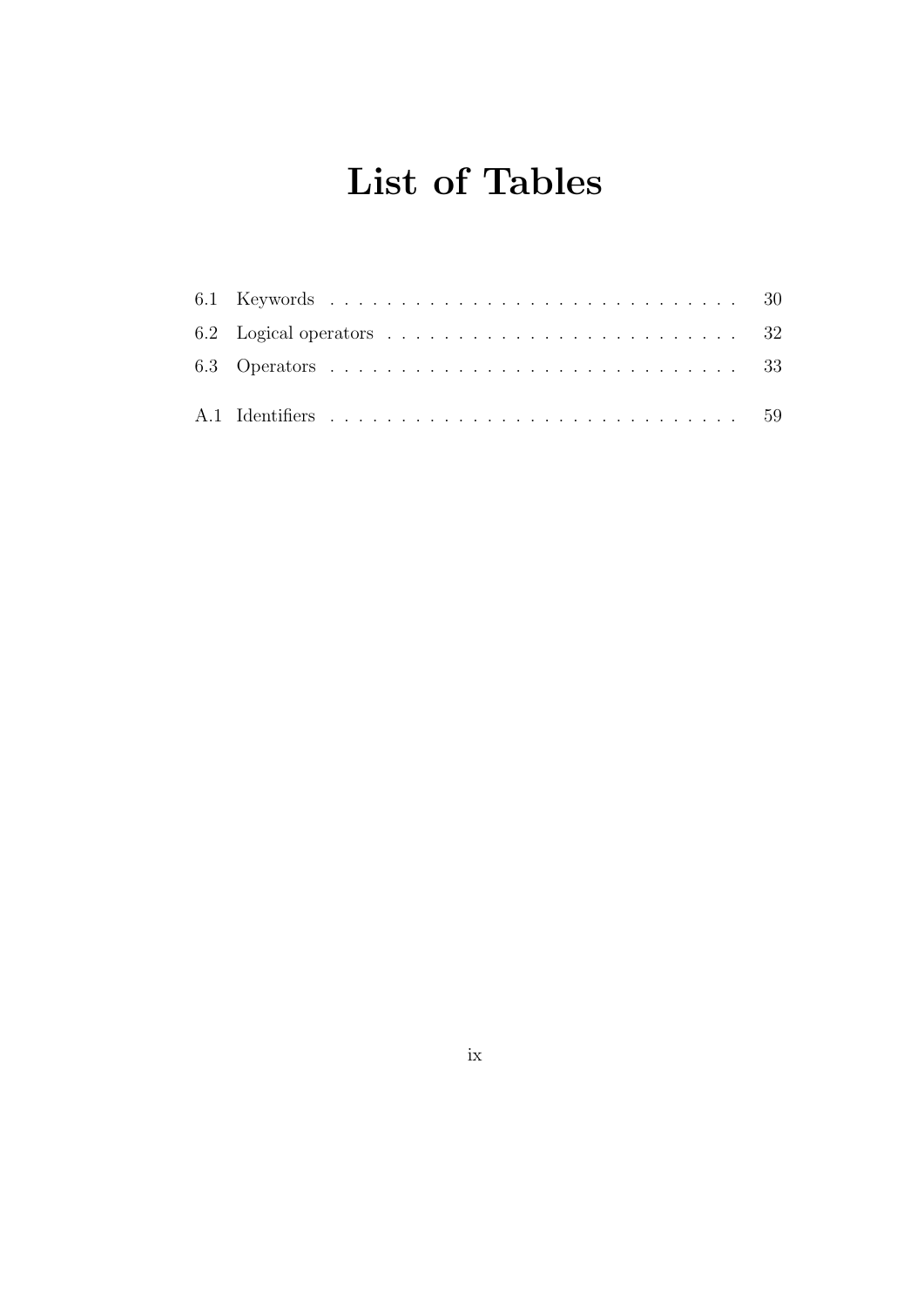# List of Tables

6.1 Keywords . . . . . . . . . . . . . . . . . . . . . . . . . . . . . . 30

6.2 Logical operators . . . . . . . . . . . . . . . . . . . . . . . . . . 32

6.3 Operators . . . . . . . . . . . . . . . . . . . . . . . . . . . . . . 33

A.1 Identifiers . . . . . . . . . . . . . . . . . . . . . . . . . . . . . . 59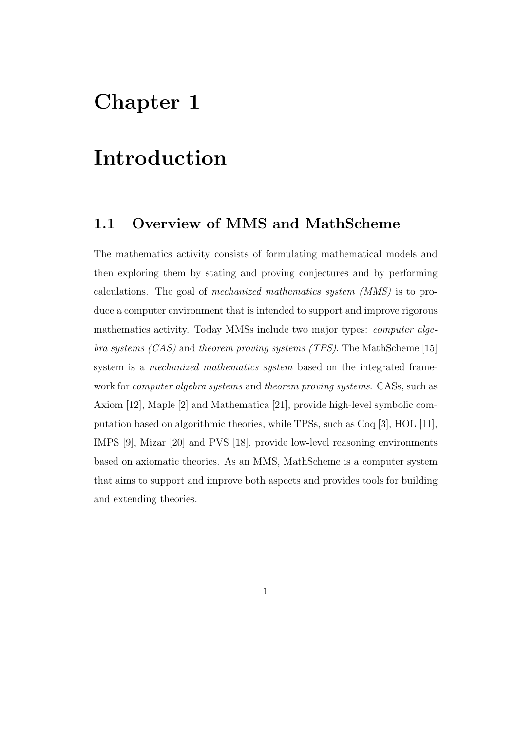# Chapter 1

# Introduction

## 1.1 Overview of MMS and MathScheme

The mathematics activity consists of formulating mathematical models and then exploring them by stating and proving conjectures and by performing calculations. The goal of *mechanized mathematics system (MMS)* is to produce a computer environment that is intended to support and improve rigorous mathematics activity. Today MMSs include two major types: *computer algebra systems (CAS)* and *theorem proving systems (TPS)*. The MathScheme [15] system is a *mechanized mathematics system* based on the integrated framework for *computer algebra systems* and *theorem proving systems*. CASs, such as Axiom [12], Maple [2] and Mathematica [21], provide high-level symbolic computation based on algorithmic theories, while TPSs, such as Coq [3], HOL [11], IMPS [9], Mizar [20] and PVS [18], provide low-level reasoning environments based on axiomatic theories. As an MMS, MathScheme is a computer system that aims to support and improve both aspects and provides tools for building and extending theories.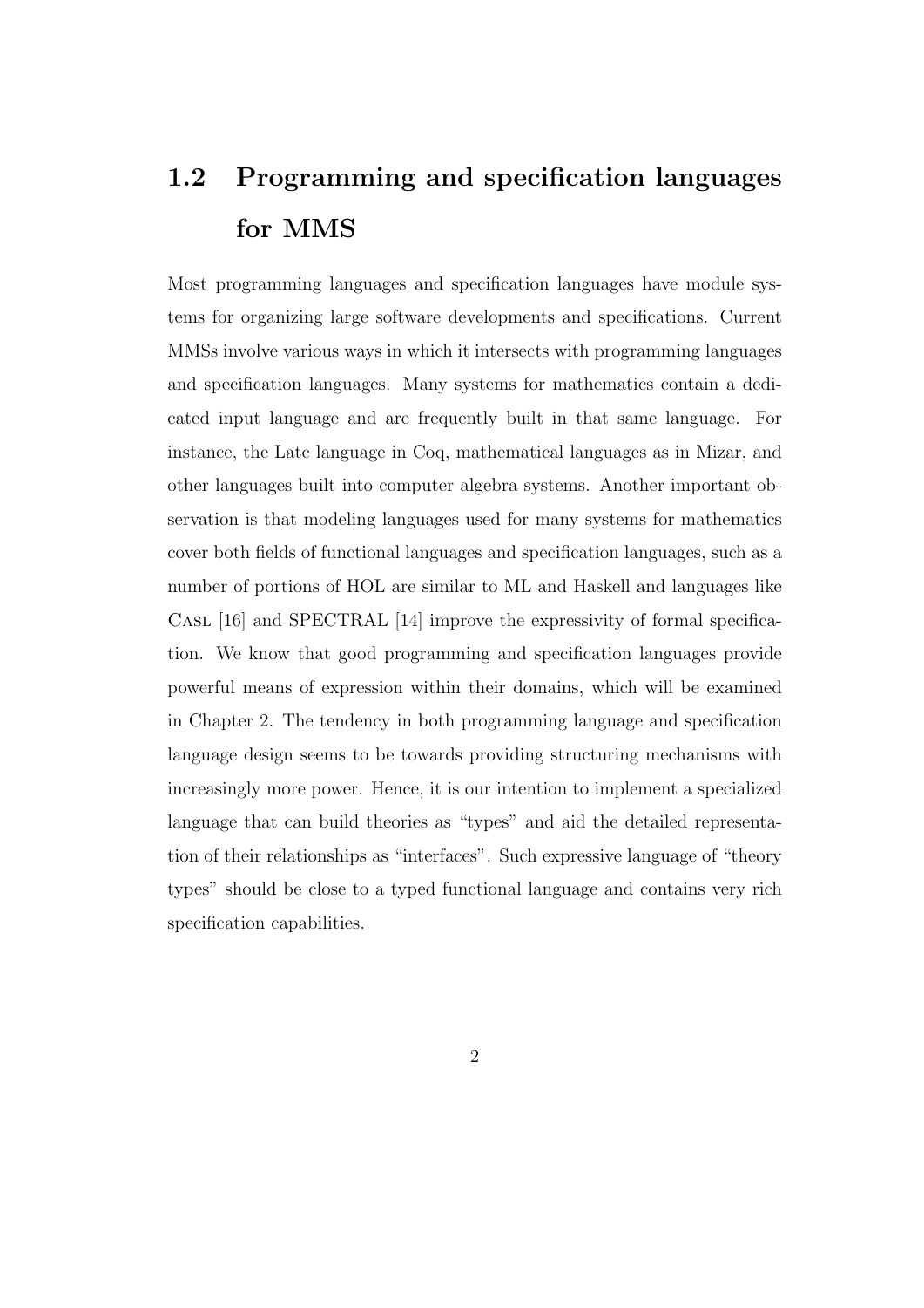## 1.2 Programming and specification languages for MMS

Most programming languages and specification languages have module systems for organizing large software developments and specifications. Current MMSs involve various ways in which it intersects with programming languages and specification languages. Many systems for mathematics contain a dedicated input language and are frequently built in that same language. For instance, the Latc language in Coq, mathematical languages as in Mizar, and other languages built into computer algebra systems. Another important observation is that modeling languages used for many systems for mathematics cover both fields of functional languages and specification languages, such as a number of portions of HOL are similar to ML and Haskell and languages like CASL [16] and SPECTRAL [14] improve the expressivity of formal specification. We know that good programming and specification languages provide powerful means of expression within their domains, which will be examined in Chapter 2. The tendency in both programming language and specification language design seems to be towards providing structuring mechanisms with increasingly more power. Hence, it is our intention to implement a specialized language that can build theories as "types" and aid the detailed representation of their relationships as "interfaces". Such expressive language of "theory types" should be close to a typed functional language and contains very rich specification capabilities.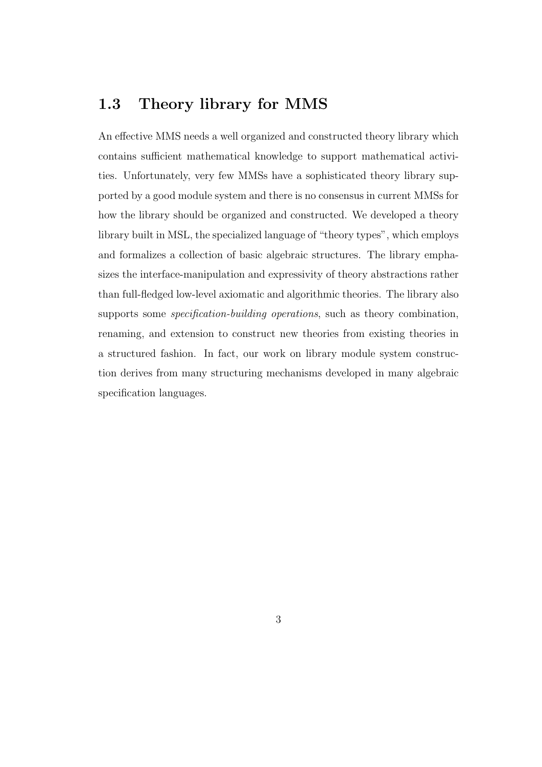## 1.3 Theory library for MMS

An effective MMS needs a well organized and constructed theory library which contains sufficient mathematical knowledge to support mathematical activities. Unfortunately, very few MMSs have a sophisticated theory library supported by a good module system and there is no consensus in current MMSs for how the library should be organized and constructed. We developed a theory library built in MSL, the specialized language of "theory types", which employs and formalizes a collection of basic algebraic structures. The library emphasizes the interface-manipulation and expressivity of theory abstractions rather than full-fledged low-level axiomatic and algorithmic theories. The library also supports some *specification-building operations*, such as theory combination, renaming, and extension to construct new theories from existing theories in a structured fashion. In fact, our work on library module system construction derives from many structuring mechanisms developed in many algebraic specification languages.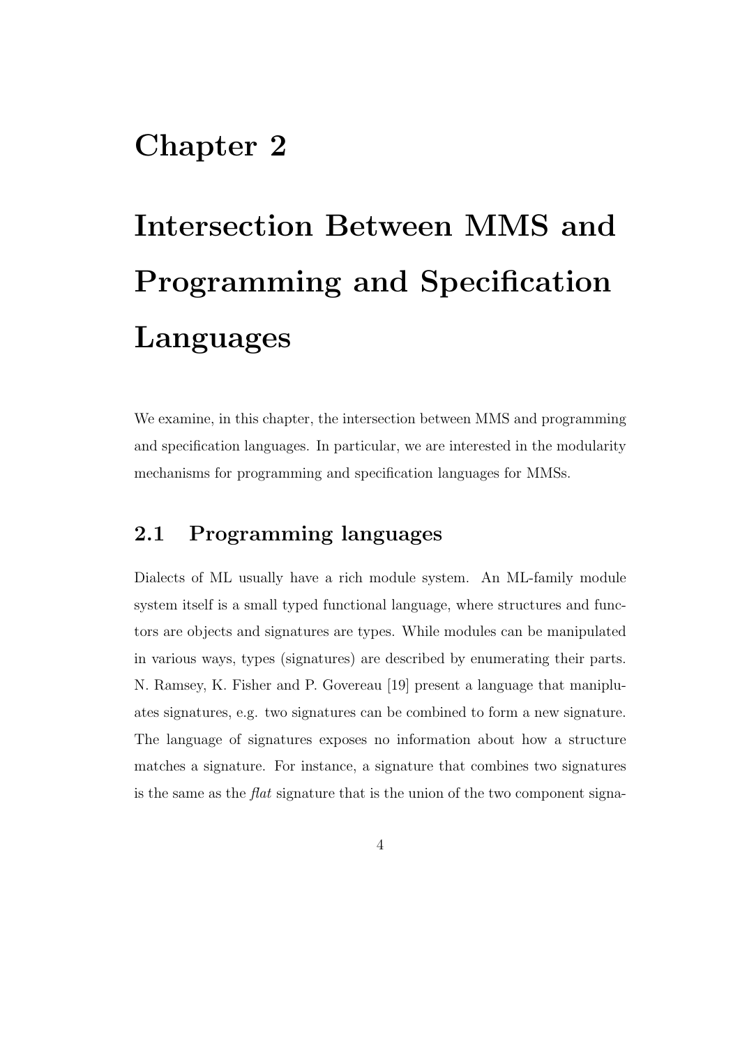# Chapter 2

# Intersection Between MMS and Programming and Specification Languages

We examine, in this chapter, the intersection between MMS and programming and specification languages. In particular, we are interested in the modularity mechanisms for programming and specification languages for MMSs.

## 2.1 Programming languages

Dialects of ML usually have a rich module system. An ML-family module system itself is a small typed functional language, where structures and functors are objects and signatures are types. While modules can be manipulated in various ways, types (signatures) are described by enumerating their parts. N. Ramsey, K. Fisher and P. Govereau [19] present a language that manipluates signatures, e.g. two signatures can be combined to form a new signature. The language of signatures exposes no information about how a structure matches a signature. For instance, a signature that combines two signatures is the same as the *flat* signature that is the union of the two component signa-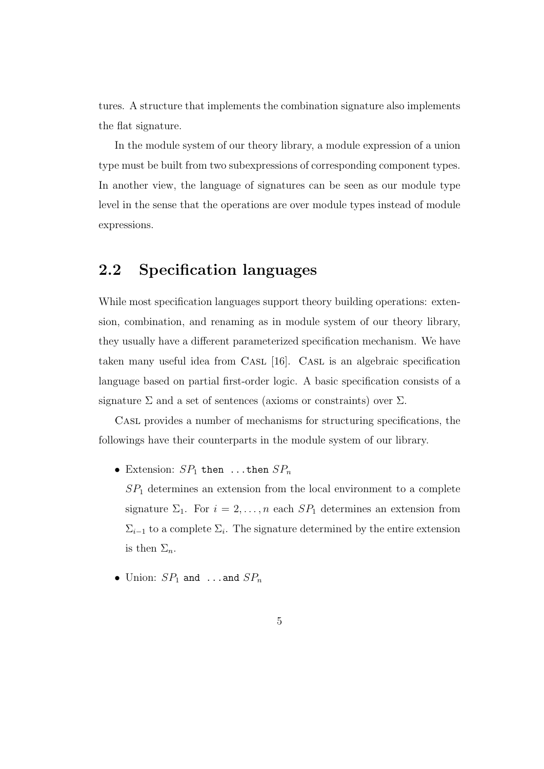tures. A structure that implements the combination signature also implements the flat signature.

In the module system of our theory library, a module expression of a union type must be built from two subexpressions of corresponding component types. In another view, the language of signatures can be seen as our module type level in the sense that the operations are over module types instead of module expressions.

## 2.2 Specification languages

While most specification languages support theory building operations: extension, combination, and renaming as in module system of our theory library, they usually have a different parameterized specification mechanism. We have taken many useful idea from CASL [16]. CASL is an algebraic specification language based on partial first-order logic. A basic specification consists of a signature $\Sigma$ and a set of sentences (axioms or constraints) over $\Sigma$.

CASL provides a number of mechanisms for structuring specifications, the followings have their counterparts in the module system of our library.

- Extension: $SP_1$ `then ...then` $SP_n$

  $SP_1$ determines an extension from the local environment to a complete signature $\Sigma_1$. For $i = 2, \ldots, n$ each $SP_1$ determines an extension from $\Sigma_{i-1}$ to a complete $\Sigma_i$. The signature determined by the entire extension is then $\Sigma_n$.

- Union: $SP_1$ `and ...and` $SP_n$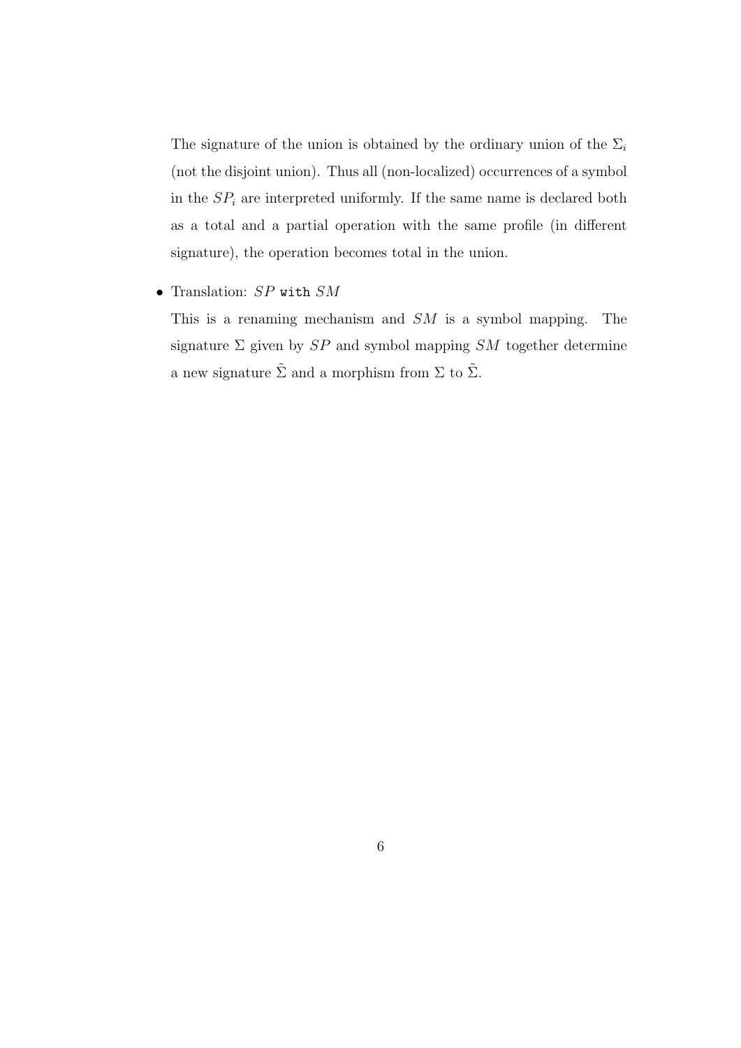The signature of the union is obtained by the ordinary union of the $\Sigma_i$ (not the disjoint union). Thus all (non-localized) occurrences of a symbol in the $SP_i$ are interpreted uniformly. If the same name is declared both as a total and a partial operation with the same profile (in different signature), the operation becomes total in the union.

- Translation: $SP$ `with` $SM$

  This is a renaming mechanism and $SM$ is a symbol mapping. The signature $\Sigma$ given by $SP$ and symbol mapping $SM$ together determine a new signature $\tilde{\Sigma}$ and a morphism from $\Sigma$ to $\tilde{\Sigma}$.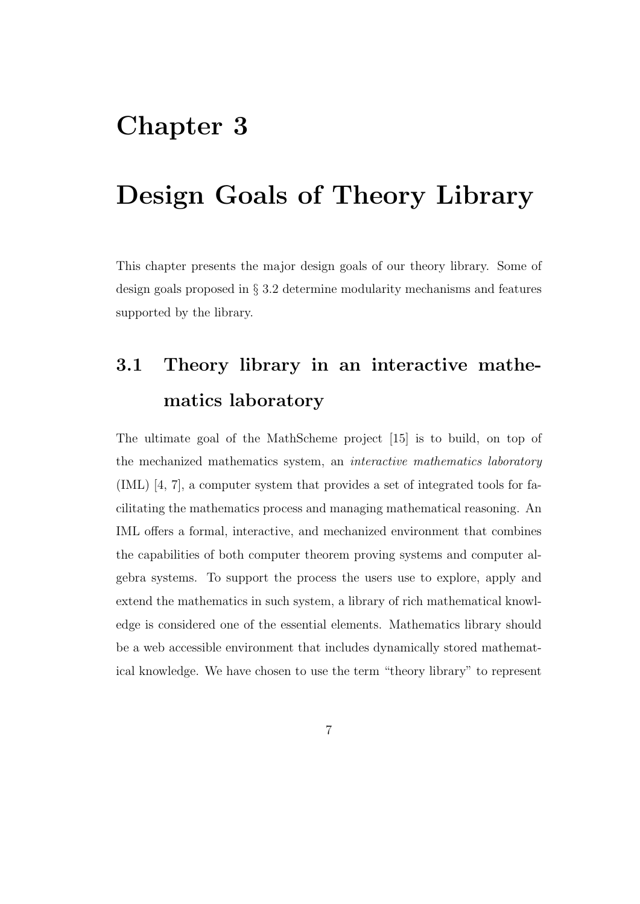# Chapter 3

# Design Goals of Theory Library

This chapter presents the major design goals of our theory library. Some of design goals proposed in § 3.2 determine modularity mechanisms and features supported by the library.

## 3.1 Theory library in an interactive mathematics laboratory

The ultimate goal of the MathScheme project [15] is to build, on top of the mechanized mathematics system, an *interactive mathematics laboratory* (IML) [4, 7], a computer system that provides a set of integrated tools for facilitating the mathematics process and managing mathematical reasoning. An IML offers a formal, interactive, and mechanized environment that combines the capabilities of both computer theorem proving systems and computer algebra systems. To support the process the users use to explore, apply and extend the mathematics in such system, a library of rich mathematical knowledge is considered one of the essential elements. Mathematics library should be a web accessible environment that includes dynamically stored mathematical knowledge. We have chosen to use the term "theory library" to represent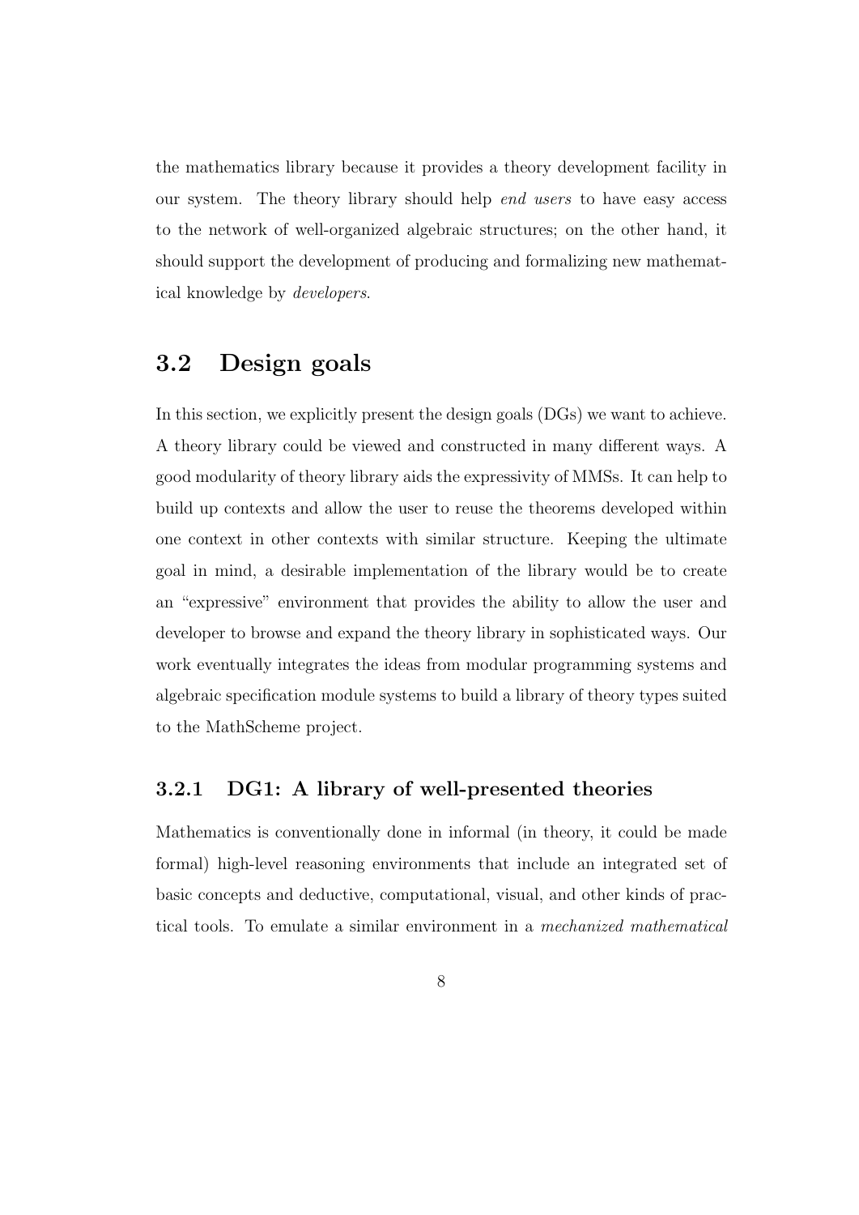the mathematics library because it provides a theory development facility in our system. The theory library should help *end users* to have easy access to the network of well-organized algebraic structures; on the other hand, it should support the development of producing and formalizing new mathematical knowledge by *developers*.

## 3.2 Design goals

In this section, we explicitly present the design goals (DGs) we want to achieve. A theory library could be viewed and constructed in many different ways. A good modularity of theory library aids the expressivity of MMSs. It can help to build up contexts and allow the user to reuse the theorems developed within one context in other contexts with similar structure. Keeping the ultimate goal in mind, a desirable implementation of the library would be to create an "expressive" environment that provides the ability to allow the user and developer to browse and expand the theory library in sophisticated ways. Our work eventually integrates the ideas from modular programming systems and algebraic specification module systems to build a library of theory types suited to the MathScheme project.

### 3.2.1 DG1: A library of well-presented theories

Mathematics is conventionally done in informal (in theory, it could be made formal) high-level reasoning environments that include an integrated set of basic concepts and deductive, computational, visual, and other kinds of practical tools. To emulate a similar environment in a *mechanized mathematical*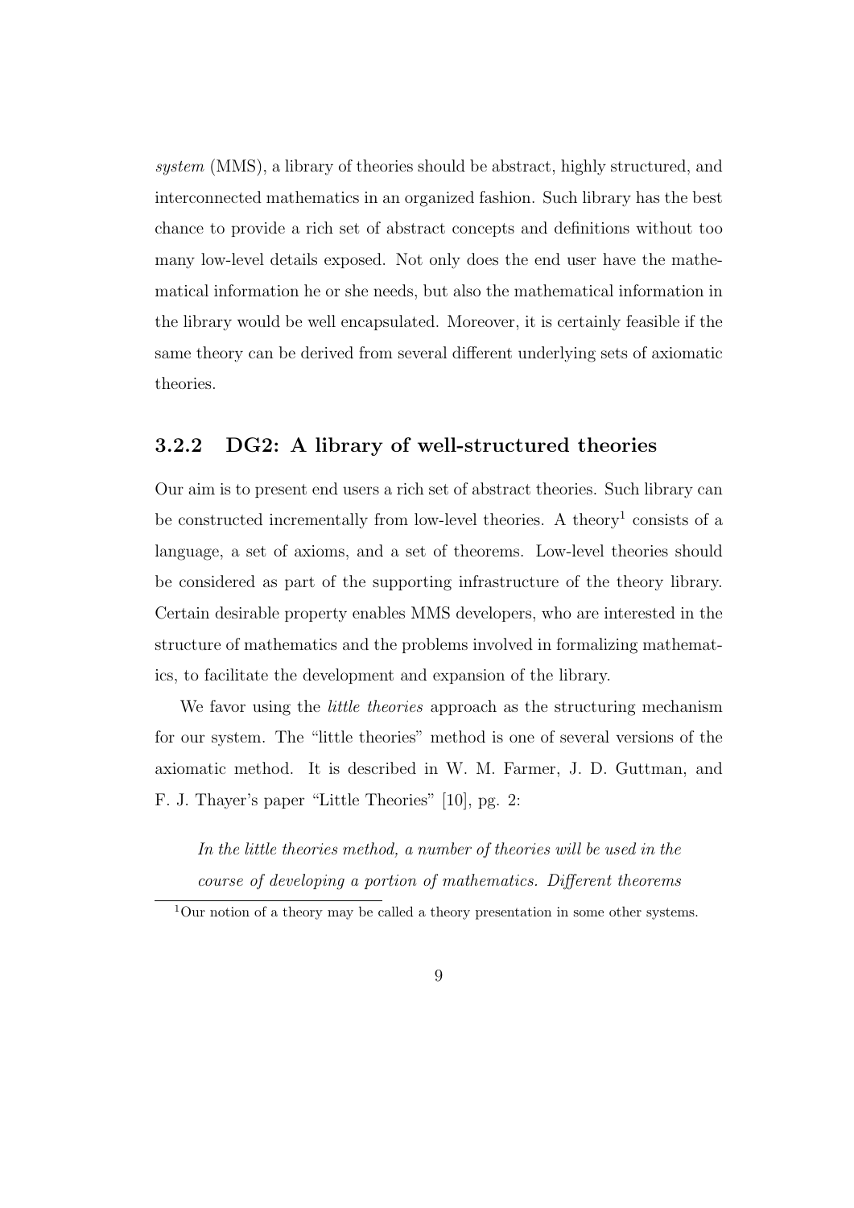*system* (MMS), a library of theories should be abstract, highly structured, and interconnected mathematics in an organized fashion. Such library has the best chance to provide a rich set of abstract concepts and definitions without too many low-level details exposed. Not only does the end user have the mathematical information he or she needs, but also the mathematical information in the library would be well encapsulated. Moreover, it is certainly feasible if the same theory can be derived from several different underlying sets of axiomatic theories.

### 3.2.2 DG2: A library of well-structured theories

Our aim is to present end users a rich set of abstract theories. Such library can be constructed incrementally from low-level theories. A theory[1] consists of a language, a set of axioms, and a set of theorems. Low-level theories should be considered as part of the supporting infrastructure of the theory library. Certain desirable property enables MMS developers, who are interested in the structure of mathematics and the problems involved in formalizing mathematics, to facilitate the development and expansion of the library.

We favor using the *little theories* approach as the structuring mechanism for our system. The "little theories" method is one of several versions of the axiomatic method. It is described in W. M. Farmer, J. D. Guttman, and F. J. Thayer's paper "Little Theories" [10], pg. 2:

> *In the little theories method, a number of theories will be used in the course of developing a portion of mathematics. Different theorems*

[1] Our notion of a theory may be called a theory presentation in some other systems.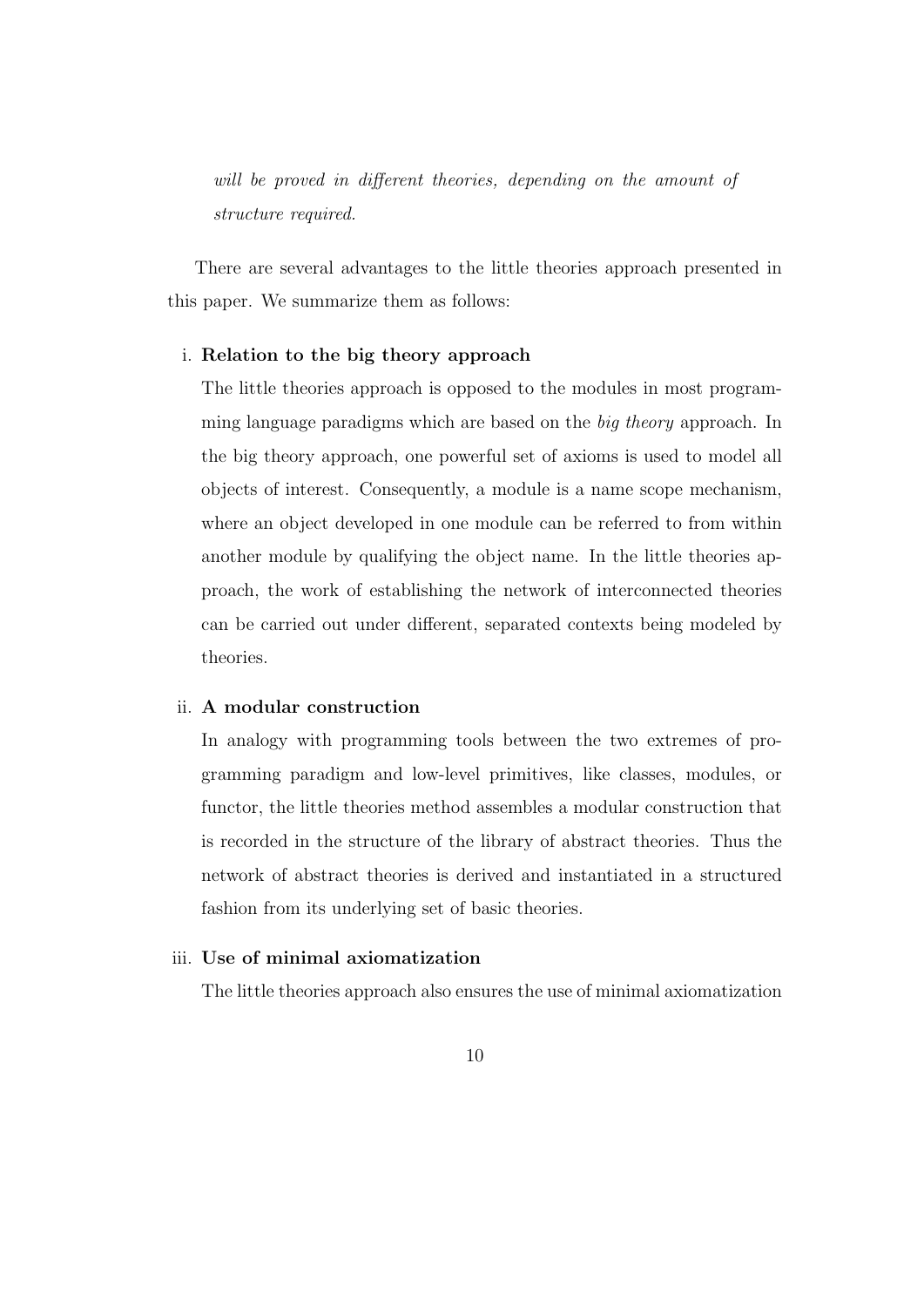*will be proved in different theories, depending on the amount of structure required.*

There are several advantages to the little theories approach presented in this paper. We summarize them as follows:

i. **Relation to the big theory approach**

   The little theories approach is opposed to the modules in most programming language paradigms which are based on the *big theory* approach. In the big theory approach, one powerful set of axioms is used to model all objects of interest. Consequently, a module is a name scope mechanism, where an object developed in one module can be referred to from within another module by qualifying the object name. In the little theories approach, the work of establishing the network of interconnected theories can be carried out under different, separated contexts being modeled by theories.

ii. **A modular construction**

   In analogy with programming tools between the two extremes of programming paradigm and low-level primitives, like classes, modules, or functor, the little theories method assembles a modular construction that is recorded in the structure of the library of abstract theories. Thus the network of abstract theories is derived and instantiated in a structured fashion from its underlying set of basic theories.

iii. **Use of minimal axiomatization**

   The little theories approach also ensures the use of minimal axiomatization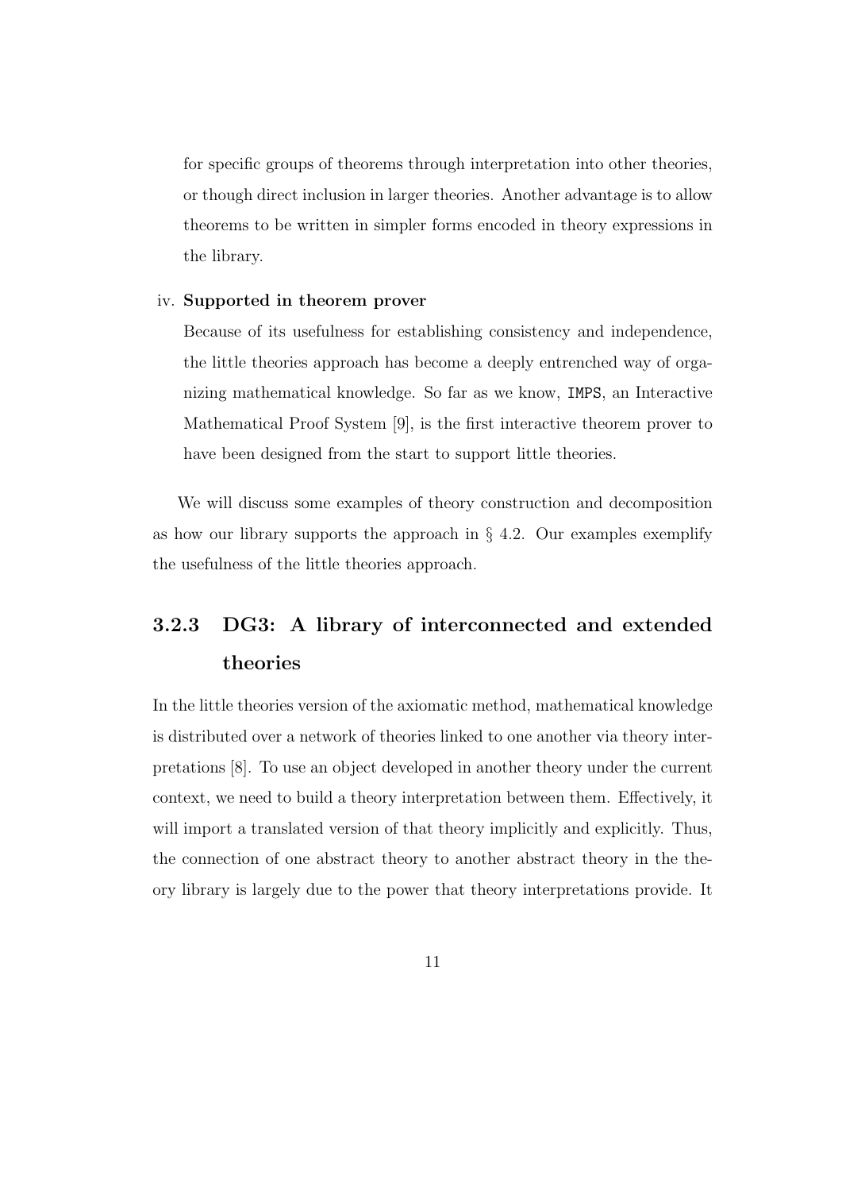for specific groups of theorems through interpretation into other theories, or though direct inclusion in larger theories. Another advantage is to allow theorems to be written in simpler forms encoded in theory expressions in the library.

iv. **Supported in theorem prover**

Because of its usefulness for establishing consistency and independence, the little theories approach has become a deeply entrenched way of organizing mathematical knowledge. So far as we know, `IMPS`, an Interactive Mathematical Proof System [9], is the first interactive theorem prover to have been designed from the start to support little theories.

We will discuss some examples of theory construction and decomposition as how our library supports the approach in § 4.2. Our examples exemplify the usefulness of the little theories approach.

### 3.2.3 DG3: A library of interconnected and extended theories

In the little theories version of the axiomatic method, mathematical knowledge is distributed over a network of theories linked to one another via theory interpretations [8]. To use an object developed in another theory under the current context, we need to build a theory interpretation between them. Effectively, it will import a translated version of that theory implicitly and explicitly. Thus, the connection of one abstract theory to another abstract theory in the theory library is largely due to the power that theory interpretations provide. It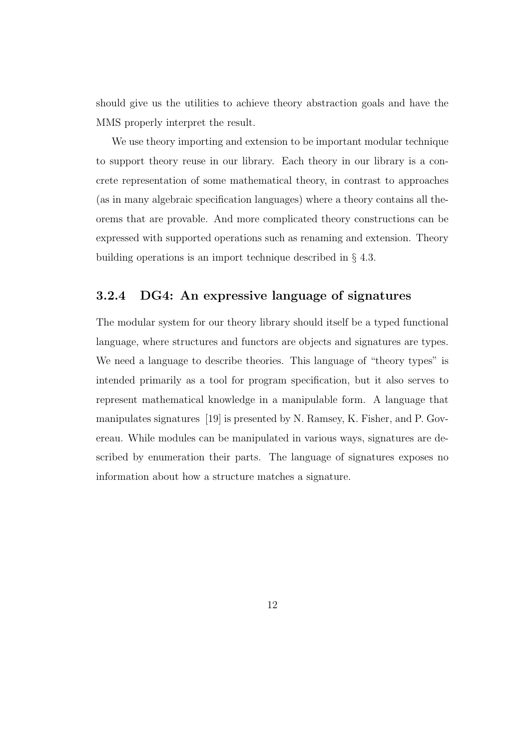should give us the utilities to achieve theory abstraction goals and have the MMS properly interpret the result.

We use theory importing and extension to be important modular technique to support theory reuse in our library. Each theory in our library is a concrete representation of some mathematical theory, in contrast to approaches (as in many algebraic specification languages) where a theory contains all theorems that are provable. And more complicated theory constructions can be expressed with supported operations such as renaming and extension. Theory building operations is an import technique described in § 4.3.

### 3.2.4 DG4: An expressive language of signatures

The modular system for our theory library should itself be a typed functional language, where structures and functors are objects and signatures are types. We need a language to describe theories. This language of "theory types" is intended primarily as a tool for program specification, but it also serves to represent mathematical knowledge in a manipulable form. A language that manipulates signatures [19] is presented by N. Ramsey, K. Fisher, and P. Govereau. While modules can be manipulated in various ways, signatures are described by enumeration their parts. The language of signatures exposes no information about how a structure matches a signature.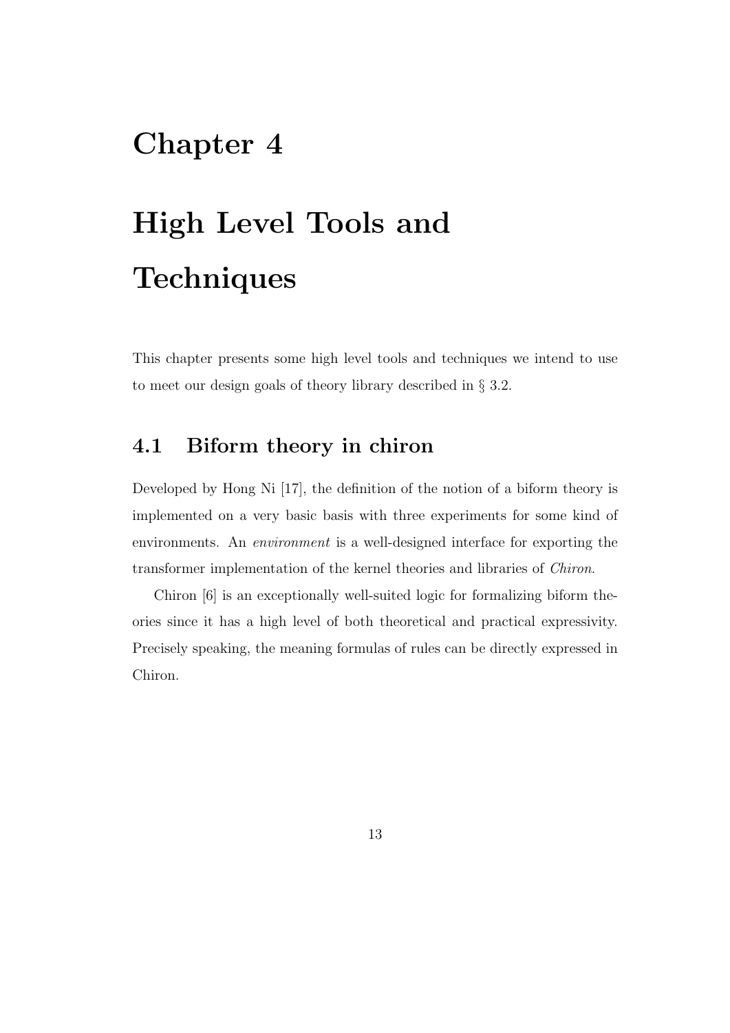# Chapter 4

# High Level Tools and Techniques

This chapter presents some high level tools and techniques we intend to use to meet our design goals of theory library described in § 3.2.

## 4.1 Biform theory in chiron

Developed by Hong Ni [17], the definition of the notion of a biform theory is implemented on a very basic basis with three experiments for some kind of environments. An *environment* is a well-designed interface for exporting the transformer implementation of the kernel theories and libraries of *Chiron*.

Chiron [6] is an exceptionally well-suited logic for formalizing biform theories since it has a high level of both theoretical and practical expressivity. Precisely speaking, the meaning formulas of rules can be directly expressed in Chiron.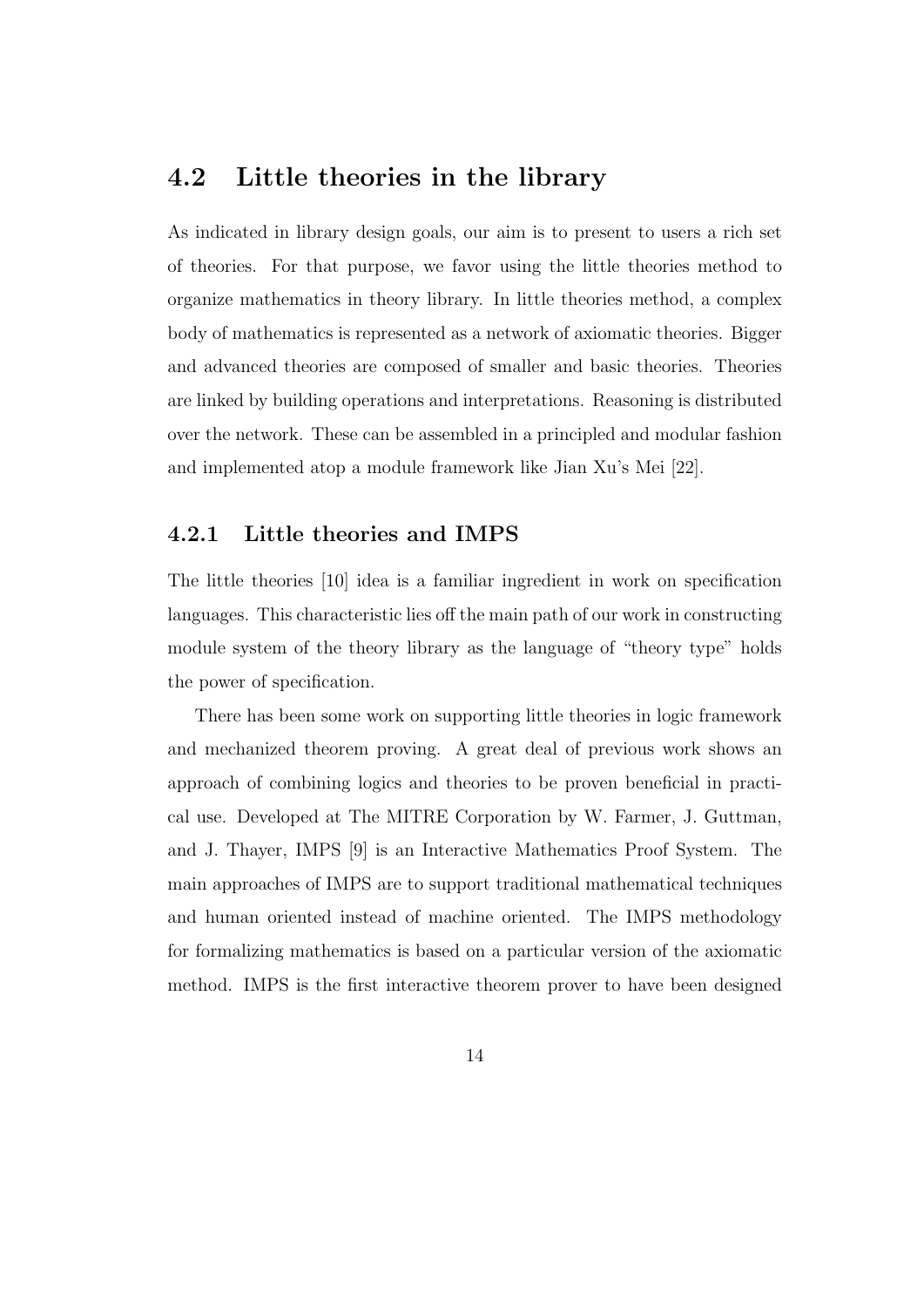## 4.2 Little theories in the library

As indicated in library design goals, our aim is to present to users a rich set of theories. For that purpose, we favor using the little theories method to organize mathematics in theory library. In little theories method, a complex body of mathematics is represented as a network of axiomatic theories. Bigger and advanced theories are composed of smaller and basic theories. Theories are linked by building operations and interpretations. Reasoning is distributed over the network. These can be assembled in a principled and modular fashion and implemented atop a module framework like Jian Xu's Mei [22].

### 4.2.1 Little theories and IMPS

The little theories [10] idea is a familiar ingredient in work on specification languages. This characteristic lies off the main path of our work in constructing module system of the theory library as the language of "theory type" holds the power of specification.

There has been some work on supporting little theories in logic framework and mechanized theorem proving. A great deal of previous work shows an approach of combining logics and theories to be proven beneficial in practical use. Developed at The MITRE Corporation by W. Farmer, J. Guttman, and J. Thayer, IMPS [9] is an Interactive Mathematics Proof System. The main approaches of IMPS are to support traditional mathematical techniques and human oriented instead of machine oriented. The IMPS methodology for formalizing mathematics is based on a particular version of the axiomatic method. IMPS is the first interactive theorem prover to have been designed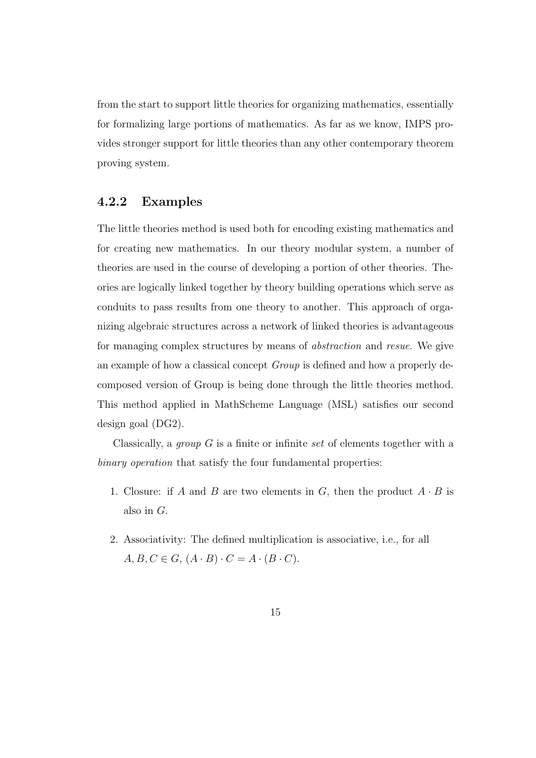from the start to support little theories for organizing mathematics, essentially for formalizing large portions of mathematics. As far as we know, IMPS provides stronger support for little theories than any other contemporary theorem proving system.

### 4.2.2 Examples

The little theories method is used both for encoding existing mathematics and for creating new mathematics. In our theory modular system, a number of theories are used in the course of developing a portion of other theories. Theories are logically linked together by theory building operations which serve as conduits to pass results from one theory to another. This approach of organizing algebraic structures across a network of linked theories is advantageous for managing complex structures by means of *abstraction* and *resue*. We give an example of how a classical concept *Group* is defined and how a properly decomposed version of Group is being done through the little theories method. This method applied in MathScheme Language (MSL) satisfies our second design goal (DG2).

Classically, a *group* $G$ is a finite or infinite *set* of elements together with a *binary operation* that satisfy the four fundamental properties:

1. Closure: if $A$ and $B$ are two elements in $G$, then the product $A \cdot B$ is also in $G$.
2. Associativity: The defined multiplication is associative, i.e., for all $A, B, C \in G$, $(A \cdot B) \cdot C = A \cdot (B \cdot C)$.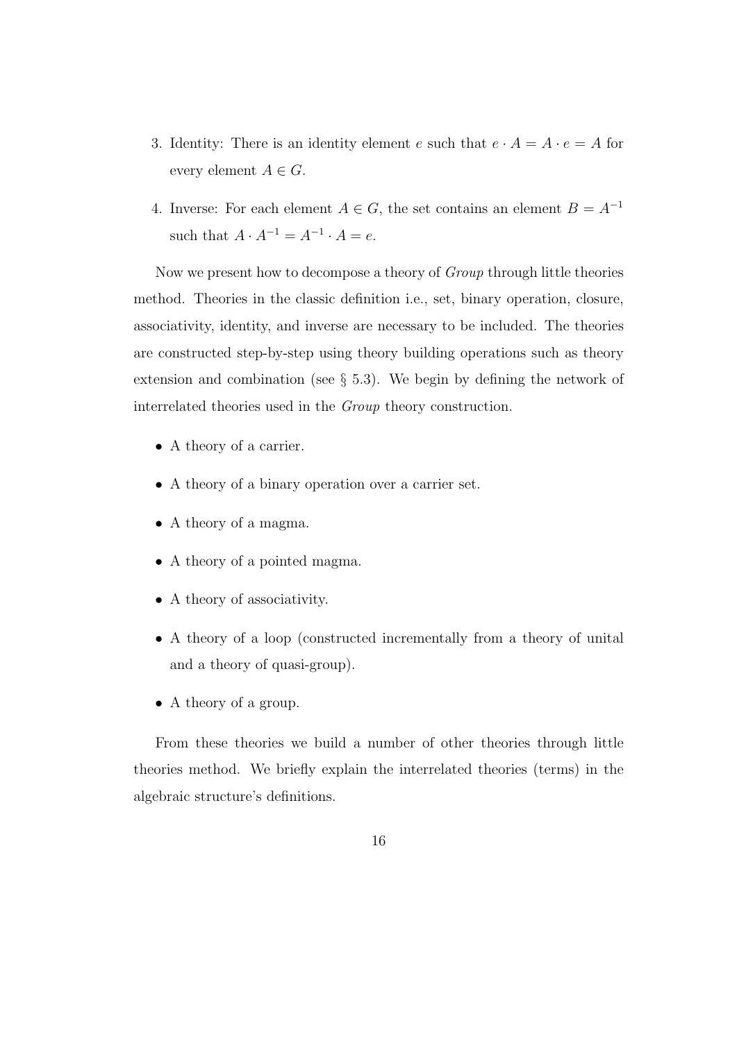3. Identity: There is an identity element $e$ such that $e \cdot A = A \cdot e = A$ for every element $A \in G$.

4. Inverse: For each element $A \in G$, the set contains an element $B = A^{-1}$ such that $A \cdot A^{-1} = A^{-1} \cdot A = e$.

Now we present how to decompose a theory of *Group* through little theories method. Theories in the classic definition i.e., set, binary operation, closure, associativity, identity, and inverse are necessary to be included. The theories are constructed step-by-step using theory building operations such as theory extension and combination (see § 5.3). We begin by defining the network of interrelated theories used in the *Group* theory construction.

- A theory of a carrier.
- A theory of a binary operation over a carrier set.
- A theory of a magma.
- A theory of a pointed magma.
- A theory of associativity.
- A theory of a loop (constructed incrementally from a theory of unital and a theory of quasi-group).
- A theory of a group.

From these theories we build a number of other theories through little theories method. We briefly explain the interrelated theories (terms) in the algebraic structure's definitions.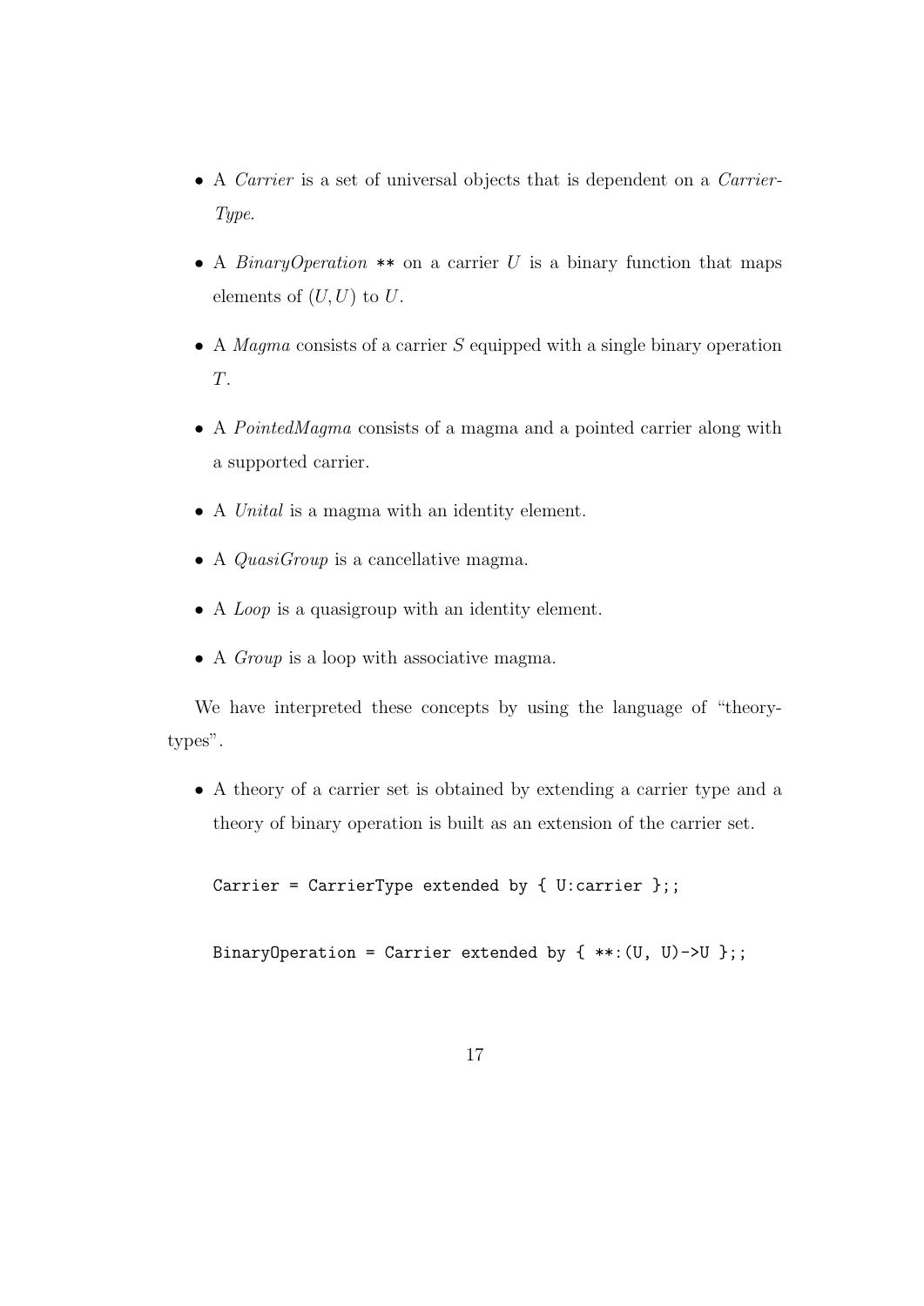- A *Carrier* is a set of universal objects that is dependent on a *CarrierType*.
- A *BinaryOperation* `**` on a carrier $U$ is a binary function that maps elements of $(U, U)$ to $U$.
- A *Magma* consists of a carrier $S$ equipped with a single binary operation $T$.
- A *PointedMagma* consists of a magma and a pointed carrier along with a supported carrier.
- A *Unital* is a magma with an identity element.
- A *QuasiGroup* is a cancellative magma.
- A *Loop* is a quasigroup with an identity element.
- A *Group* is a loop with associative magma.

We have interpreted these concepts by using the language of "theory-types".

- A theory of a carrier set is obtained by extending a carrier type and a theory of binary operation is built as an extension of the carrier set.

```
Carrier = CarrierType extended by { U:carrier };;

BinaryOperation = Carrier extended by { **:(U, U)->U };;
```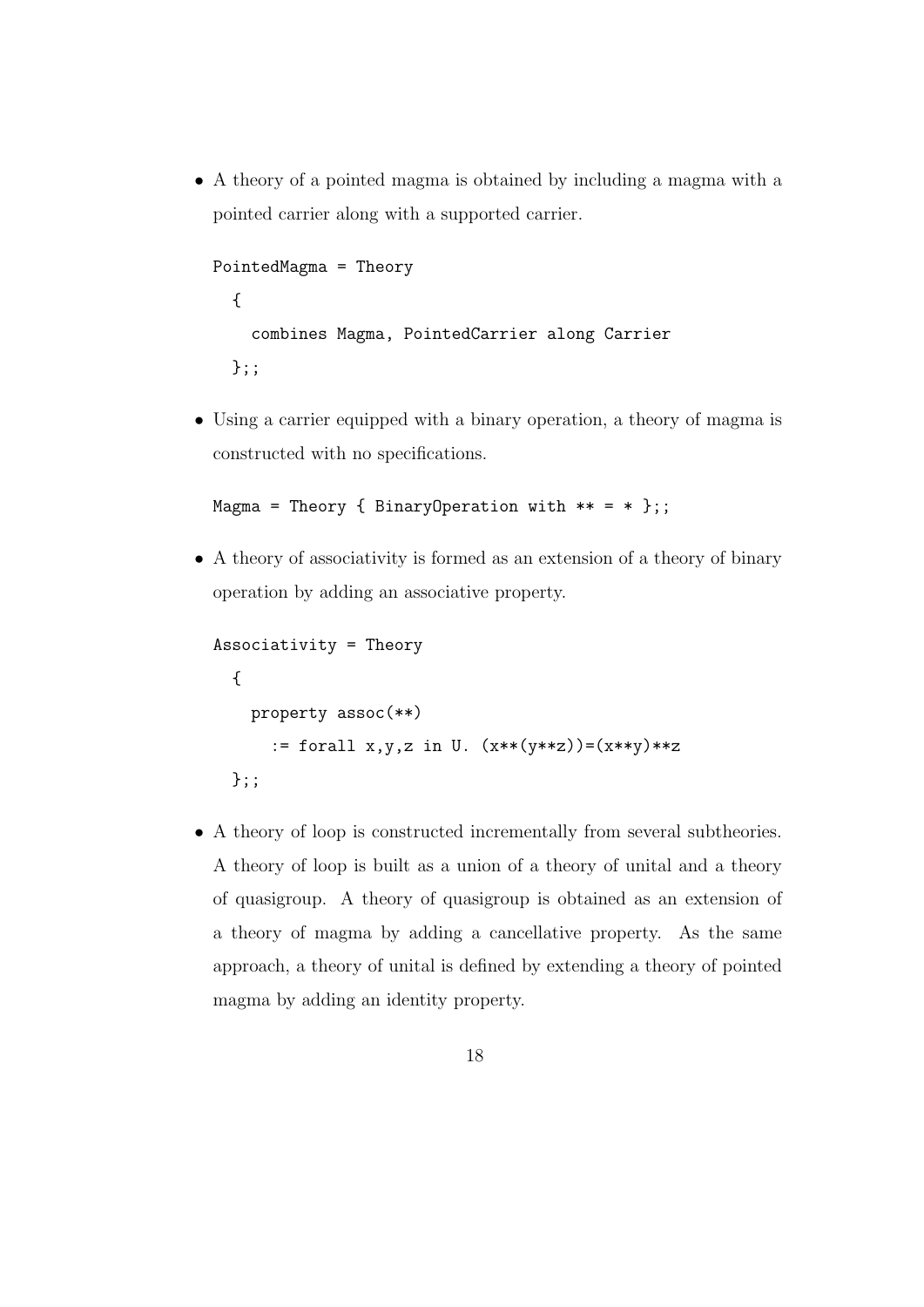- A theory of a pointed magma is obtained by including a magma with a pointed carrier along with a supported carrier.

  ```
  PointedMagma = Theory
    {
      combines Magma, PointedCarrier along Carrier
    };;
  ```

- Using a carrier equipped with a binary operation, a theory of magma is constructed with no specifications.

  ```
  Magma = Theory { BinaryOperation with ** = * };;
  ```

- A theory of associativity is formed as an extension of a theory of binary operation by adding an associative property.

  ```
  Associativity = Theory
    {
      property assoc(**)
        := forall x,y,z in U. (x**(y**z))=(x**y)**z
    };;
  ```

- A theory of loop is constructed incrementally from several subtheories. A theory of loop is built as a union of a theory of unital and a theory of quasigroup. A theory of quasigroup is obtained as an extension of a theory of magma by adding a cancellative property. As the same approach, a theory of unital is defined by extending a theory of pointed magma by adding an identity property.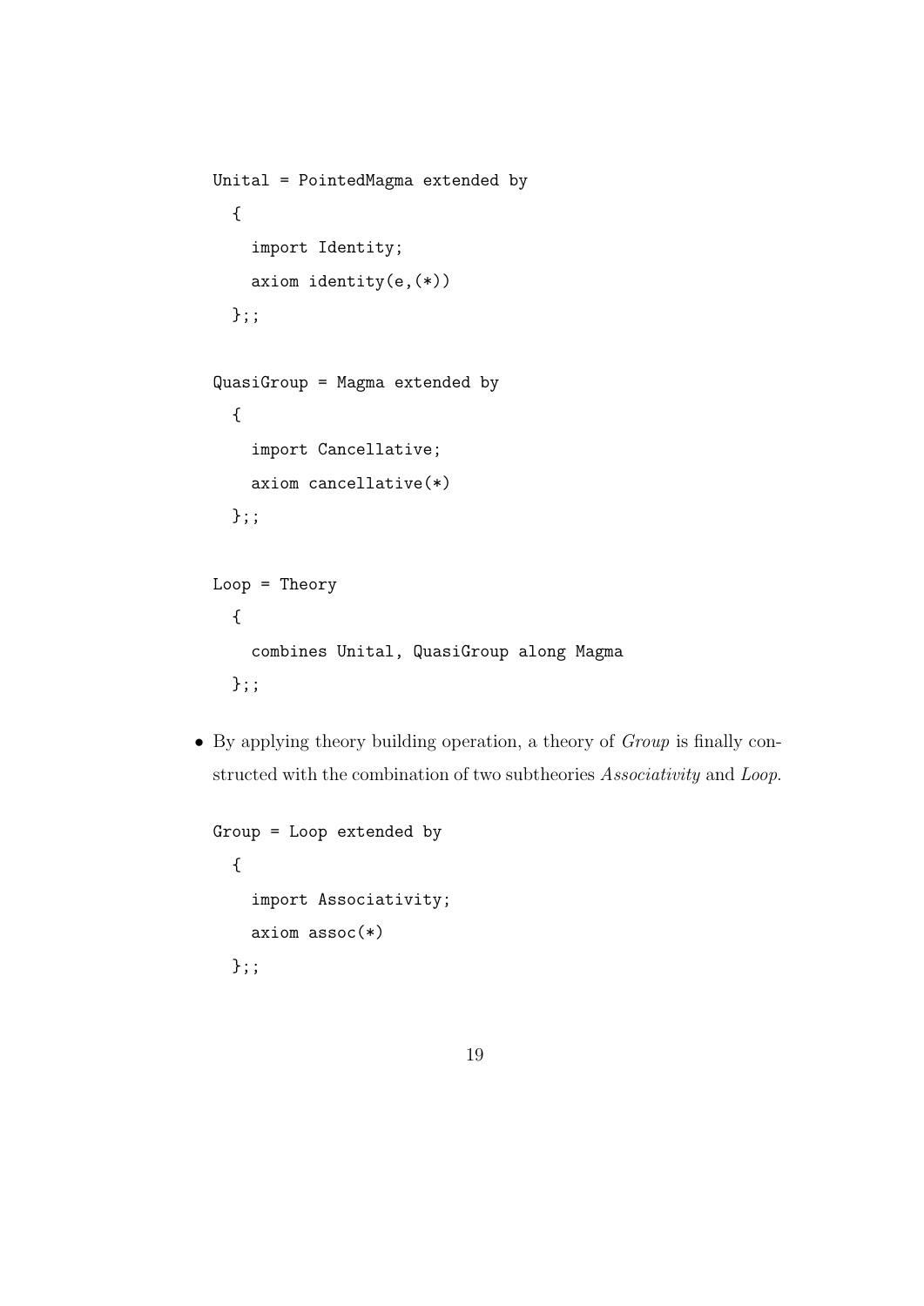```
Unital = PointedMagma extended by
  {
    import Identity;
    axiom identity(e,(*))
  };;

QuasiGroup = Magma extended by
  {
    import Cancellative;
    axiom cancellative(*)
  };;

Loop = Theory
  {
    combines Unital, QuasiGroup along Magma
  };;
```

- By applying theory building operation, a theory of *Group* is finally constructed with the combination of two subtheories *Associativity* and *Loop*.

```
Group = Loop extended by
  {
    import Associativity;
    axiom assoc(*)
  };;
```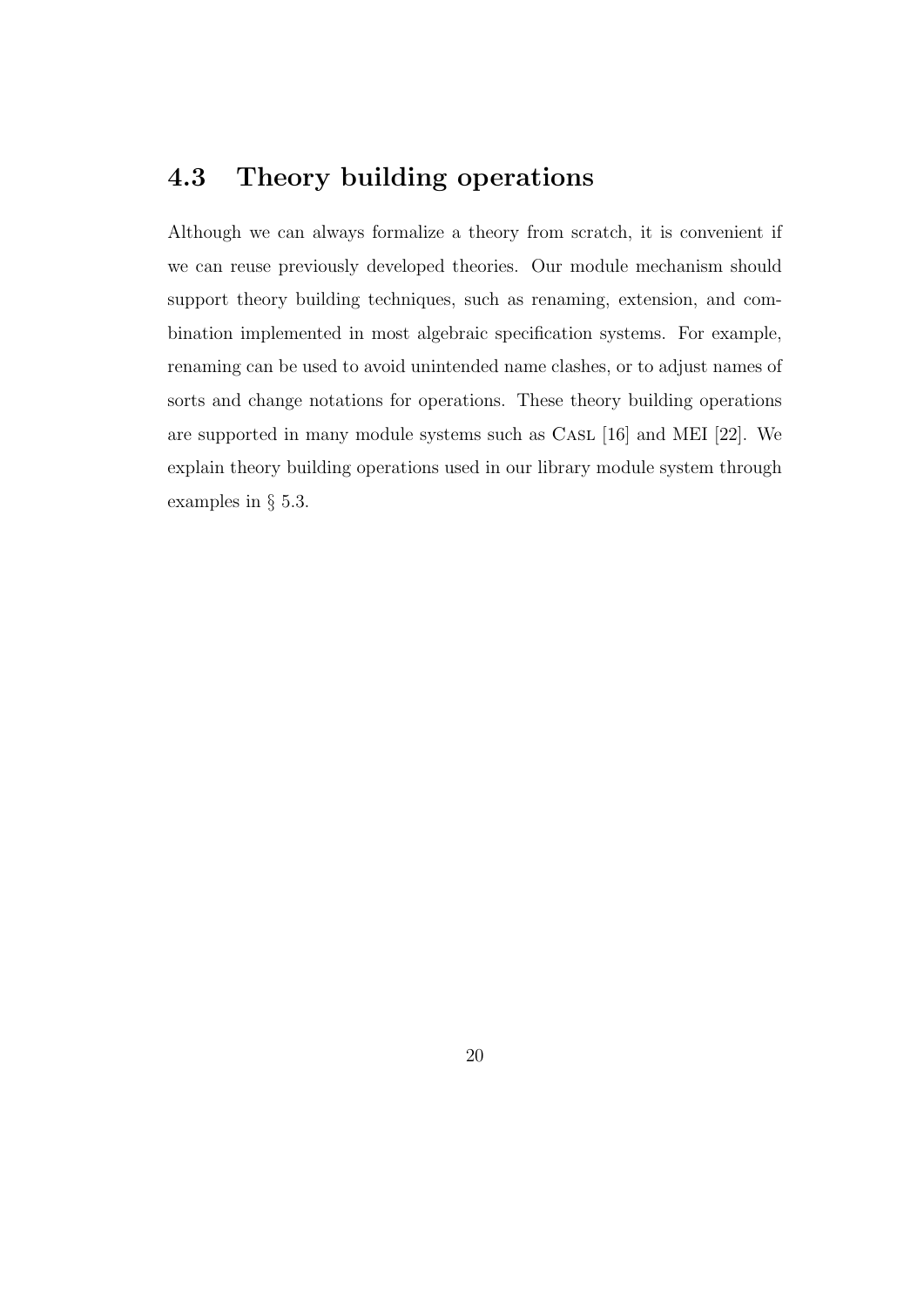## 4.3 Theory building operations

Although we can always formalize a theory from scratch, it is convenient if we can reuse previously developed theories. Our module mechanism should support theory building techniques, such as renaming, extension, and combination implemented in most algebraic specification systems. For example, renaming can be used to avoid unintended name clashes, or to adjust names of sorts and change notations for operations. These theory building operations are supported in many module systems such as CASL [16] and MEI [22]. We explain theory building operations used in our library module system through examples in § 5.3.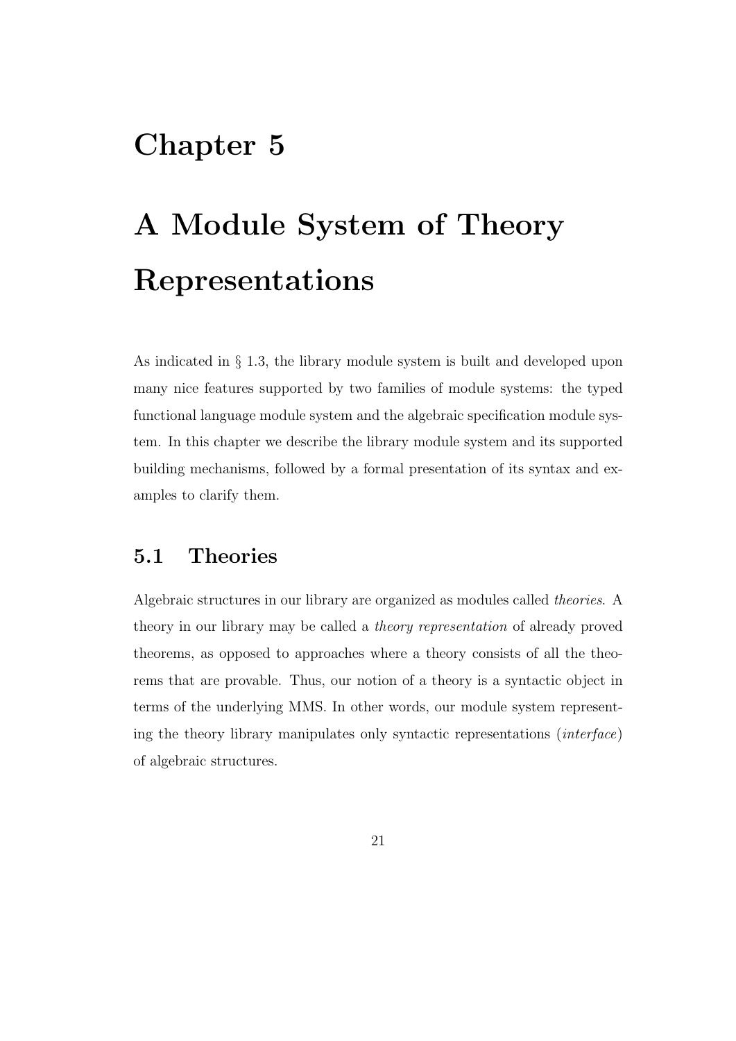# Chapter 5

# A Module System of Theory Representations

As indicated in § 1.3, the library module system is built and developed upon many nice features supported by two families of module systems: the typed functional language module system and the algebraic specification module system. In this chapter we describe the library module system and its supported building mechanisms, followed by a formal presentation of its syntax and examples to clarify them.

## 5.1 Theories

Algebraic structures in our library are organized as modules called *theories*. A theory in our library may be called a *theory representation* of already proved theorems, as opposed to approaches where a theory consists of all the theorems that are provable. Thus, our notion of a theory is a syntactic object in terms of the underlying MMS. In other words, our module system representing the theory library manipulates only syntactic representations (*interface*) of algebraic structures.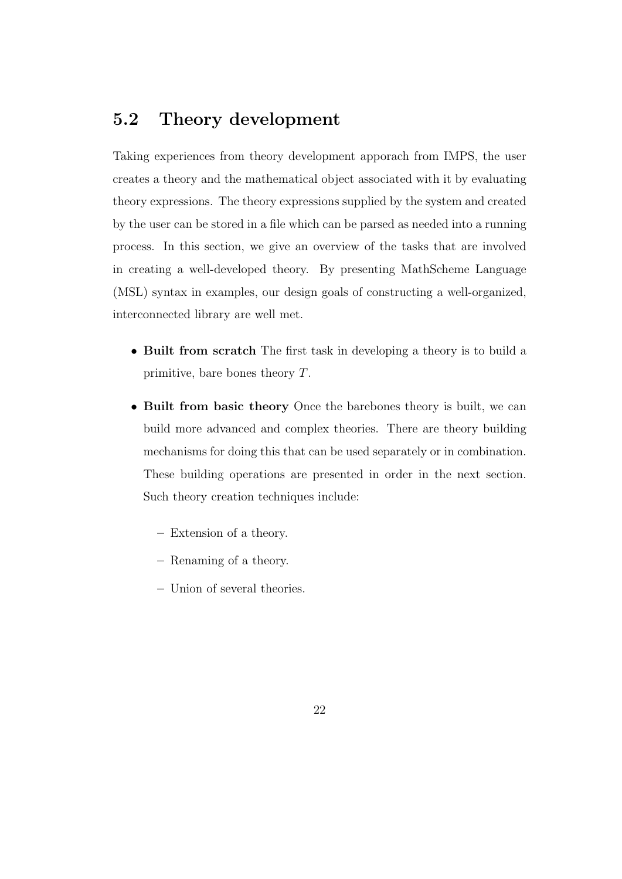## 5.2 Theory development

Taking experiences from theory development apporach from IMPS, the user creates a theory and the mathematical object associated with it by evaluating theory expressions. The theory expressions supplied by the system and created by the user can be stored in a file which can be parsed as needed into a running process. In this section, we give an overview of the tasks that are involved in creating a well-developed theory. By presenting MathScheme Language (MSL) syntax in examples, our design goals of constructing a well-organized, interconnected library are well met.

- **Built from scratch** The first task in developing a theory is to build a primitive, bare bones theory $T$.
- **Built from basic theory** Once the barebones theory is built, we can build more advanced and complex theories. There are theory building mechanisms for doing this that can be used separately or in combination. These building operations are presented in order in the next section. Such theory creation techniques include:
  - Extension of a theory.
  - Renaming of a theory.
  - Union of several theories.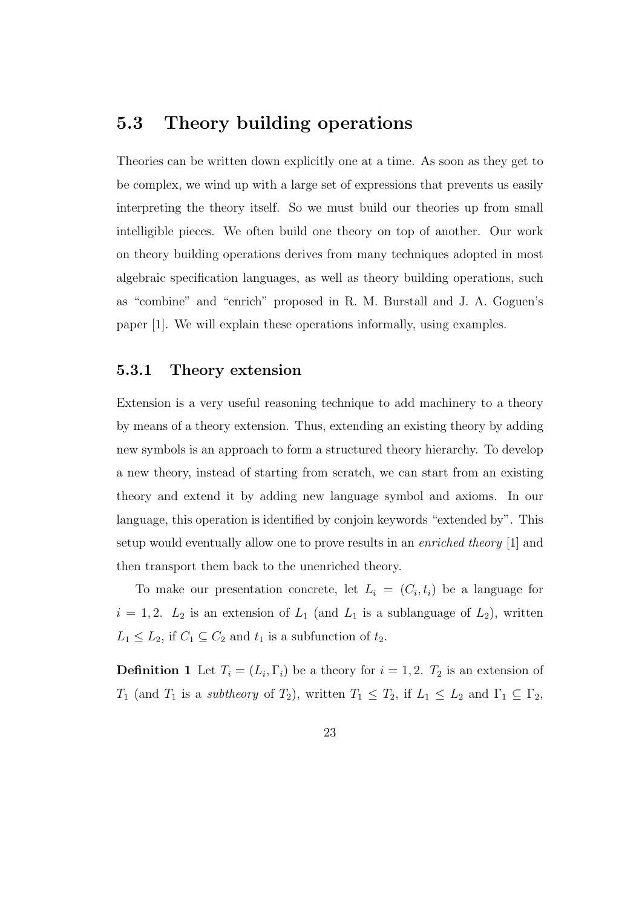## 5.3 Theory building operations

Theories can be written down explicitly one at a time. As soon as they get to be complex, we wind up with a large set of expressions that prevents us easily interpreting the theory itself. So we must build our theories up from small intelligible pieces. We often build one theory on top of another. Our work on theory building operations derives from many techniques adopted in most algebraic specification languages, as well as theory building operations, such as "combine" and "enrich" proposed in R. M. Burstall and J. A. Goguen's paper [1]. We will explain these operations informally, using examples.

### 5.3.1 Theory extension

Extension is a very useful reasoning technique to add machinery to a theory by means of a theory extension. Thus, extending an existing theory by adding new symbols is an approach to form a structured theory hierarchy. To develop a new theory, instead of starting from scratch, we can start from an existing theory and extend it by adding new language symbol and axioms. In our language, this operation is identified by conjoin keywords "extended by". This setup would eventually allow one to prove results in an *enriched theory* [1] and then transport them back to the unenriched theory.

To make our presentation concrete, let $L_i = (C_i, t_i)$ be a language for $i = 1, 2$. $L_2$ is an extension of $L_1$ (and $L_1$ is a sublanguage of $L_2$), written $L_1 \leq L_2$, if $C_1 \subseteq C_2$ and $t_1$ is a subfunction of $t_2$.

**Definition 1** Let $T_i = (L_i, \Gamma_i)$ be a theory for $i = 1, 2$. $T_2$ is an extension of $T_1$ (and $T_1$ is a *subtheory* of $T_2$), written $T_1 \leq T_2$, if $L_1 \leq L_2$ and $\Gamma_1 \subseteq \Gamma_2$,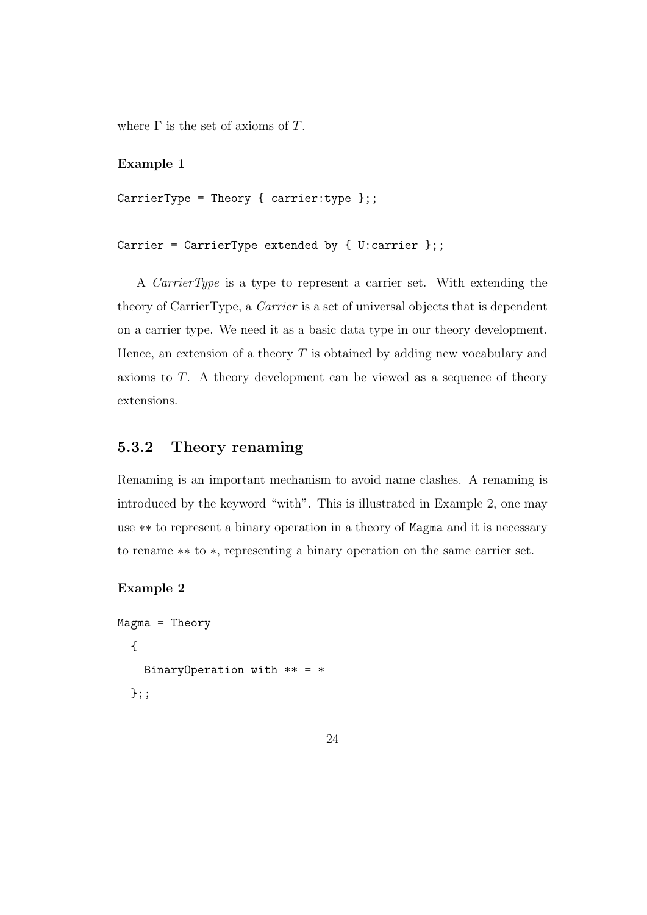where $\Gamma$ is the set of axioms of $T$.

**Example 1**

```
CarrierType = Theory { carrier:type };;

Carrier = CarrierType extended by { U:carrier };;
```

A *CarrierType* is a type to represent a carrier set. With extending the theory of CarrierType, a *Carrier* is a set of universal objects that is dependent on a carrier type. We need it as a basic data type in our theory development. Hence, an extension of a theory $T$ is obtained by adding new vocabulary and axioms to $T$. A theory development can be viewed as a sequence of theory extensions.

### 5.3.2 Theory renaming

Renaming is an important mechanism to avoid name clashes. A renaming is introduced by the keyword "with". This is illustrated in Example 2, one may use $**$ to represent a binary operation in a theory of `Magma` and it is necessary to rename $**$ to $*$, representing a binary operation on the same carrier set.

**Example 2**

```
Magma = Theory
  {
    BinaryOperation with ** = *
  };;
```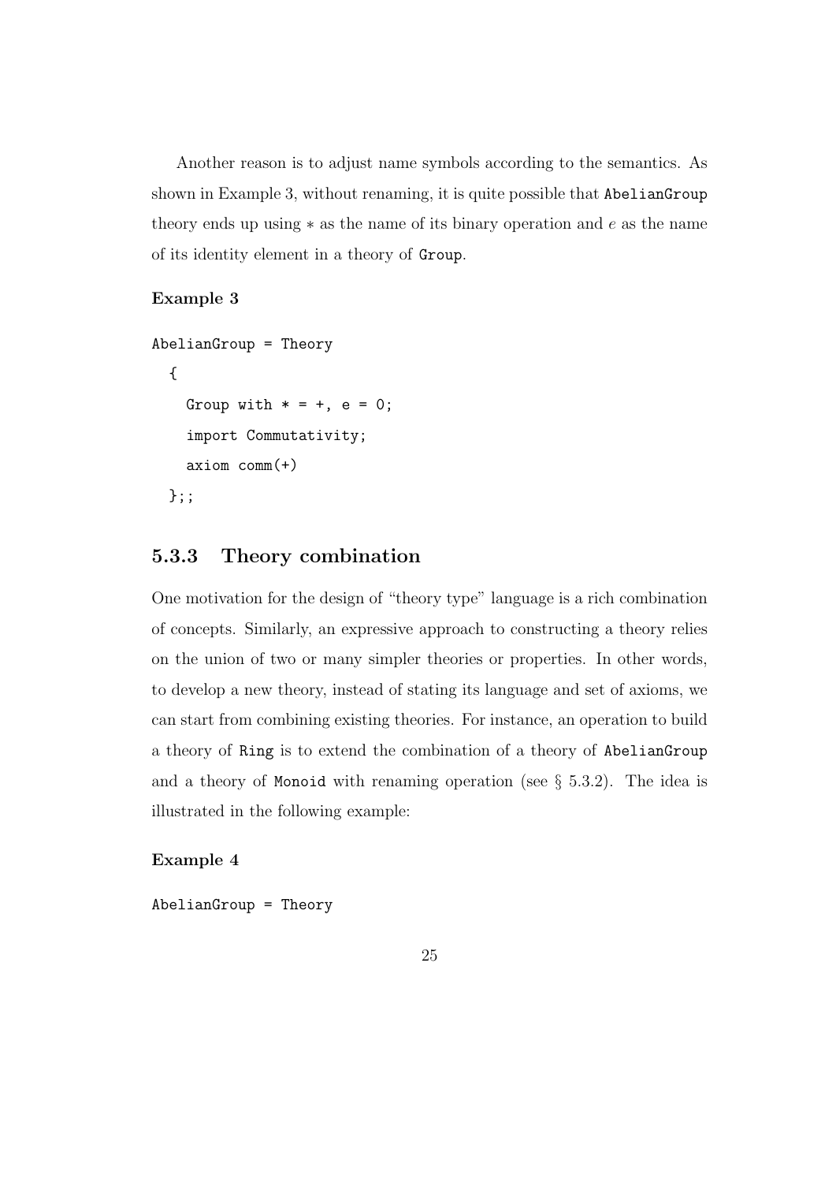Another reason is to adjust name symbols according to the semantics. As shown in Example 3, without renaming, it is quite possible that `AbelianGroup` theory ends up using $*$ as the name of its binary operation and $e$ as the name of its identity element in a theory of `Group`.

**Example 3**

```
AbelianGroup = Theory
  {
    Group with * = +, e = 0;
    import Commutativity;
    axiom comm(+)
  };;
```

### 5.3.3 Theory combination

One motivation for the design of "theory type" language is a rich combination of concepts. Similarly, an expressive approach to constructing a theory relies on the union of two or many simpler theories or properties. In other words, to develop a new theory, instead of stating its language and set of axioms, we can start from combining existing theories. For instance, an operation to build a theory of `Ring` is to extend the combination of a theory of `AbelianGroup` and a theory of `Monoid` with renaming operation (see § 5.3.2). The idea is illustrated in the following example:

**Example 4**

```
AbelianGroup = Theory
```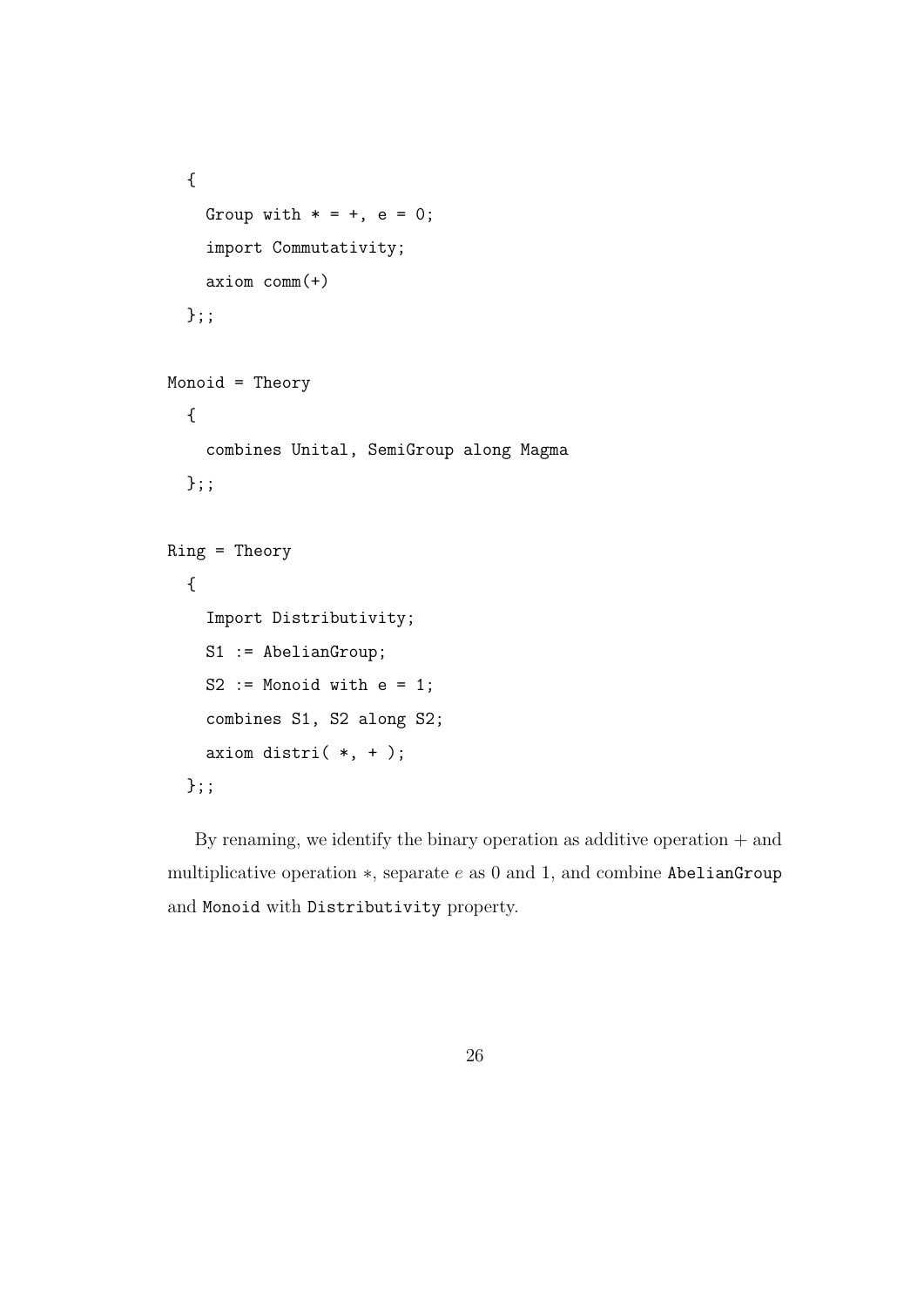```
  {
    Group with * = +, e = 0;
    import Commutativity;
    axiom comm(+)
  };;

Monoid = Theory
  {
    combines Unital, SemiGroup along Magma
  };;

Ring = Theory
  {
    Import Distributivity;
    S1 := AbelianGroup;
    S2 := Monoid with e = 1;
    combines S1, S2 along S2;
    axiom distri( *, + );
  };;
```

By renaming, we identify the binary operation as additive operation $+$ and multiplicative operation $*$, separate $e$ as 0 and 1, and combine `AbelianGroup` and `Monoid` with `Distributivity` property.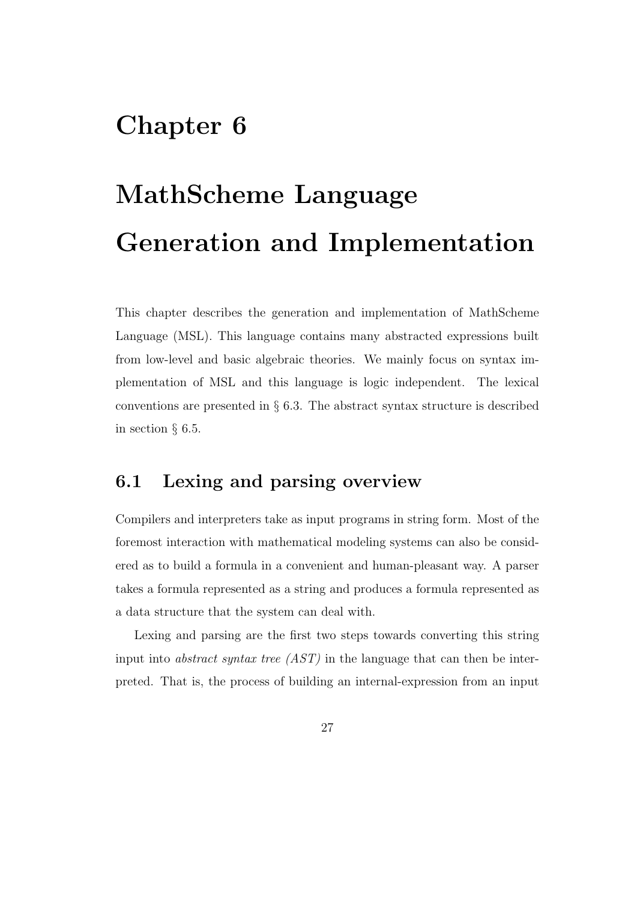# Chapter 6

# MathScheme Language Generation and Implementation

This chapter describes the generation and implementation of MathScheme Language (MSL). This language contains many abstracted expressions built from low-level and basic algebraic theories. We mainly focus on syntax implementation of MSL and this language is logic independent. The lexical conventions are presented in § 6.3. The abstract syntax structure is described in section § 6.5.

## 6.1 Lexing and parsing overview

Compilers and interpreters take as input programs in string form. Most of the foremost interaction with mathematical modeling systems can also be considered as to build a formula in a convenient and human-pleasant way. A parser takes a formula represented as a string and produces a formula represented as a data structure that the system can deal with.

Lexing and parsing are the first two steps towards converting this string input into *abstract syntax tree (AST)* in the language that can then be interpreted. That is, the process of building an internal-expression from an input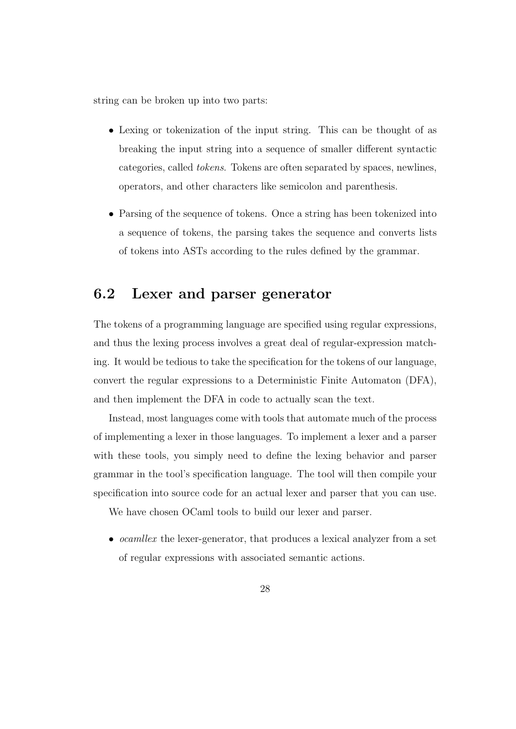string can be broken up into two parts:

- Lexing or tokenization of the input string. This can be thought of as breaking the input string into a sequence of smaller different syntactic categories, called *tokens*. Tokens are often separated by spaces, newlines, operators, and other characters like semicolon and parenthesis.
- Parsing of the sequence of tokens. Once a string has been tokenized into a sequence of tokens, the parsing takes the sequence and converts lists of tokens into ASTs according to the rules defined by the grammar.

## 6.2 Lexer and parser generator

The tokens of a programming language are specified using regular expressions, and thus the lexing process involves a great deal of regular-expression matching. It would be tedious to take the specification for the tokens of our language, convert the regular expressions to a Deterministic Finite Automaton (DFA), and then implement the DFA in code to actually scan the text.

Instead, most languages come with tools that automate much of the process of implementing a lexer in those languages. To implement a lexer and a parser with these tools, you simply need to define the lexing behavior and parser grammar in the tool's specification language. The tool will then compile your specification into source code for an actual lexer and parser that you can use.

We have chosen OCaml tools to build our lexer and parser.

- *ocamllex* the lexer-generator, that produces a lexical analyzer from a set of regular expressions with associated semantic actions.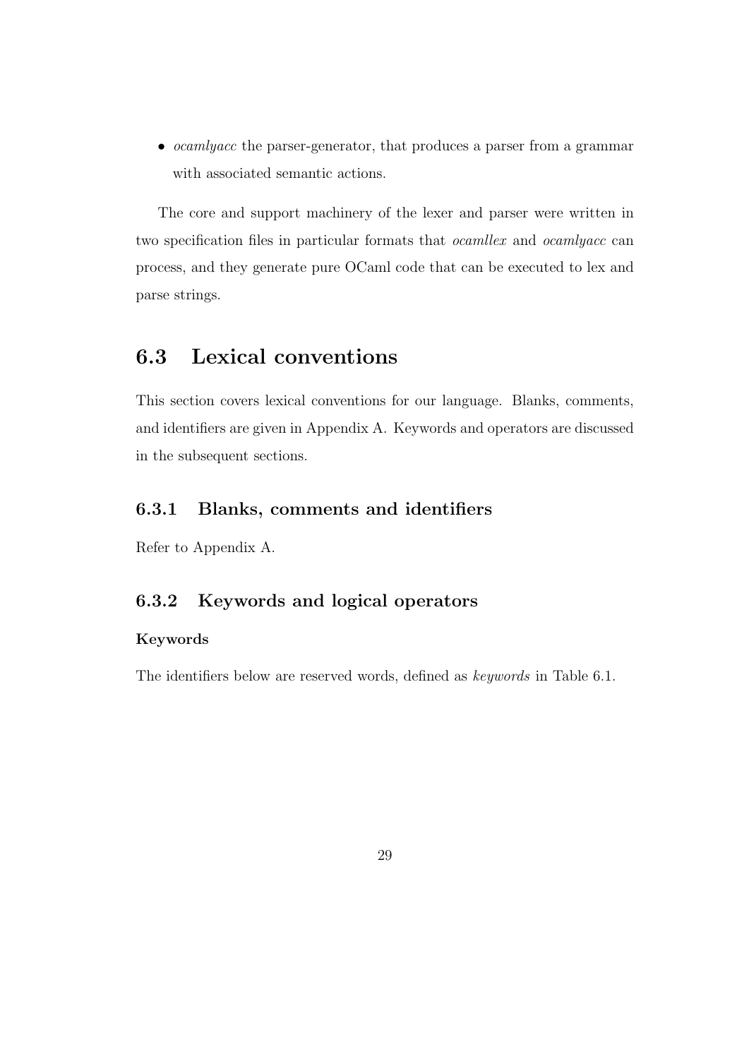- *ocamlyacc* the parser-generator, that produces a parser from a grammar with associated semantic actions.

The core and support machinery of the lexer and parser were written in two specification files in particular formats that *ocamllex* and *ocamlyacc* can process, and they generate pure OCaml code that can be executed to lex and parse strings.

## 6.3 Lexical conventions

This section covers lexical conventions for our language. Blanks, comments, and identifiers are given in Appendix A. Keywords and operators are discussed in the subsequent sections.

### 6.3.1 Blanks, comments and identifiers

Refer to Appendix A.

### 6.3.2 Keywords and logical operators

#### Keywords

The identifiers below are reserved words, defined as *keywords* in Table 6.1.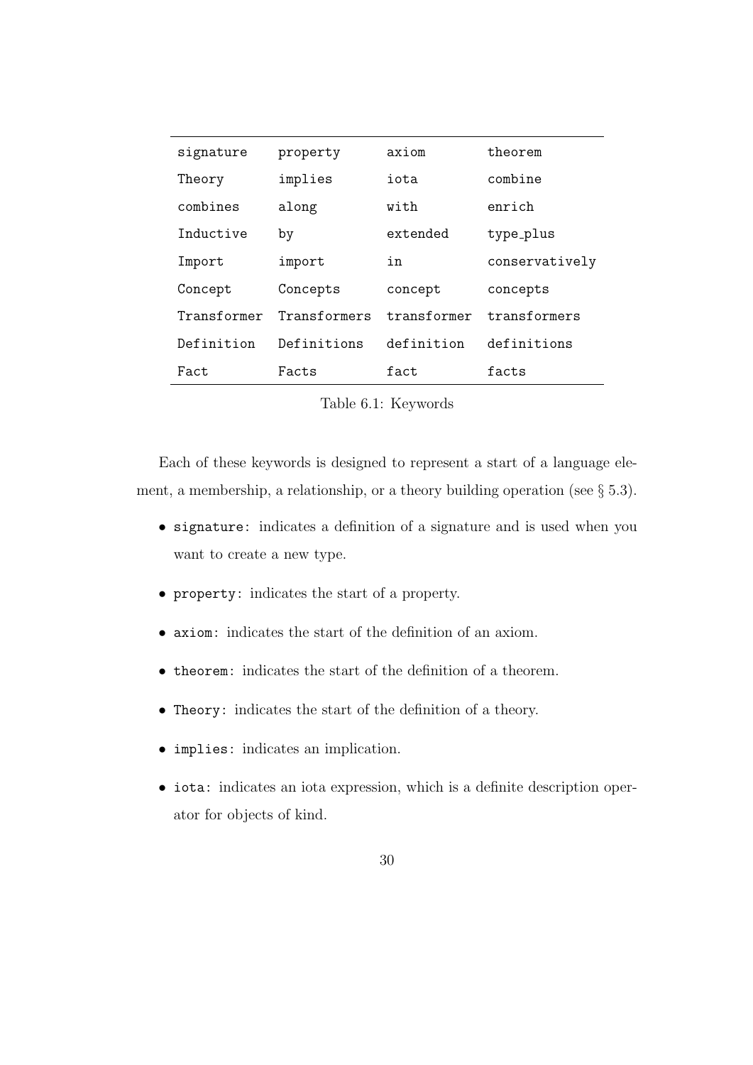| | | | |
|---|---|---|---|
| `signature` | `property` | `axiom` | `theorem` |
| `Theory` | `implies` | `iota` | `combine` |
| `combines` | `along` | `with` | `enrich` |
| `Inductive` | `by` | `extended` | `type_plus` |
| `Import` | `import` | `in` | `conservatively` |
| `Concept` | `Concepts` | `concept` | `concepts` |
| `Transformer` | `Transformers` | `transformer` | `transformers` |
| `Definition` | `Definitions` | `definition` | `definitions` |
| `Fact` | `Facts` | `fact` | `facts` |

Table 6.1: Keywords

Each of these keywords is designed to represent a start of a language element, a membership, a relationship, or a theory building operation (see § 5.3).

- `signature:` indicates a definition of a signature and is used when you want to create a new type.
- `property:` indicates the start of a property.
- `axiom:` indicates the start of the definition of an axiom.
- `theorem:` indicates the start of the definition of a theorem.
- `Theory:` indicates the start of the definition of a theory.
- `implies:` indicates an implication.
- `iota:` indicates an iota expression, which is a definite description operator for objects of kind.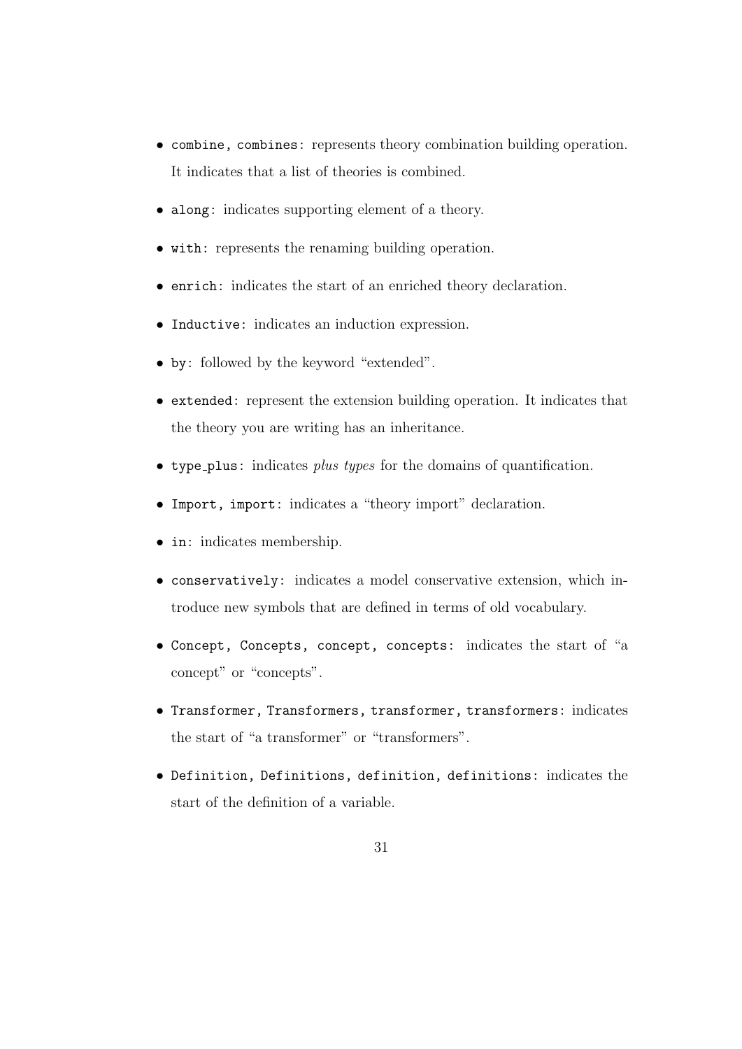- `combine, combines`: represents theory combination building operation. It indicates that a list of theories is combined.

- `along`: indicates supporting element of a theory.

- `with`: represents the renaming building operation.

- `enrich`: indicates the start of an enriched theory declaration.

- `Inductive`: indicates an induction expression.

- `by`: followed by the keyword "extended".

- `extended`: represent the extension building operation. It indicates that the theory you are writing has an inheritance.

- `type_plus`: indicates *plus types* for the domains of quantification.

- `Import, import`: indicates a "theory import" declaration.

- `in`: indicates membership.

- `conservatively`: indicates a model conservative extension, which introduce new symbols that are defined in terms of old vocabulary.

- `Concept, Concepts, concept, concepts`: indicates the start of "a concept" or "concepts".

- `Transformer, Transformers, transformer, transformers`: indicates the start of "a transformer" or "transformers".

- `Definition, Definitions, definition, definitions`: indicates the start of the definition of a variable.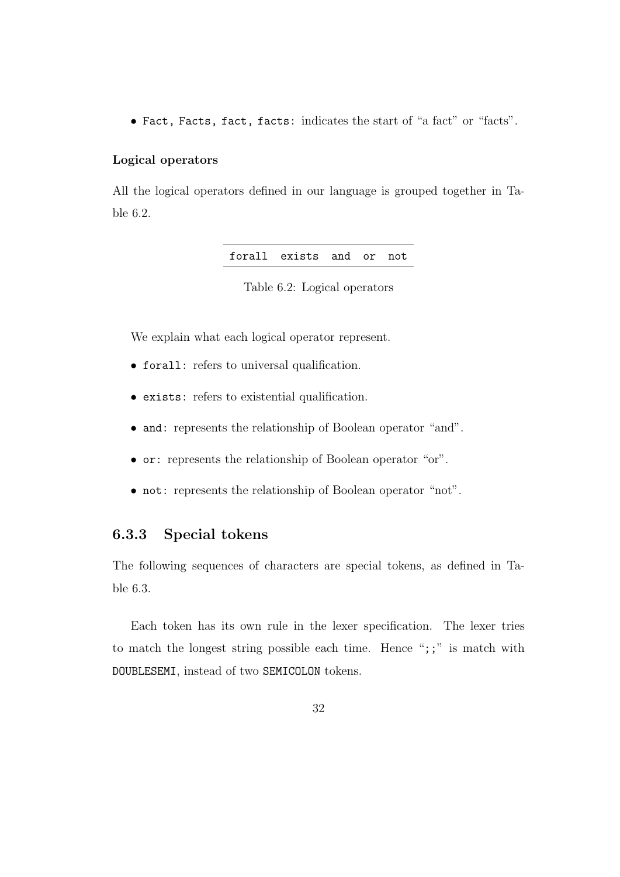- `Fact`, `Facts`, `fact`, `facts`: indicates the start of "a fact" or "facts".

**Logical operators**

All the logical operators defined in our language is grouped together in Table 6.2.

| `forall` | `exists` | `and` | `or` | `not` |
|---|---|---|---|---|

Table 6.2: Logical operators

We explain what each logical operator represent.

- `forall`: refers to universal qualification.
- `exists`: refers to existential qualification.
- `and`: represents the relationship of Boolean operator "and".
- `or`: represents the relationship of Boolean operator "or".
- `not`: represents the relationship of Boolean operator "not".

### 6.3.3 Special tokens

The following sequences of characters are special tokens, as defined in Table 6.3.

Each token has its own rule in the lexer specification. The lexer tries to match the longest string possible each time. Hence "`;;`" is match with `DOUBLESEMI`, instead of two `SEMICOLON` tokens.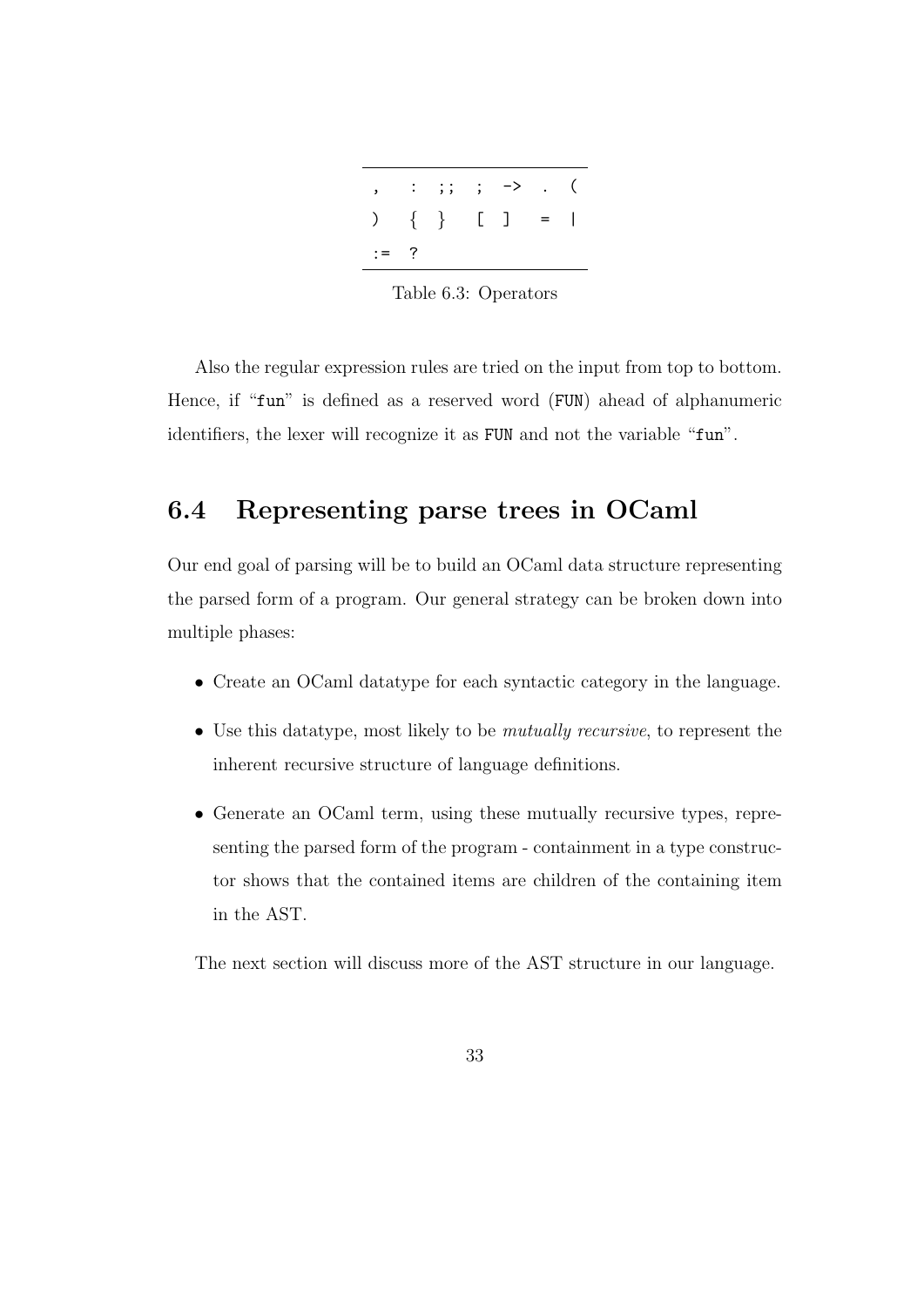| , | : | ;; | ; | -> | . | ( |
|---|---|---|---|---|---|---|
| ) | { | } | [ | ] | = | \| |
| := | ? | | | | | |

Table 6.3: Operators

Also the regular expression rules are tried on the input from top to bottom. Hence, if "`fun`" is defined as a reserved word (`FUN`) ahead of alphanumeric identifiers, the lexer will recognize it as `FUN` and not the variable "`fun`".

## 6.4 Representing parse trees in OCaml

Our end goal of parsing will be to build an OCaml data structure representing the parsed form of a program. Our general strategy can be broken down into multiple phases:

- Create an OCaml datatype for each syntactic category in the language.
- Use this datatype, most likely to be *mutually recursive*, to represent the inherent recursive structure of language definitions.
- Generate an OCaml term, using these mutually recursive types, representing the parsed form of the program - containment in a type constructor shows that the contained items are children of the containing item in the AST.

The next section will discuss more of the AST structure in our language.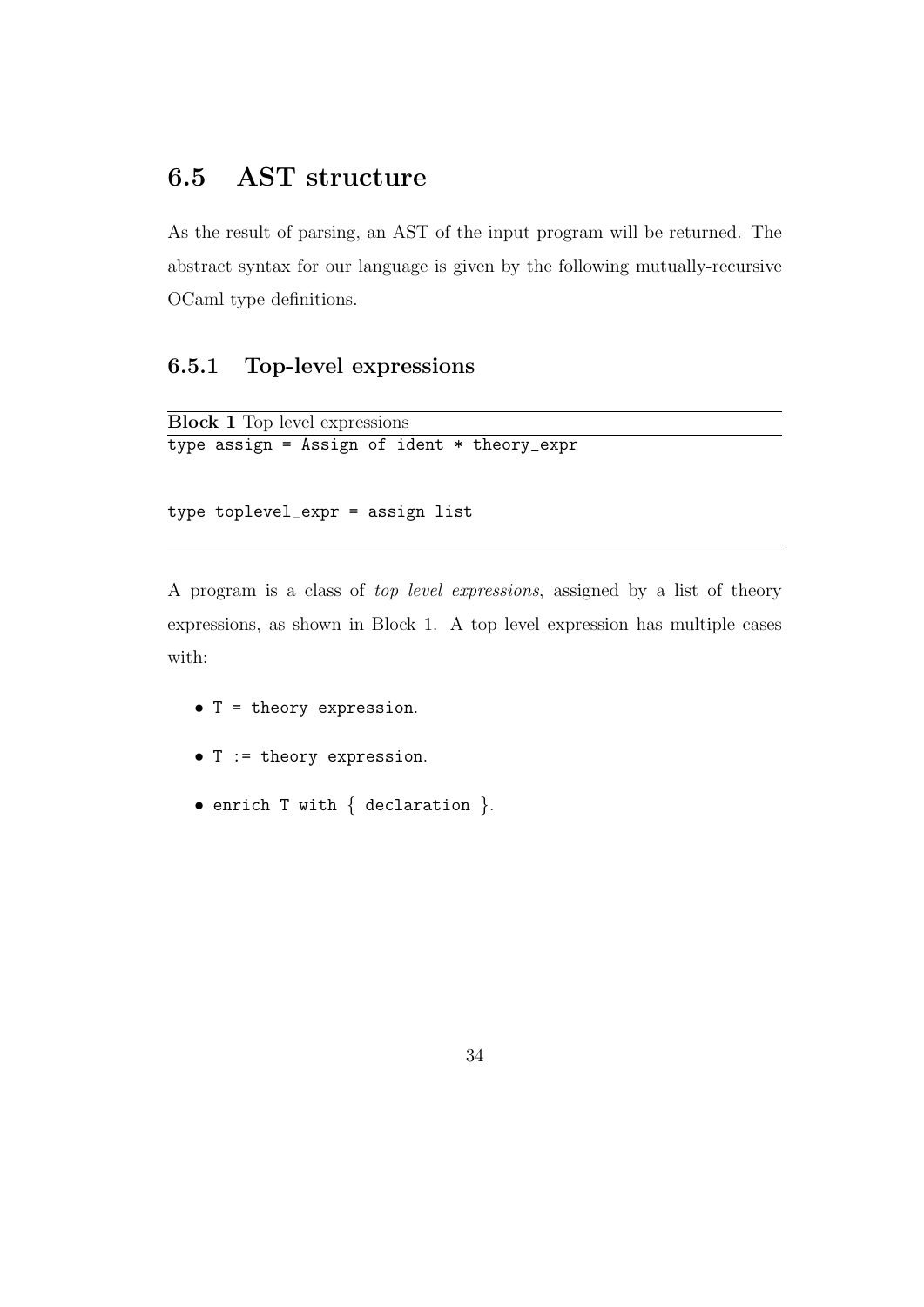## 6.5 AST structure

As the result of parsing, an AST of the input program will be returned. The abstract syntax for our language is given by the following mutually-recursive OCaml type definitions.

### 6.5.1 Top-level expressions

**Block 1** Top level expressions

```
type assign = Assign of ident * theory_expr


type toplevel_expr = assign list
```

A program is a class of *top level expressions*, assigned by a list of theory expressions, as shown in Block 1. A top level expression has multiple cases with:

- `T = theory expression`.
- `T := theory expression`.
- `enrich T with { declaration }`.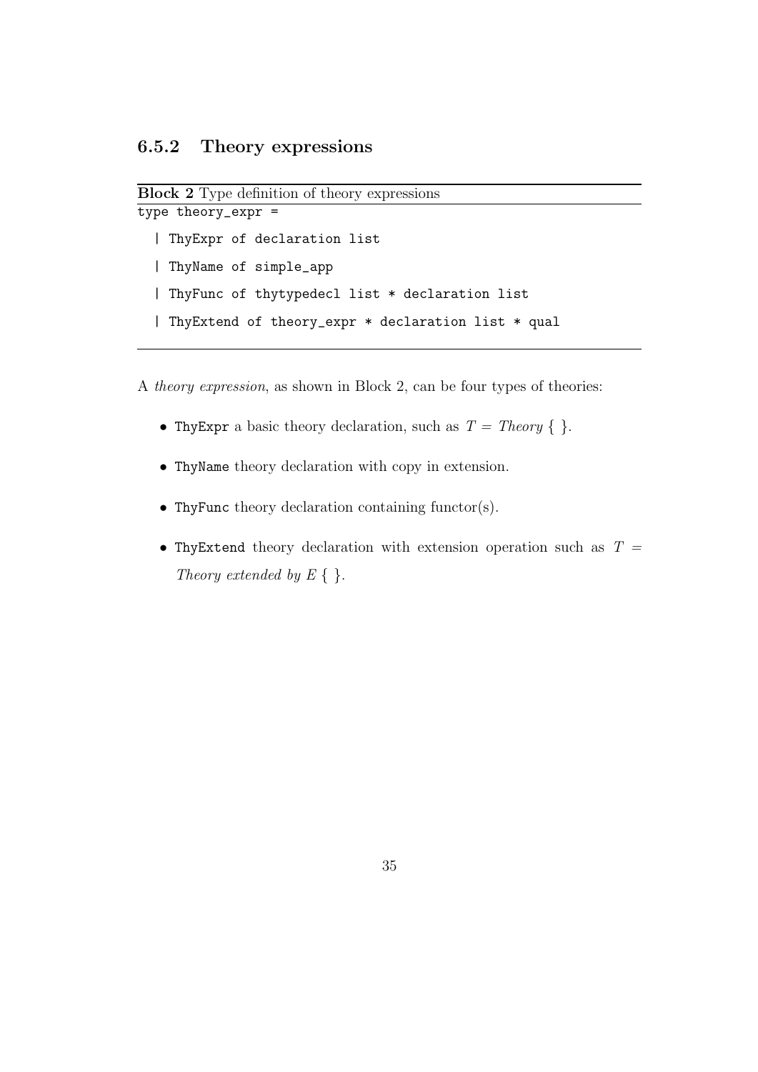### 6.5.2 Theory expressions

**Block 2** Type definition of theory expressions

```
type theory_expr =
  | ThyExpr of declaration list
  | ThyName of simple_app
  | ThyFunc of thytypedecl list * declaration list
  | ThyExtend of theory_expr * declaration list * qual
```

A *theory expression*, as shown in Block 2, can be four types of theories:

- `ThyExpr` a basic theory declaration, such as $T = Theory\ \{\ \}$.
- `ThyName` theory declaration with copy in extension.
- `ThyFunc` theory declaration containing functor(s).
- `ThyExtend` theory declaration with extension operation such as $T = Theory\ extended\ by\ E\ \{\ \}$.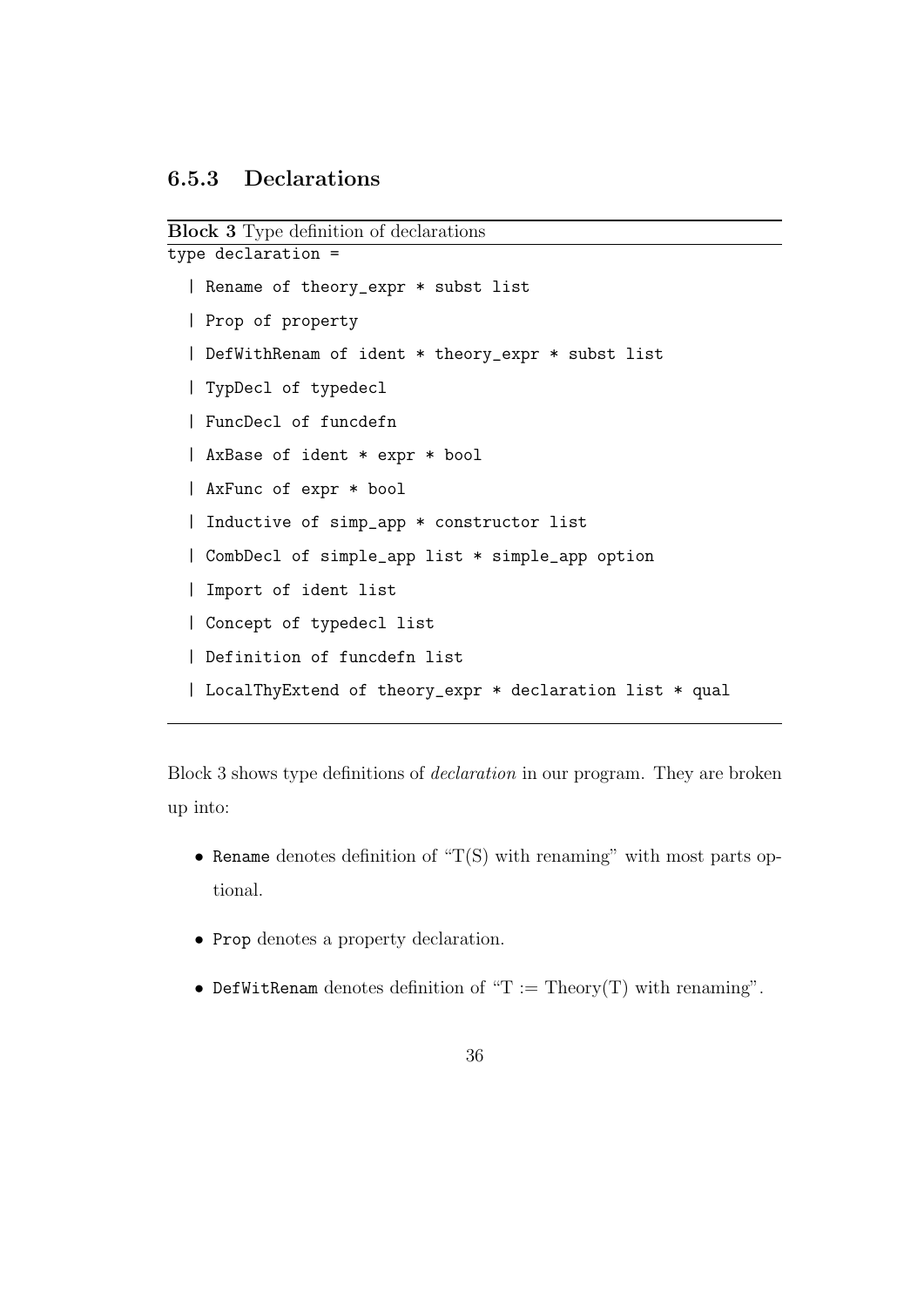### 6.5.3 Declarations

**Block 3** Type definition of declarations

```
type declaration =
  | Rename of theory_expr * subst list
  | Prop of property
  | DefWithRenam of ident * theory_expr * subst list
  | TypDecl of typedecl
  | FuncDecl of funcdefn
  | AxBase of ident * expr * bool
  | AxFunc of expr * bool
  | Inductive of simp_app * constructor list
  | CombDecl of simple_app list * simple_app option
  | Import of ident list
  | Concept of typedecl list
  | Definition of funcdefn list
  | LocalThyExtend of theory_expr * declaration list * qual
```

Block 3 shows type definitions of *declaration* in our program. They are broken up into:

- `Rename` denotes definition of "T(S) with renaming" with most parts optional.
- `Prop` denotes a property declaration.
- `DefWitRenam` denotes definition of "T := Theory(T) with renaming".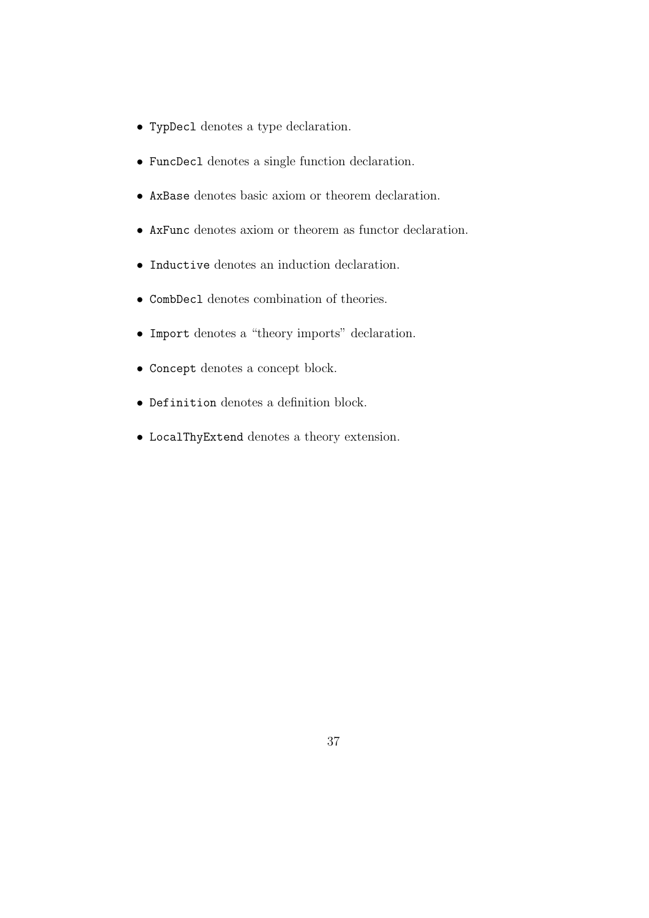- `TypDecl` denotes a type declaration.
- `FuncDecl` denotes a single function declaration.
- `AxBase` denotes basic axiom or theorem declaration.
- `AxFunc` denotes axiom or theorem as functor declaration.
- `Inductive` denotes an induction declaration.
- `CombDecl` denotes combination of theories.
- `Import` denotes a "theory imports" declaration.
- `Concept` denotes a concept block.
- `Definition` denotes a definition block.
- `LocalThyExtend` denotes a theory extension.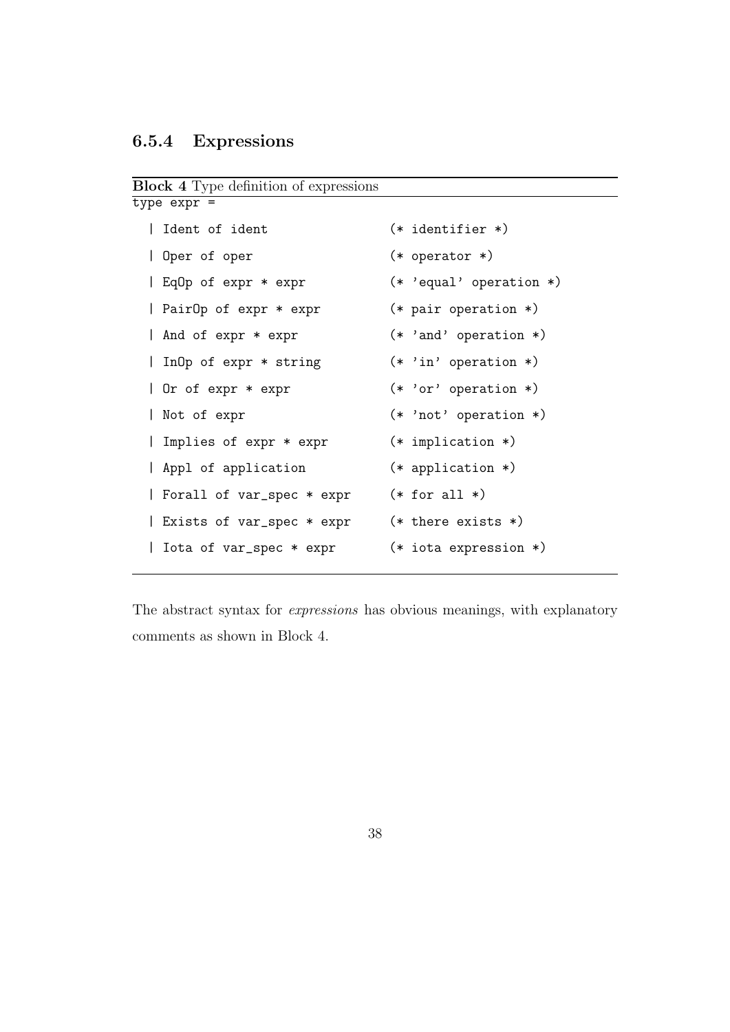### 6.5.4 Expressions

**Block 4** Type definition of expressions

```
type expr =
  | Ident of ident               (* identifier *)
  | Oper of oper                 (* operator *)
  | EqOp of expr * expr          (* 'equal' operation *)
  | PairOp of expr * expr        (* pair operation *)
  | And of expr * expr           (* 'and' operation *)
  | InOp of expr * string        (* 'in' operation *)
  | Or of expr * expr            (* 'or' operation *)
  | Not of expr                  (* 'not' operation *)
  | Implies of expr * expr       (* implication *)
  | Appl of application          (* application *)
  | Forall of var_spec * expr    (* for all *)
  | Exists of var_spec * expr    (* there exists *)
  | Iota of var_spec * expr      (* iota expression *)
```

The abstract syntax for *expressions* has obvious meanings, with explanatory comments as shown in Block 4.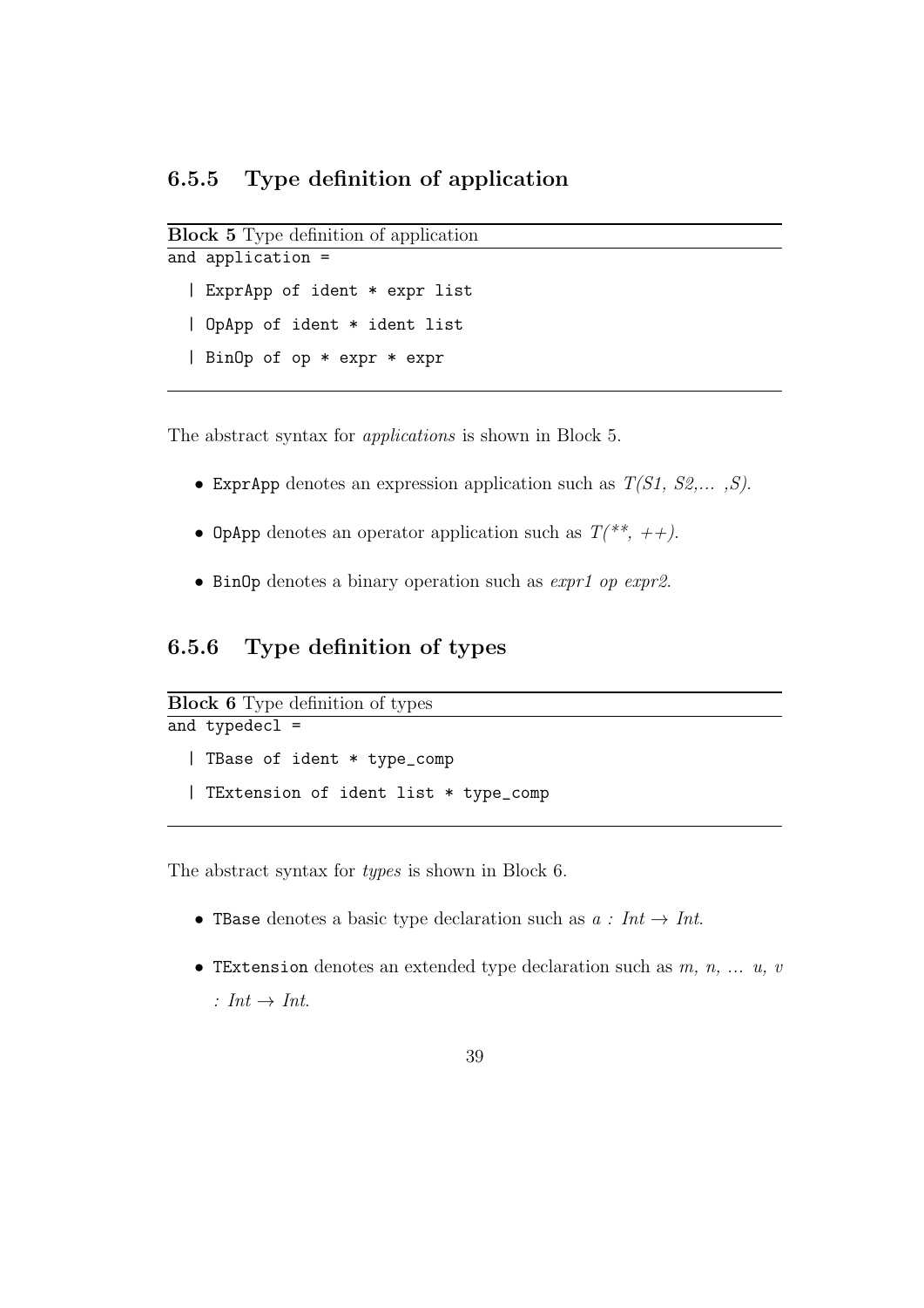### 6.5.5 Type definition of application

**Block 5** Type definition of application

```
and application =
  | ExprApp of ident * expr list
  | OpApp of ident * ident list
  | BinOp of op * expr * expr
```

The abstract syntax for *applications* is shown in Block 5.

- `ExprApp` denotes an expression application such as *T(S1, S2,... ,S)*.
- `OpApp` denotes an operator application such as *T(\*\*, ++)*.
- `BinOp` denotes a binary operation such as *expr1 op expr2*.

### 6.5.6 Type definition of types

**Block 6** Type definition of types

```
and typedecl =
  | TBase of ident * type_comp
  | TExtension of ident list * type_comp
```

The abstract syntax for *types* is shown in Block 6.

- `TBase` denotes a basic type declaration such as $a : Int \rightarrow Int$.
- `TExtension` denotes an extended type declaration such as $m, n, \ldots u, v : Int \rightarrow Int$.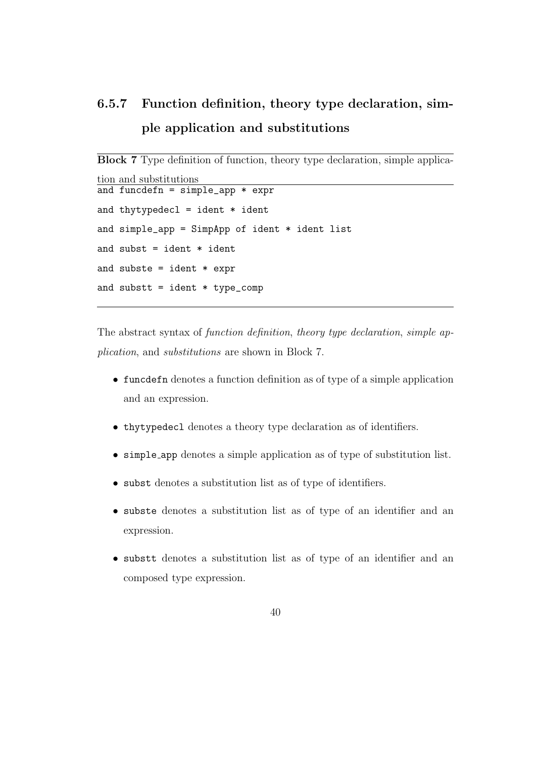### 6.5.7 Function definition, theory type declaration, simple application and substitutions

**Block 7** Type definition of function, theory type declaration, simple application and substitutions

```
and funcdefn = simple_app * expr

and thytypedecl = ident * ident

and simple_app = SimpApp of ident * ident list

and subst = ident * ident

and subste = ident * expr

and substt = ident * type_comp
```

The abstract syntax of *function definition*, *theory type declaration*, *simple application*, and *substitutions* are shown in Block 7.

- `funcdefn` denotes a function definition as of type of a simple application and an expression.
- `thytypedecl` denotes a theory type declaration as of identifiers.
- `simple_app` denotes a simple application as of type of substitution list.
- `subst` denotes a substitution list as of type of identifiers.
- `subste` denotes a substitution list as of type of an identifier and an expression.
- `substt` denotes a substitution list as of type of an identifier and an composed type expression.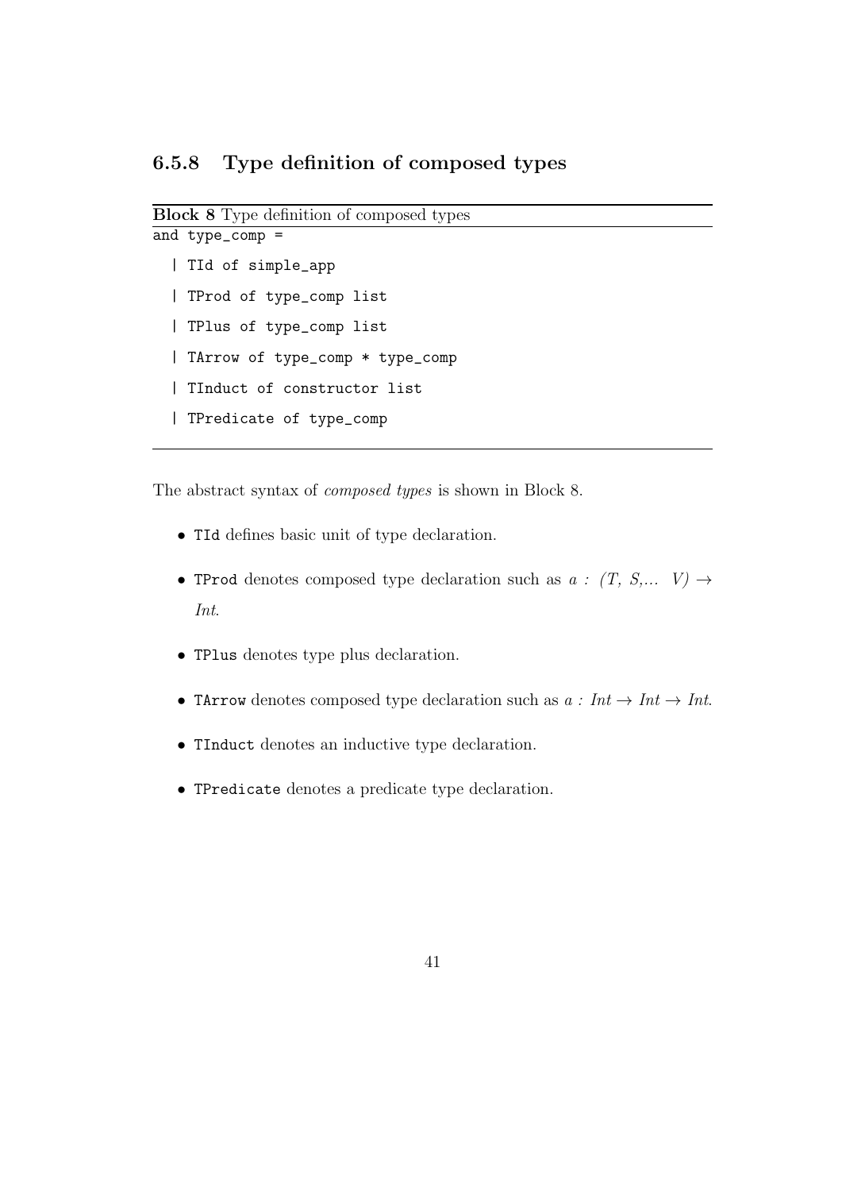### 6.5.8 Type definition of composed types

**Block 8** Type definition of composed types

```
and type_comp =
  | TId of simple_app
  | TProd of type_comp list
  | TPlus of type_comp list
  | TArrow of type_comp * type_comp
  | TInduct of constructor list
  | TPredicate of type_comp
```

The abstract syntax of *composed types* is shown in Block 8.

- `TId` defines basic unit of type declaration.
- `TProd` denotes composed type declaration such as *a : (T, S,... V)* $\rightarrow$ *Int*.
- `TPlus` denotes type plus declaration.
- `TArrow` denotes composed type declaration such as *a : Int* $\rightarrow$ *Int* $\rightarrow$ *Int*.
- `TInduct` denotes an inductive type declaration.
- `TPredicate` denotes a predicate type declaration.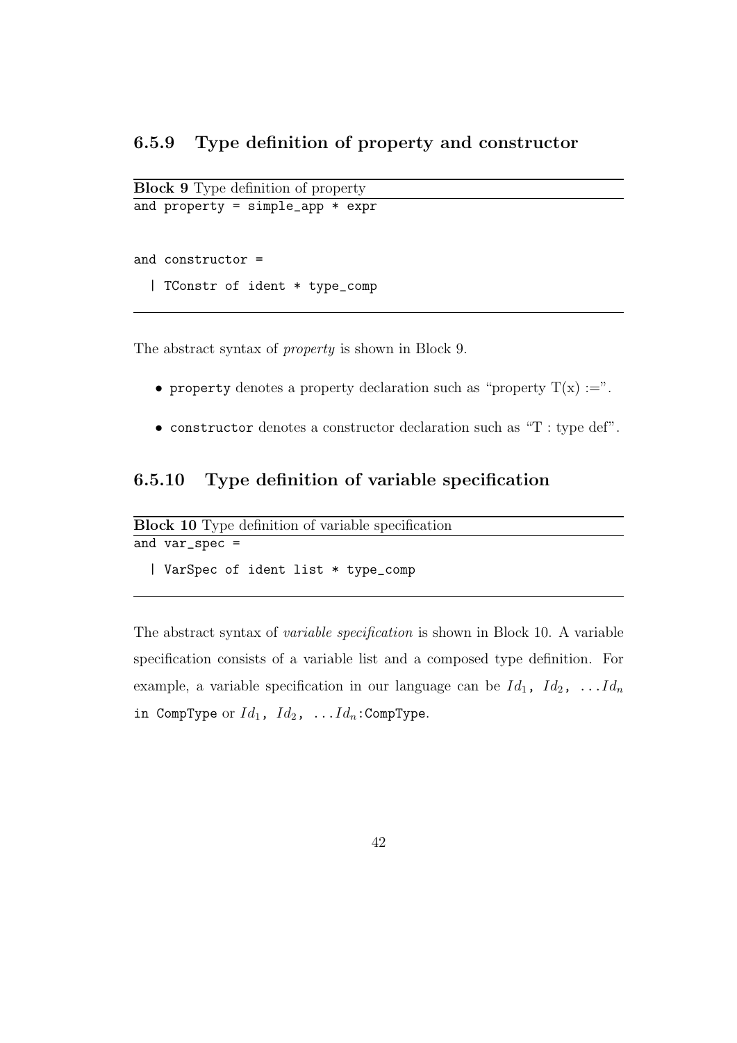### 6.5.9 Type definition of property and constructor

**Block 9** Type definition of property

```
and property = simple_app * expr


and constructor =
  | TConstr of ident * type_comp
```

The abstract syntax of *property* is shown in Block 9.

- `property` denotes a property declaration such as "property T(x) :=".
- `constructor` denotes a constructor declaration such as "T : type def".

### 6.5.10 Type definition of variable specification

**Block 10** Type definition of variable specification

```
and var_spec =
  | VarSpec of ident list * type_comp
```

The abstract syntax of *variable specification* is shown in Block 10. A variable specification consists of a variable list and a composed type definition. For example, a variable specification in our language can be $Id_1$, $Id_2$, $\ldots Id_n$ `in CompType` or $Id_1$, $Id_2$, $\ldots Id_n$`:CompType`.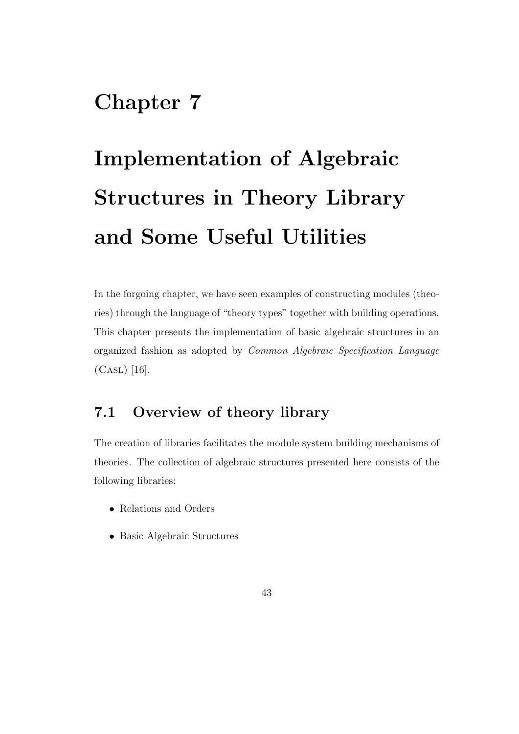# Chapter 7

# Implementation of Algebraic Structures in Theory Library and Some Useful Utilities

In the forgoing chapter, we have seen examples of constructing modules (theories) through the language of "theory types" together with building operations. This chapter presents the implementation of basic algebraic structures in an organized fashion as adopted by *Common Algebraic Specification Language* (CASL) [16].

## 7.1 Overview of theory library

The creation of libraries facilitates the module system building mechanisms of theories. The collection of algebraic structures presented here consists of the following libraries:

- Relations and Orders
- Basic Algebraic Structures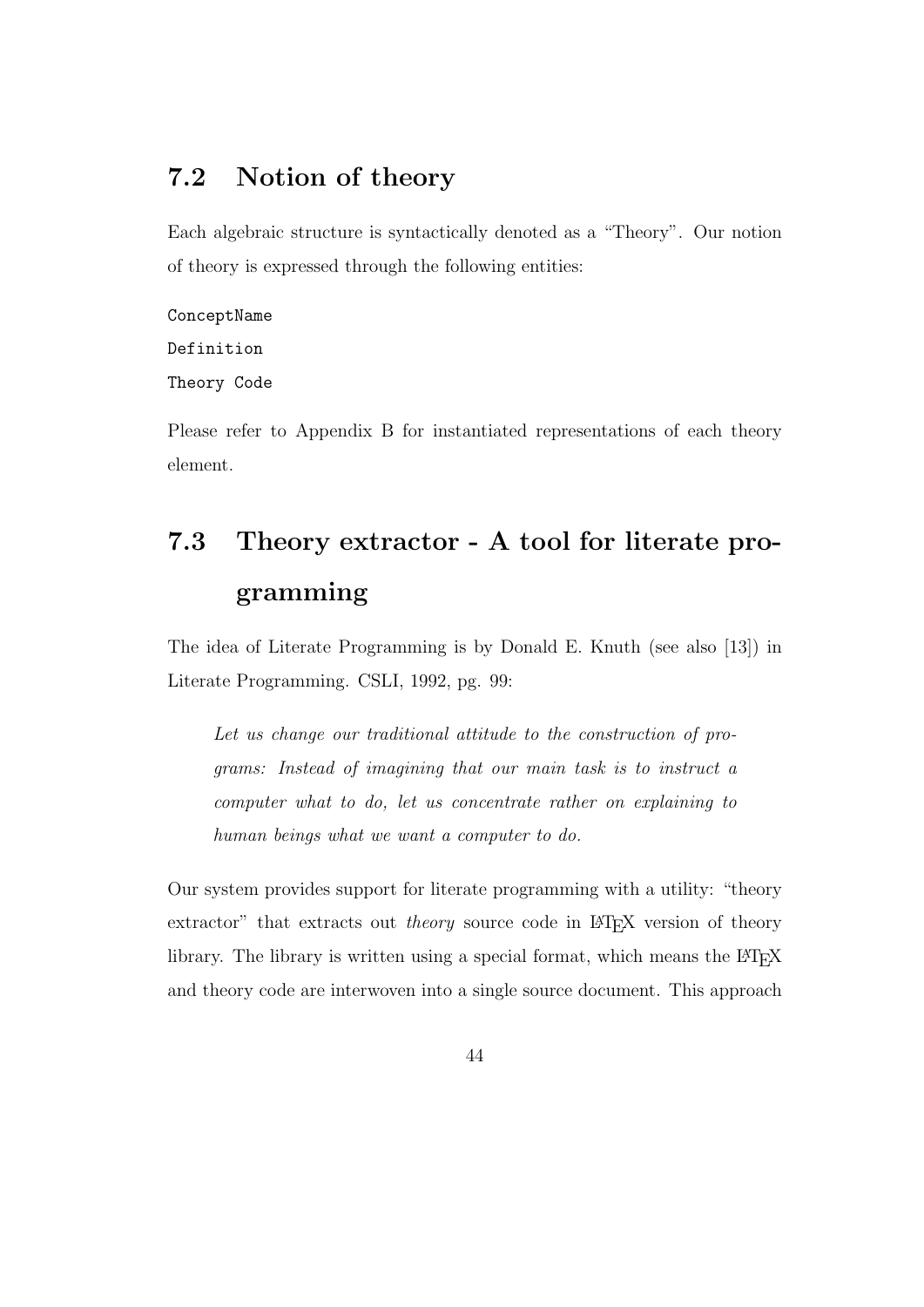## 7.2 Notion of theory

Each algebraic structure is syntactically denoted as a "Theory". Our notion of theory is expressed through the following entities:

```
ConceptName
Definition
Theory Code
```

Please refer to Appendix B for instantiated representations of each theory element.

## 7.3 Theory extractor - A tool for literate programming

The idea of Literate Programming is by Donald E. Knuth (see also [13]) in Literate Programming. CSLI, 1992, pg. 99:

> *Let us change our traditional attitude to the construction of programs: Instead of imagining that our main task is to instruct a computer what to do, let us concentrate rather on explaining to human beings what we want a computer to do.*

Our system provides support for literate programming with a utility: "theory extractor" that extracts out *theory* source code in LaTeX version of theory library. The library is written using a special format, which means the LaTeX and theory code are interwoven into a single source document. This approach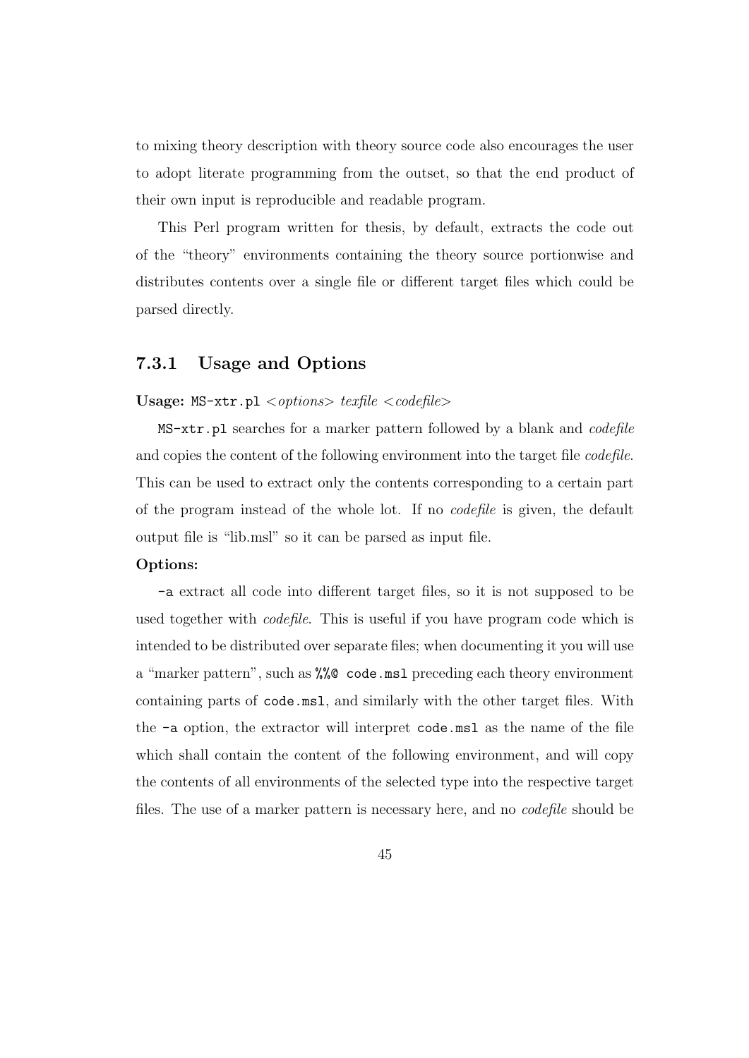to mixing theory description with theory source code also encourages the user to adopt literate programming from the outset, so that the end product of their own input is reproducible and readable program.

This Perl program written for thesis, by default, extracts the code out of the "theory" environments containing the theory source portionwise and distributes contents over a single file or different target files which could be parsed directly.

### 7.3.1 Usage and Options

**Usage:** `MS-xtr.pl` <*options*> *texfile* <*codefile*>

`MS-xtr.pl` searches for a marker pattern followed by a blank and *codefile* and copies the content of the following environment into the target file *codefile*. This can be used to extract only the contents corresponding to a certain part of the program instead of the whole lot. If no *codefile* is given, the default output file is "lib.msl" so it can be parsed as input file.

**Options:**

`-a` extract all code into different target files, so it is not supposed to be used together with *codefile*. This is useful if you have program code which is intended to be distributed over separate files; when documenting it you will use a "marker pattern", such as `%%@ code.msl` preceding each theory environment containing parts of `code.msl`, and similarly with the other target files. With the `-a` option, the extractor will interpret `code.msl` as the name of the file which shall contain the content of the following environment, and will copy the contents of all environments of the selected type into the respective target files. The use of a marker pattern is necessary here, and no *codefile* should be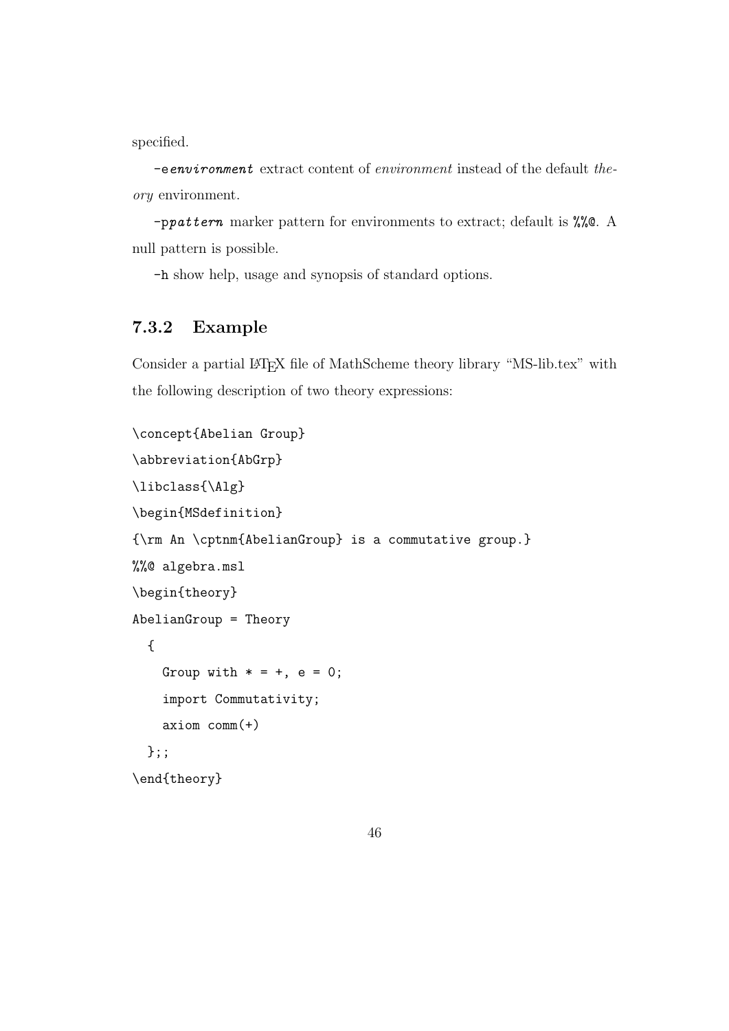specified.

`-e`*`environment`* extract content of *environment* instead of the default *theory* environment.

`-p`*`pattern`* marker pattern for environments to extract; default is `%%@`. A null pattern is possible.

`-h` show help, usage and synopsis of standard options.

### 7.3.2 Example

Consider a partial LaTeX file of MathScheme theory library "MS-lib.tex" with the following description of two theory expressions:

```
\concept{Abelian Group}
\abbreviation{AbGrp}
\libclass{\Alg}
\begin{MSdefinition}
{\rm An \cptnm{AbelianGroup} is a commutative group.}
%%@ algebra.msl
\begin{theory}
AbelianGroup = Theory
  {
    Group with * = +, e = 0;
    import Commutativity;
    axiom comm(+)
  };;
\end{theory}
```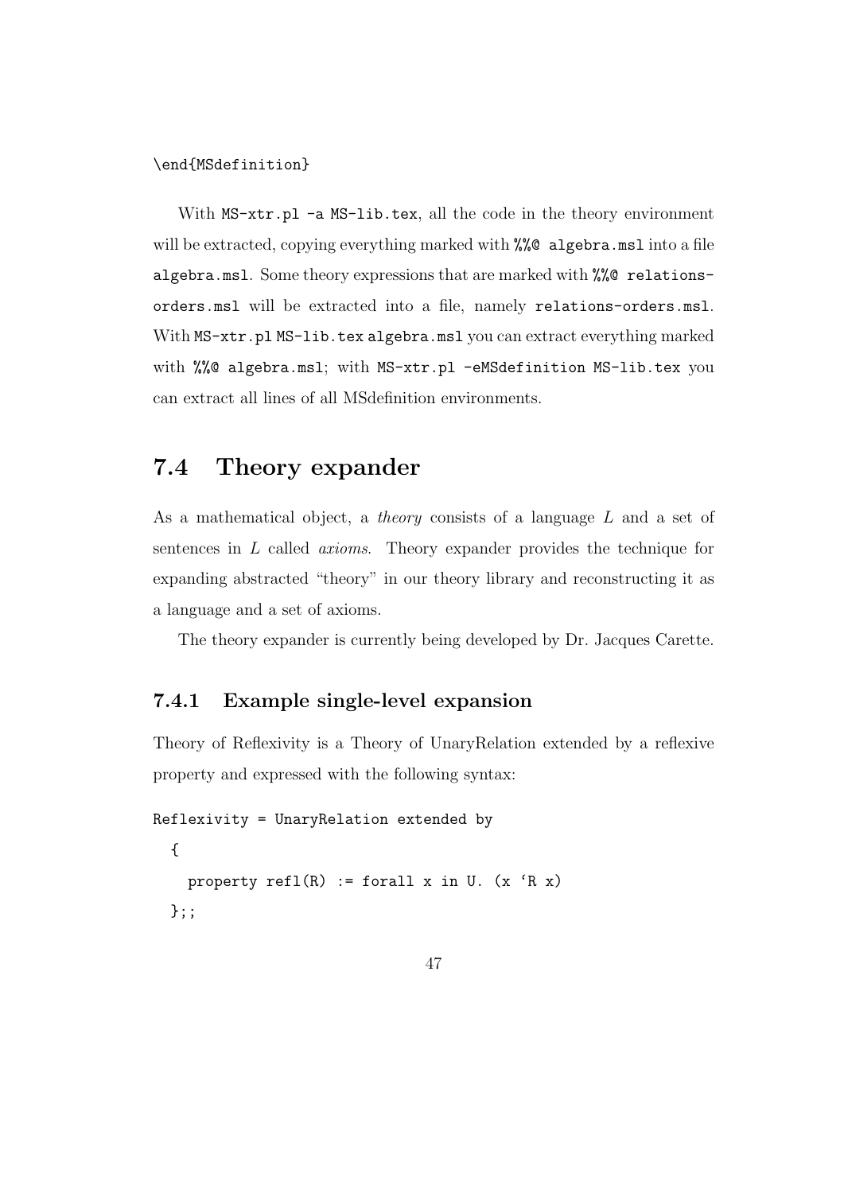```
\end{MSdefinition}
```

With `MS-xtr.pl -a MS-lib.tex`, all the code in the theory environment will be extracted, copying everything marked with `%%@ algebra.msl` into a file `algebra.msl`. Some theory expressions that are marked with `%%@ relations-orders.msl` will be extracted into a file, namely `relations-orders.msl`. With `MS-xtr.pl MS-lib.tex algebra.msl` you can extract everything marked with `%%@ algebra.msl`; with `MS-xtr.pl -eMSdefinition MS-lib.tex` you can extract all lines of all MSdefinition environments.

## 7.4 Theory expander

As a mathematical object, a *theory* consists of a language $L$ and a set of sentences in $L$ called *axioms*. Theory expander provides the technique for expanding abstracted "theory" in our theory library and reconstructing it as a language and a set of axioms.

The theory expander is currently being developed by Dr. Jacques Carette.

### 7.4.1 Example single-level expansion

Theory of Reflexivity is a Theory of UnaryRelation extended by a reflexive property and expressed with the following syntax:

```
Reflexivity = UnaryRelation extended by
  {
    property refl(R) := forall x in U. (x `R x)
  };;
```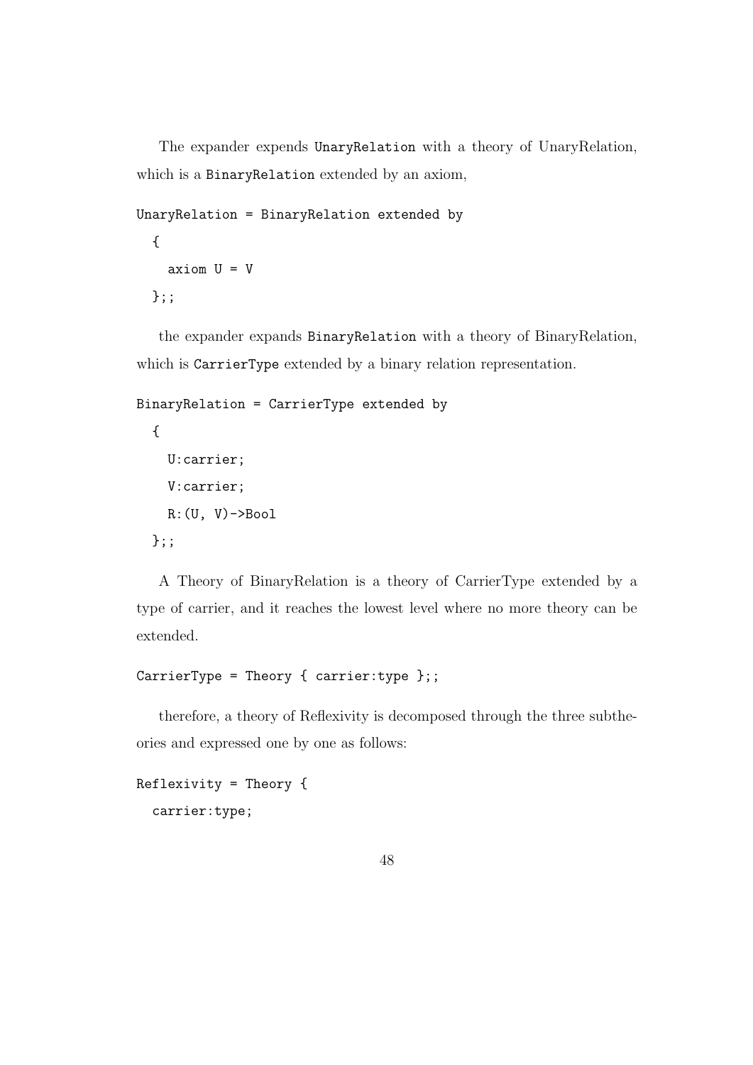The expander expends `UnaryRelation` with a theory of UnaryRelation, which is a `BinaryRelation` extended by an axiom,

```
UnaryRelation = BinaryRelation extended by
  {
    axiom U = V
  };;
```

the expander expands `BinaryRelation` with a theory of BinaryRelation, which is `CarrierType` extended by a binary relation representation.

```
BinaryRelation = CarrierType extended by
  {
    U:carrier;
    V:carrier;
    R:(U, V)->Bool
  };;
```

A Theory of BinaryRelation is a theory of CarrierType extended by a type of carrier, and it reaches the lowest level where no more theory can be extended.

```
CarrierType = Theory { carrier:type };;
```

therefore, a theory of Reflexivity is decomposed through the three subtheories and expressed one by one as follows:

```
Reflexivity = Theory {
  carrier:type;
```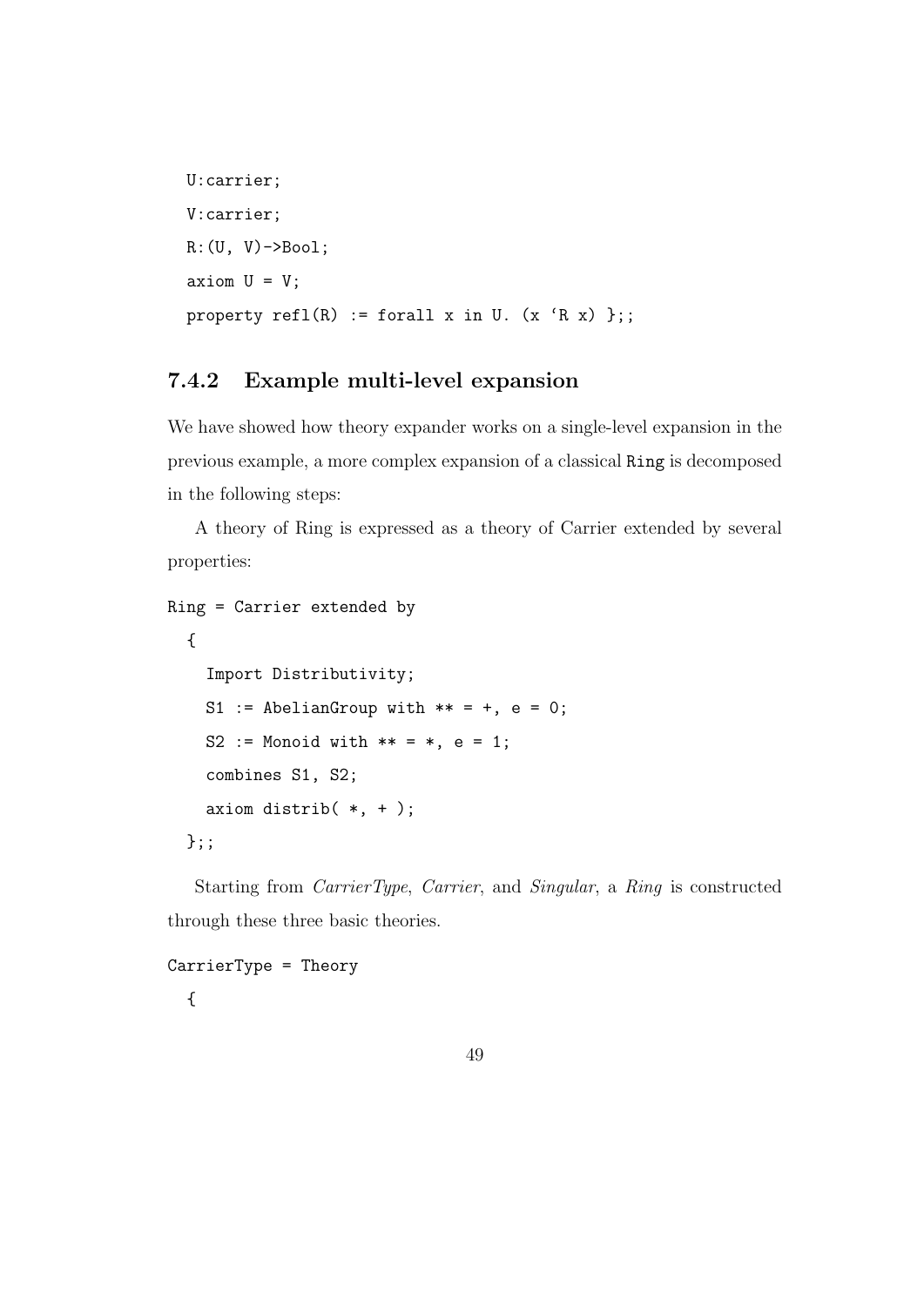```
  U:carrier;
  V:carrier;
  R:(U, V)->Bool;
  axiom U = V;
  property refl(R) := forall x in U. (x 'R x) };;
```

### 7.4.2 Example multi-level expansion

We have showed how theory expander works on a single-level expansion in the previous example, a more complex expansion of a classical `Ring` is decomposed in the following steps:

A theory of Ring is expressed as a theory of Carrier extended by several properties:

```
Ring = Carrier extended by
  {
    Import Distributivity;
    S1 := AbelianGroup with ** = +, e = 0;
    S2 := Monoid with ** = *, e = 1;
    combines S1, S2;
    axiom distrib( *, + );
  };;
```

Starting from *CarrierType*, *Carrier*, and *Singular*, a *Ring* is constructed through these three basic theories.

```
CarrierType = Theory
  {
```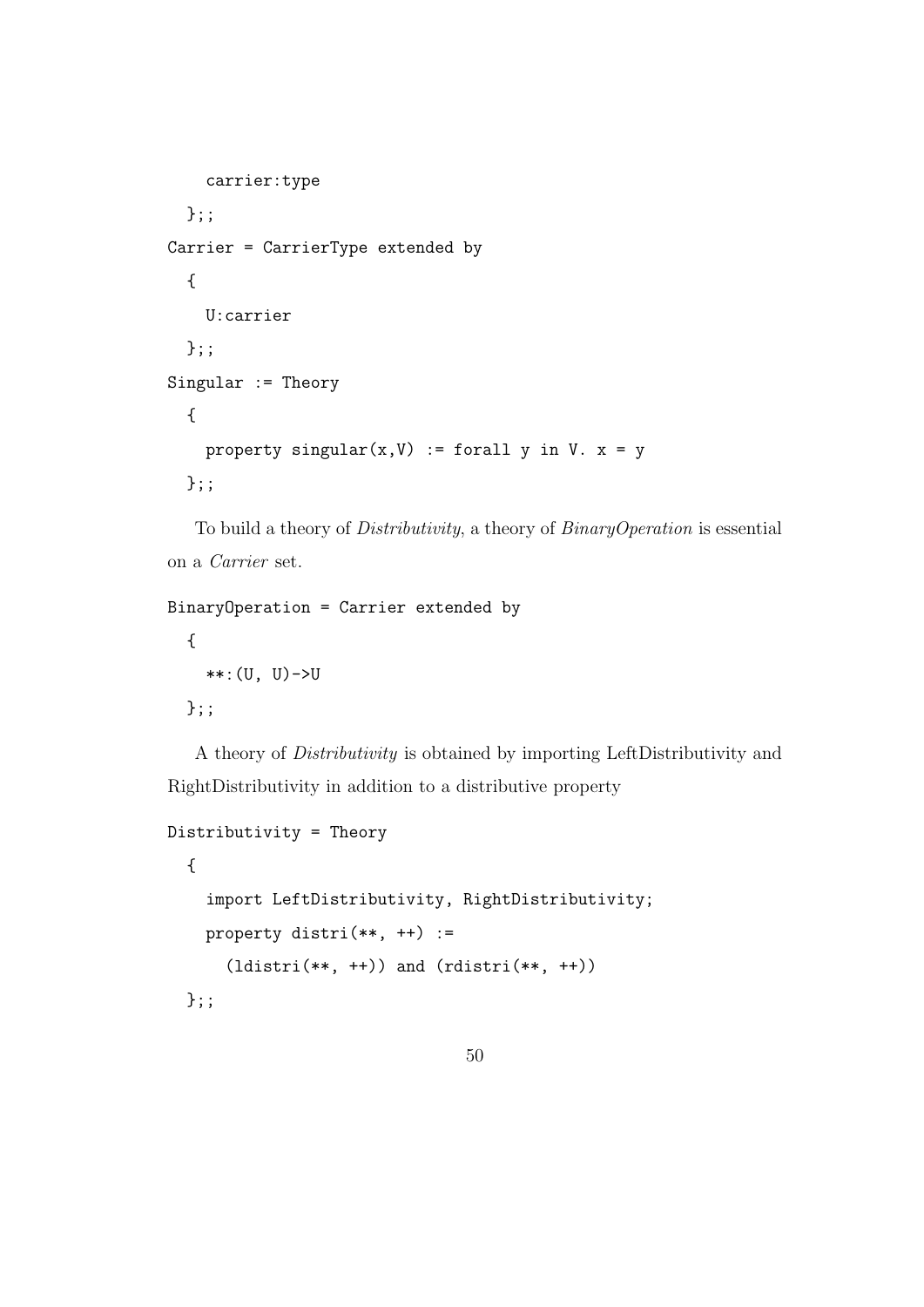```
    carrier:type
  };;
Carrier = CarrierType extended by
  {
    U:carrier
  };;
Singular := Theory
  {
    property singular(x,V) := forall y in V. x = y
  };;
```

To build a theory of *Distributivity*, a theory of *BinaryOperation* is essential on a *Carrier* set.

```
BinaryOperation = Carrier extended by
  {
    **:(U, U)->U
  };;
```

A theory of *Distributivity* is obtained by importing LeftDistributivity and RightDistributivity in addition to a distributive property

```
Distributivity = Theory
  {
    import LeftDistributivity, RightDistributivity;
    property distri(**, ++) :=
      (ldistri(**, ++)) and (rdistri(**, ++))
  };;
```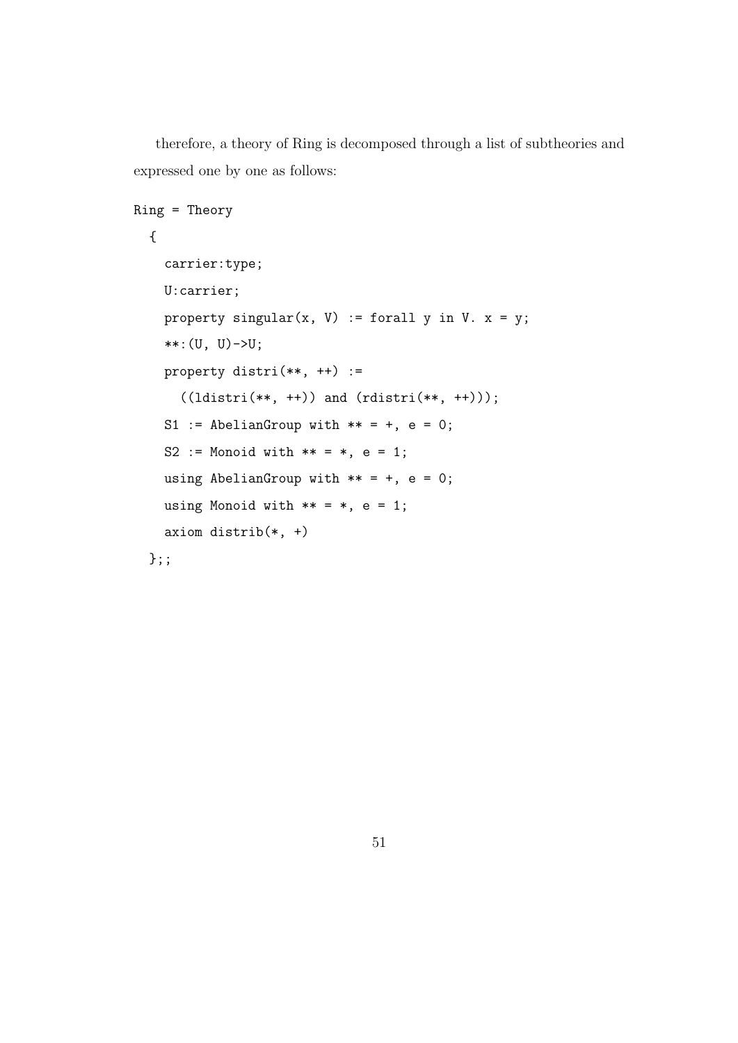therefore, a theory of Ring is decomposed through a list of subtheories and expressed one by one as follows:

```
Ring = Theory
  {
    carrier:type;
    U:carrier;
    property singular(x, V) := forall y in V. x = y;
    **:(U, U)->U;
    property distri(**, ++) :=
      ((ldistri(**, ++)) and (rdistri(**, ++)));
    S1 := AbelianGroup with ** = +, e = 0;
    S2 := Monoid with ** = *, e = 1;
    using AbelianGroup with ** = +, e = 0;
    using Monoid with ** = *, e = 1;
    axiom distrib(*, +)
  };;
```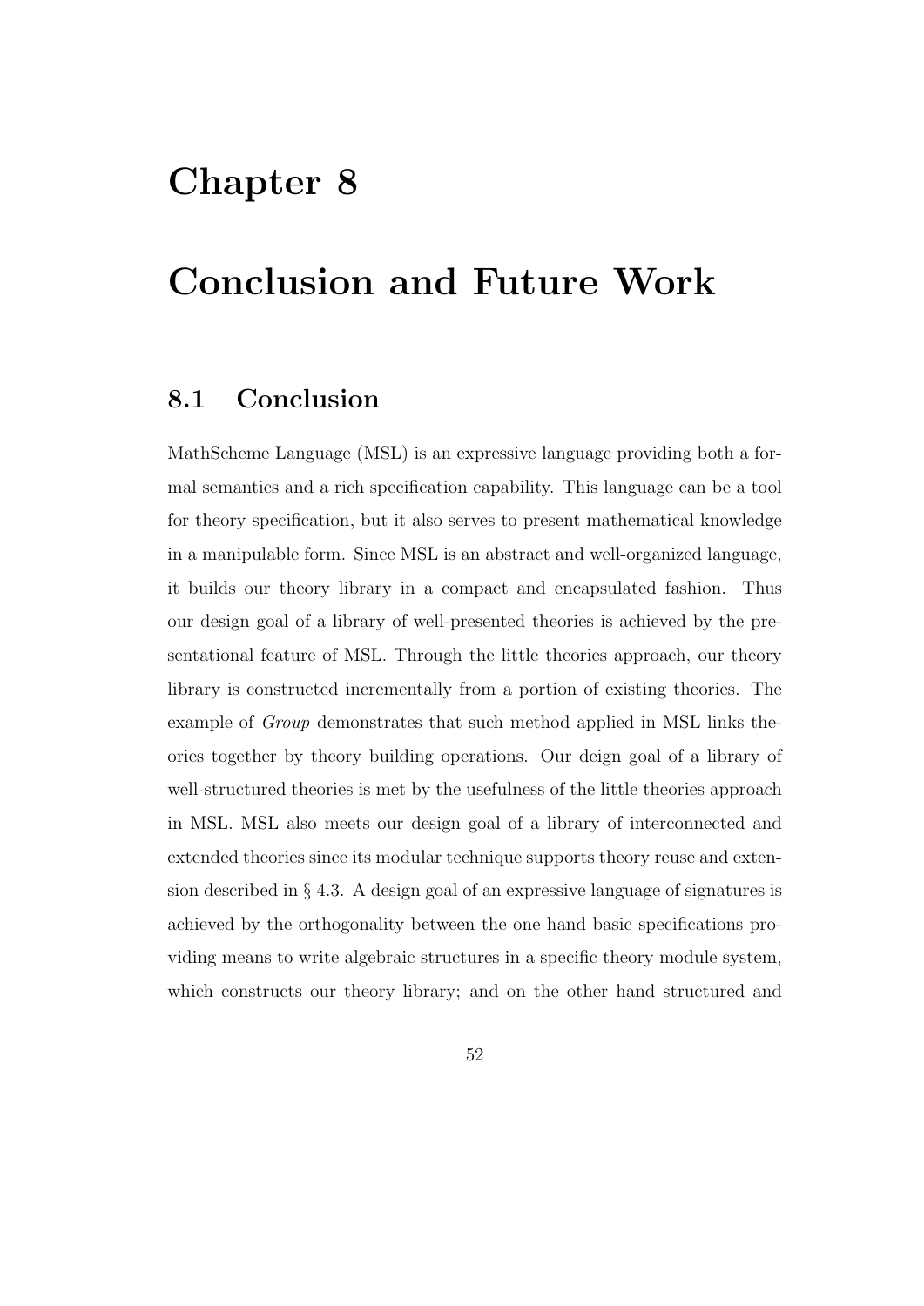# Chapter 8

# Conclusion and Future Work

## 8.1 Conclusion

MathScheme Language (MSL) is an expressive language providing both a formal semantics and a rich specification capability. This language can be a tool for theory specification, but it also serves to present mathematical knowledge in a manipulable form. Since MSL is an abstract and well-organized language, it builds our theory library in a compact and encapsulated fashion. Thus our design goal of a library of well-presented theories is achieved by the presentational feature of MSL. Through the little theories approach, our theory library is constructed incrementally from a portion of existing theories. The example of *Group* demonstrates that such method applied in MSL links theories together by theory building operations. Our deign goal of a library of well-structured theories is met by the usefulness of the little theories approach in MSL. MSL also meets our design goal of a library of interconnected and extended theories since its modular technique supports theory reuse and extension described in § 4.3. A design goal of an expressive language of signatures is achieved by the orthogonality between the one hand basic specifications providing means to write algebraic structures in a specific theory module system, which constructs our theory library; and on the other hand structured and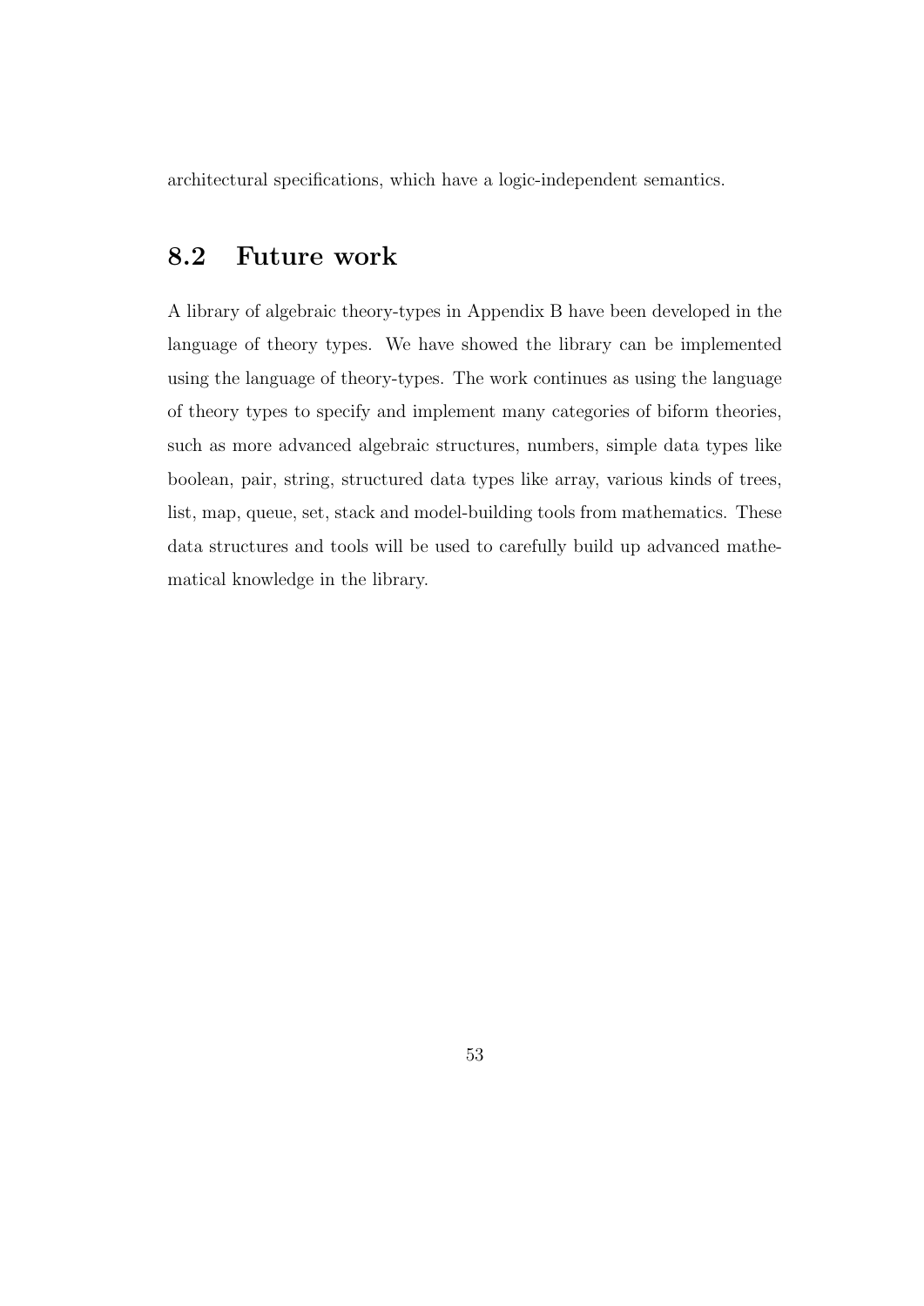architectural specifications, which have a logic-independent semantics.

## 8.2 Future work

A library of algebraic theory-types in Appendix B have been developed in the language of theory types. We have showed the library can be implemented using the language of theory-types. The work continues as using the language of theory types to specify and implement many categories of biform theories, such as more advanced algebraic structures, numbers, simple data types like boolean, pair, string, structured data types like array, various kinds of trees, list, map, queue, set, stack and model-building tools from mathematics. These data structures and tools will be used to carefully build up advanced mathematical knowledge in the library.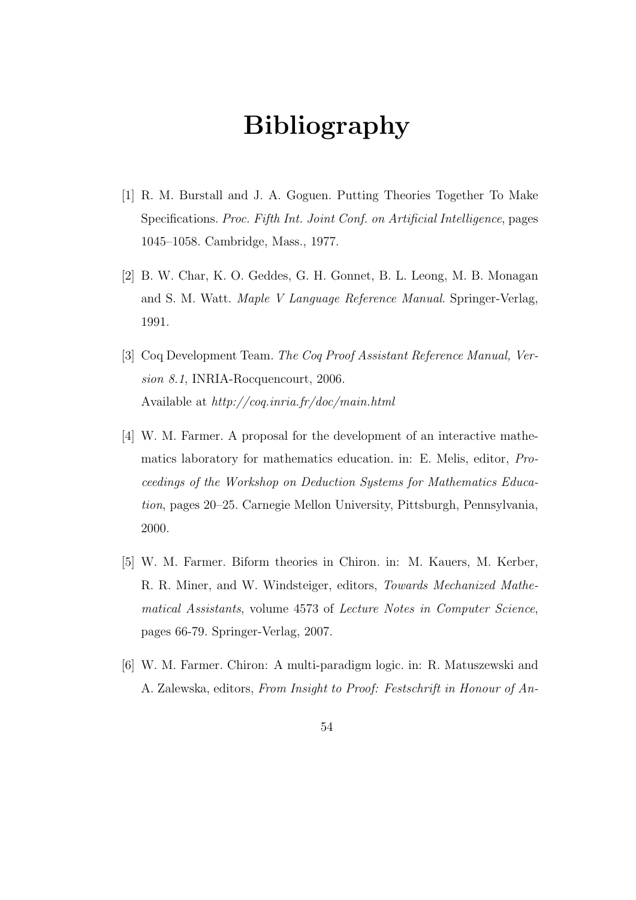# Bibliography

[1] R. M. Burstall and J. A. Goguen. Putting Theories Together To Make Specifications. *Proc. Fifth Int. Joint Conf. on Artificial Intelligence*, pages 1045–1058. Cambridge, Mass., 1977.

[2] B. W. Char, K. O. Geddes, G. H. Gonnet, B. L. Leong, M. B. Monagan and S. M. Watt. *Maple V Language Reference Manual*. Springer-Verlag, 1991.

[3] Coq Development Team. *The Coq Proof Assistant Reference Manual, Version 8.1*, INRIA-Rocquencourt, 2006.
Available at *http://coq.inria.fr/doc/main.html*

[4] W. M. Farmer. A proposal for the development of an interactive mathematics laboratory for mathematics education. in: E. Melis, editor, *Proceedings of the Workshop on Deduction Systems for Mathematics Education*, pages 20–25. Carnegie Mellon University, Pittsburgh, Pennsylvania, 2000.

[5] W. M. Farmer. Biform theories in Chiron. in: M. Kauers, M. Kerber, R. R. Miner, and W. Windsteiger, editors, *Towards Mechanized Mathematical Assistants*, volume 4573 of *Lecture Notes in Computer Science*, pages 66-79. Springer-Verlag, 2007.

[6] W. M. Farmer. Chiron: A multi-paradigm logic. in: R. Matuszewski and A. Zalewska, editors, *From Insight to Proof: Festschrift in Honour of An-*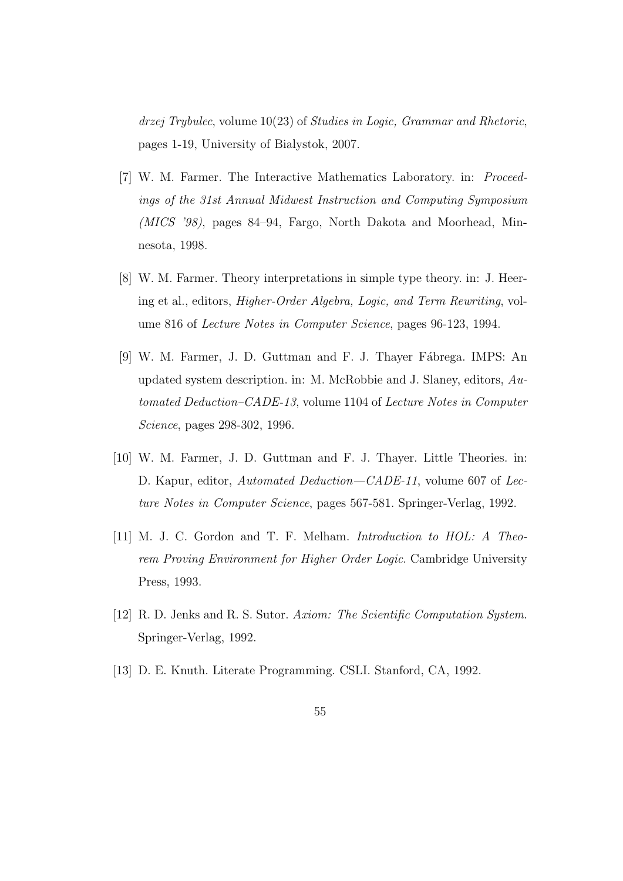*drzej Trybulec*, volume 10(23) of *Studies in Logic, Grammar and Rhetoric*, pages 1-19, University of Bialystok, 2007.

[7] W. M. Farmer. The Interactive Mathematics Laboratory. in: *Proceedings of the 31st Annual Midwest Instruction and Computing Symposium (MICS '98)*, pages 84–94, Fargo, North Dakota and Moorhead, Minnesota, 1998.

[8] W. M. Farmer. Theory interpretations in simple type theory. in: J. Heering et al., editors, *Higher-Order Algebra, Logic, and Term Rewriting*, volume 816 of *Lecture Notes in Computer Science*, pages 96-123, 1994.

[9] W. M. Farmer, J. D. Guttman and F. J. Thayer Fábrega. IMPS: An updated system description. in: M. McRobbie and J. Slaney, editors, *Automated Deduction–CADE-13*, volume 1104 of *Lecture Notes in Computer Science*, pages 298-302, 1996.

[10] W. M. Farmer, J. D. Guttman and F. J. Thayer. Little Theories. in: D. Kapur, editor, *Automated Deduction—CADE-11*, volume 607 of *Lecture Notes in Computer Science*, pages 567-581. Springer-Verlag, 1992.

[11] M. J. C. Gordon and T. F. Melham. *Introduction to HOL: A Theorem Proving Environment for Higher Order Logic*. Cambridge University Press, 1993.

[12] R. D. Jenks and R. S. Sutor. *Axiom: The Scientific Computation System*. Springer-Verlag, 1992.

[13] D. E. Knuth. Literate Programming. CSLI. Stanford, CA, 1992.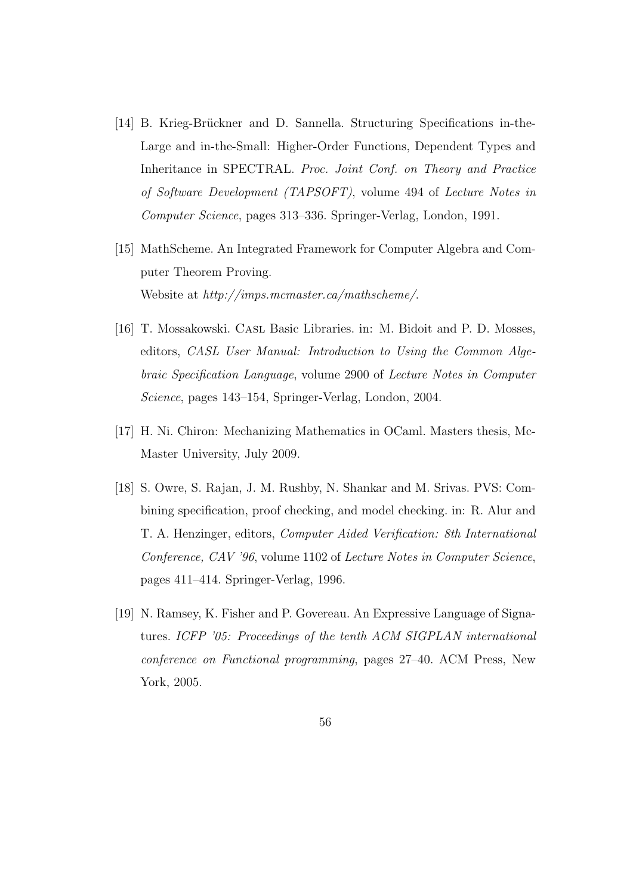[14] B. Krieg-Brückner and D. Sannella. Structuring Specifications in-the-Large and in-the-Small: Higher-Order Functions, Dependent Types and Inheritance in SPECTRAL. *Proc. Joint Conf. on Theory and Practice of Software Development (TAPSOFT)*, volume 494 of *Lecture Notes in Computer Science*, pages 313–336. Springer-Verlag, London, 1991.

[15] MathScheme. An Integrated Framework for Computer Algebra and Computer Theorem Proving.  
Website at *http://imps.mcmaster.ca/mathscheme/*.

[16] T. Mossakowski. Casl Basic Libraries. in: M. Bidoit and P. D. Mosses, editors, *CASL User Manual: Introduction to Using the Common Algebraic Specification Language*, volume 2900 of *Lecture Notes in Computer Science*, pages 143–154, Springer-Verlag, London, 2004.

[17] H. Ni. Chiron: Mechanizing Mathematics in OCaml. Masters thesis, McMaster University, July 2009.

[18] S. Owre, S. Rajan, J. M. Rushby, N. Shankar and M. Srivas. PVS: Combining specification, proof checking, and model checking. in: R. Alur and T. A. Henzinger, editors, *Computer Aided Verification: 8th International Conference, CAV '96*, volume 1102 of *Lecture Notes in Computer Science*, pages 411–414. Springer-Verlag, 1996.

[19] N. Ramsey, K. Fisher and P. Govereau. An Expressive Language of Signatures. *ICFP '05: Proceedings of the tenth ACM SIGPLAN international conference on Functional programming*, pages 27–40. ACM Press, New York, 2005.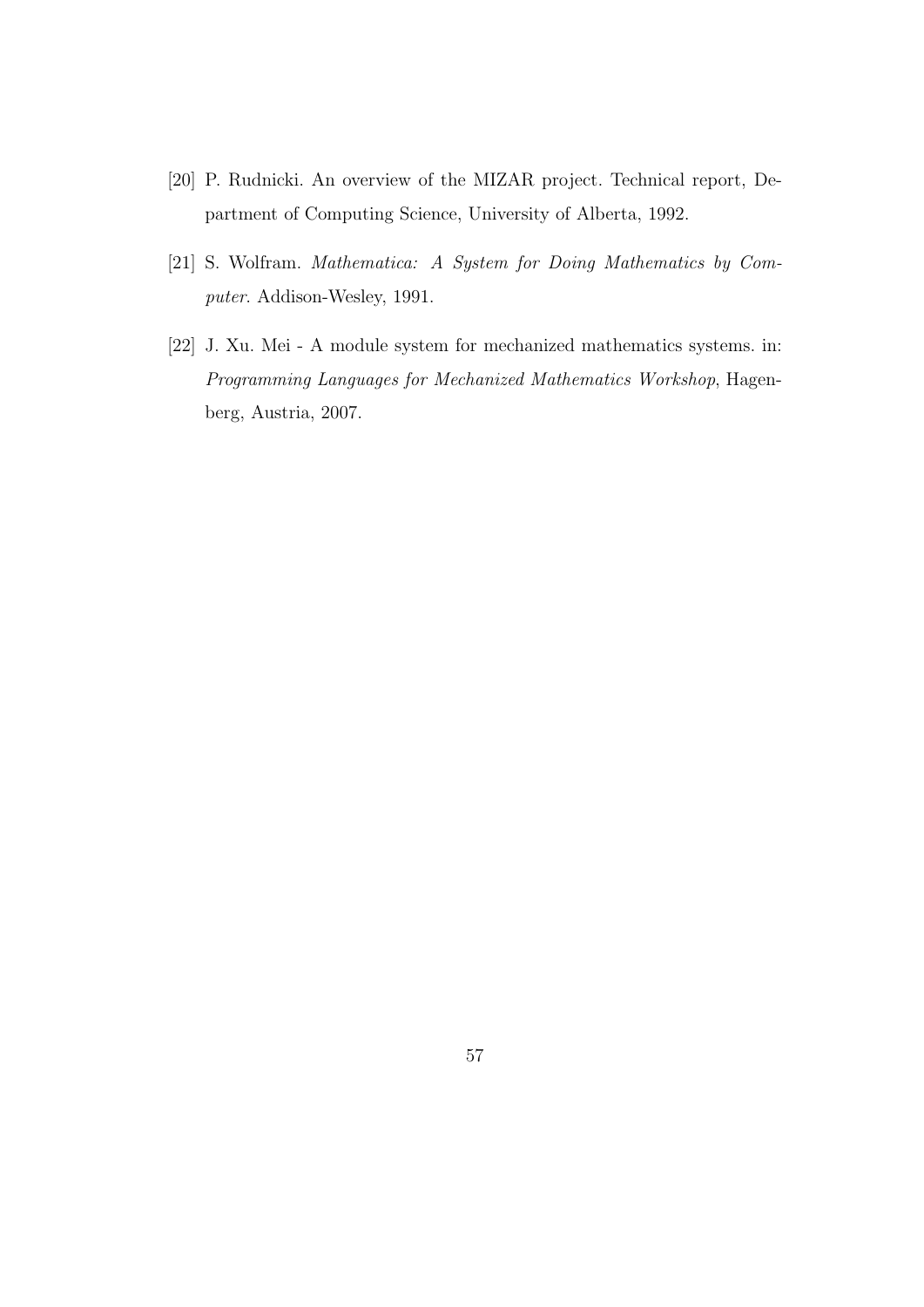[20] P. Rudnicki. An overview of the MIZAR project. Technical report, Department of Computing Science, University of Alberta, 1992.

[21] S. Wolfram. *Mathematica: A System for Doing Mathematics by Computer*. Addison-Wesley, 1991.

[22] J. Xu. Mei - A module system for mechanized mathematics systems. in: *Programming Languages for Mechanized Mathematics Workshop*, Hagenberg, Austria, 2007.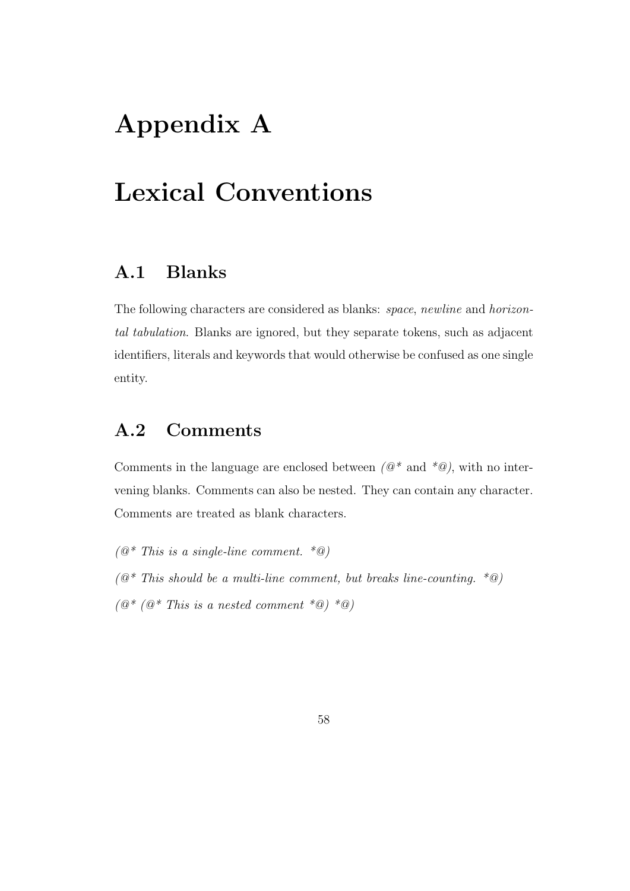# Appendix A

# Lexical Conventions

## A.1 Blanks

The following characters are considered as blanks: *space*, *newline* and *horizontal tabulation*. Blanks are ignored, but they separate tokens, such as adjacent identifiers, literals and keywords that would otherwise be confused as one single entity.

## A.2 Comments

Comments in the language are enclosed between *(@** and **@)*, with no intervening blanks. Comments can also be nested. They can contain any character. Comments are treated as blank characters.

*(@* This is a single-line comment. *@)*

*(@* This should be a multi-line comment, but breaks line-counting. *@)*

*(@* (@* This is a nested comment *@) *@)*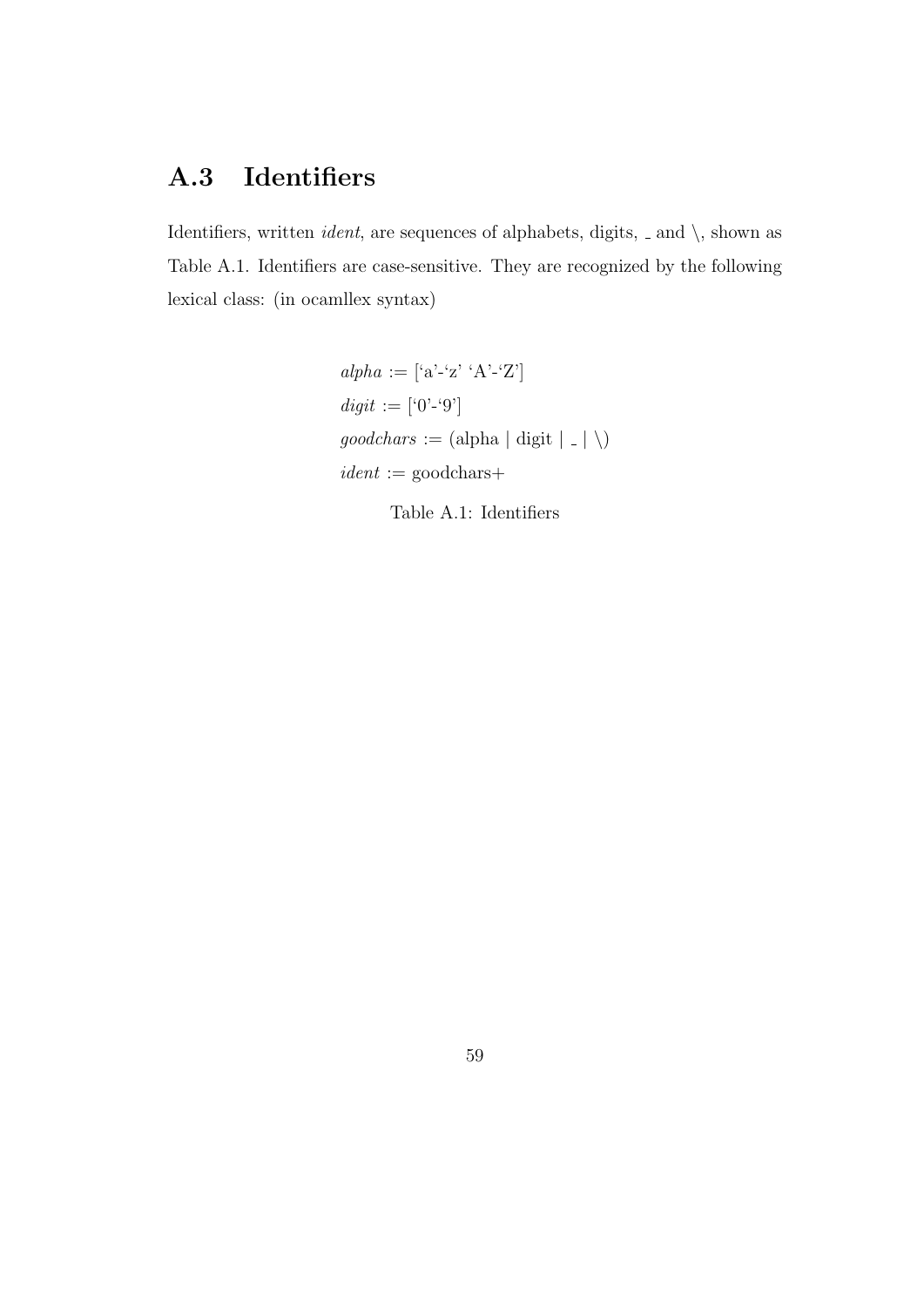## A.3 Identifiers

Identifiers, written *ident*, are sequences of alphabets, digits, _ and \, shown as Table A.1. Identifiers are case-sensitive. They are recognized by the following lexical class: (in ocamllex syntax)

*alpha* := ['a'-'z' 'A'-'Z']

*digit* := ['0'-'9']

*goodchars* := (alpha | digit | _ | \)

*ident* := goodchars+

Table A.1: Identifiers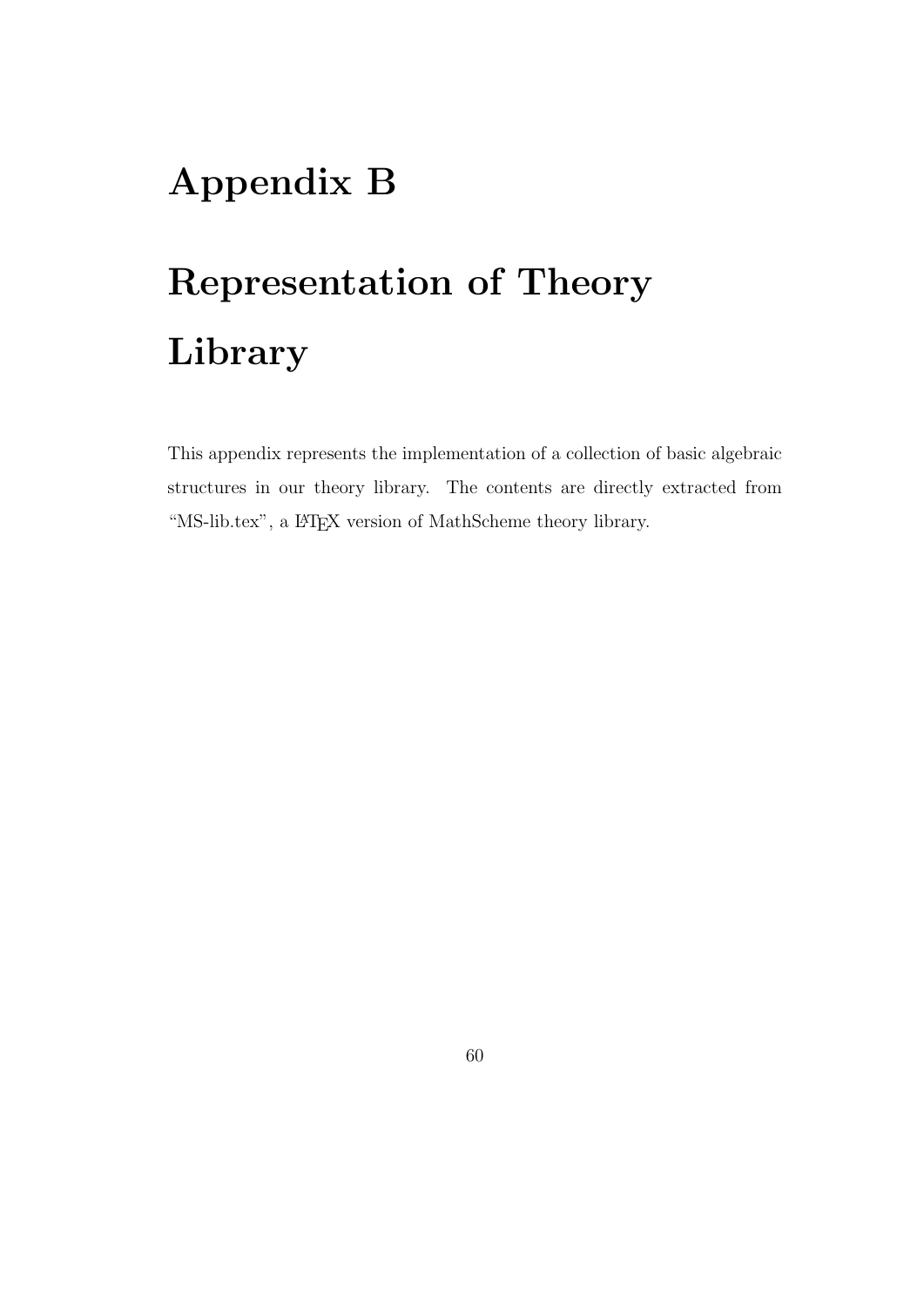# Appendix B

# Representation of Theory Library

This appendix represents the implementation of a collection of basic algebraic structures in our theory library. The contents are directly extracted from "MS-lib.tex", a LaTeX version of MathScheme theory library.